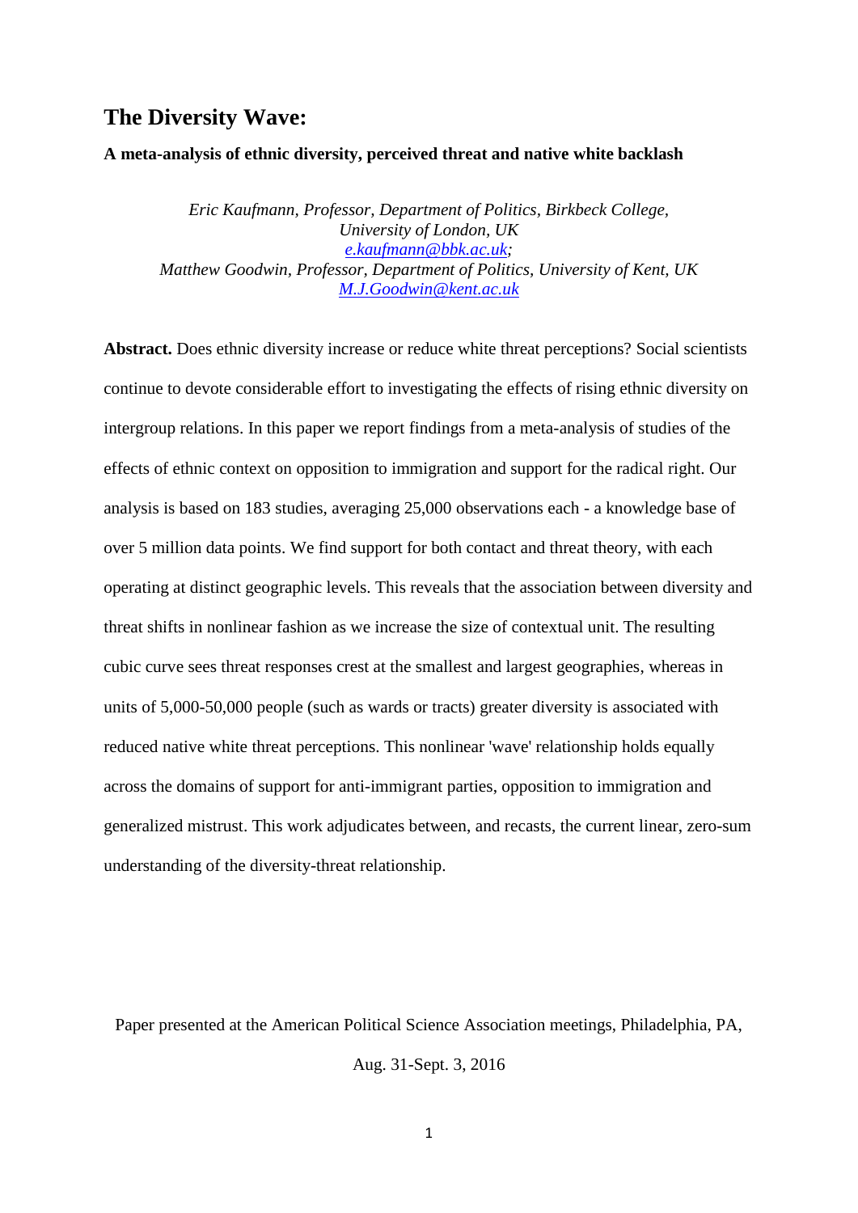# The Diversity Wave:

**A meta-analysis of ethnic diversity, perceived threat and native white backlash**

*Eric Kaufmann, Professor, Department of Politics, Birkbeck College, University of London, UK*
*e.kaufmann@bbk.ac.uk;*
*Matthew Goodwin, Professor, Department of Politics, University of Kent, UK*
*M.J.Goodwin@kent.ac.uk*

**Abstract.** Does ethnic diversity increase or reduce white threat perceptions? Social scientists continue to devote considerable effort to investigating the effects of rising ethnic diversity on intergroup relations. In this paper we report findings from a meta-analysis of studies of the effects of ethnic context on opposition to immigration and support for the radical right. Our analysis is based on 183 studies, averaging 25,000 observations each - a knowledge base of over 5 million data points. We find support for both contact and threat theory, with each operating at distinct geographic levels. This reveals that the association between diversity and threat shifts in nonlinear fashion as we increase the size of contextual unit. The resulting cubic curve sees threat responses crest at the smallest and largest geographies, whereas in units of 5,000-50,000 people (such as wards or tracts) greater diversity is associated with reduced native white threat perceptions. This nonlinear 'wave' relationship holds equally across the domains of support for anti-immigrant parties, opposition to immigration and generalized mistrust. This work adjudicates between, and recasts, the current linear, zero-sum understanding of the diversity-threat relationship.

Paper presented at the American Political Science Association meetings, Philadelphia, PA, Aug. 31-Sept. 3, 2016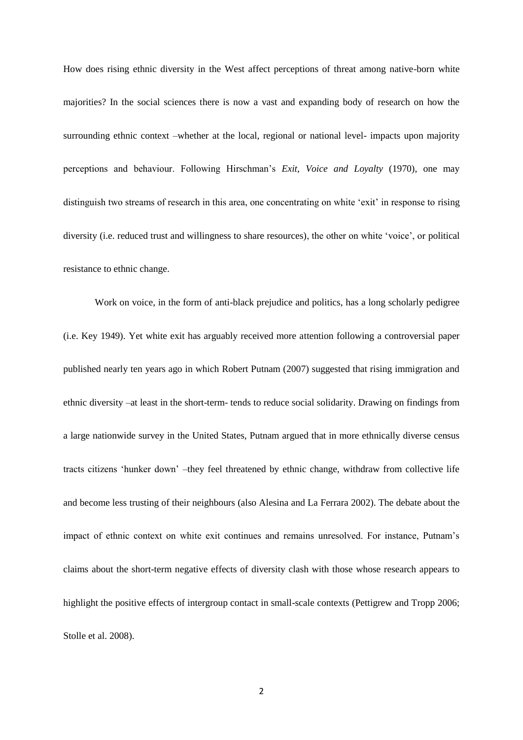How does rising ethnic diversity in the West affect perceptions of threat among native-born white majorities? In the social sciences there is now a vast and expanding body of research on how the surrounding ethnic context –whether at the local, regional or national level- impacts upon majority perceptions and behaviour. Following Hirschman's *Exit, Voice and Loyalty* (1970), one may distinguish two streams of research in this area, one concentrating on white 'exit' in response to rising diversity (i.e. reduced trust and willingness to share resources), the other on white 'voice', or political resistance to ethnic change.

Work on voice, in the form of anti-black prejudice and politics, has a long scholarly pedigree (i.e. Key 1949). Yet white exit has arguably received more attention following a controversial paper published nearly ten years ago in which Robert Putnam (2007) suggested that rising immigration and ethnic diversity –at least in the short-term- tends to reduce social solidarity. Drawing on findings from a large nationwide survey in the United States, Putnam argued that in more ethnically diverse census tracts citizens 'hunker down' –they feel threatened by ethnic change, withdraw from collective life and become less trusting of their neighbours (also Alesina and La Ferrara 2002). The debate about the impact of ethnic context on white exit continues and remains unresolved. For instance, Putnam's claims about the short-term negative effects of diversity clash with those whose research appears to highlight the positive effects of intergroup contact in small-scale contexts (Pettigrew and Tropp 2006; Stolle et al. 2008).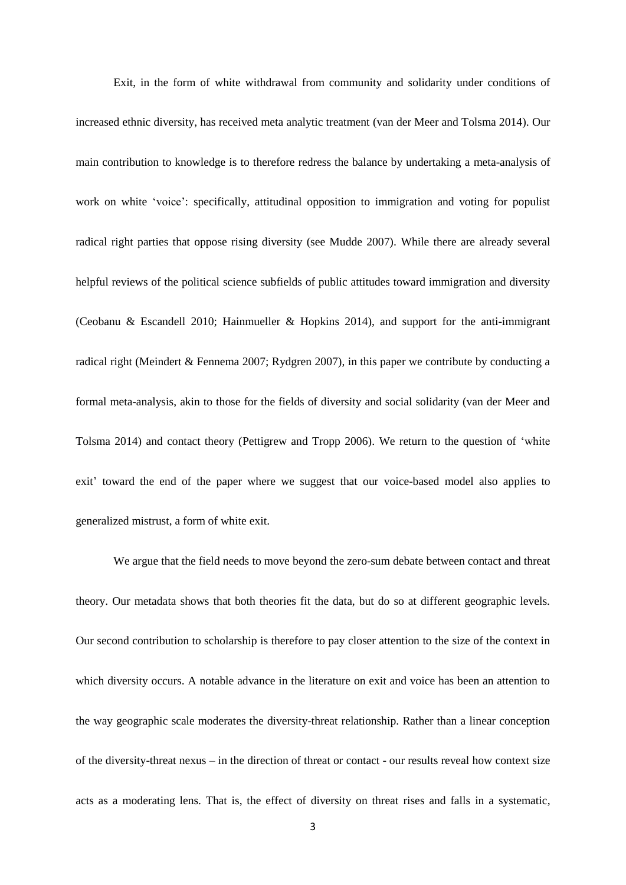Exit, in the form of white withdrawal from community and solidarity under conditions of increased ethnic diversity, has received meta analytic treatment (van der Meer and Tolsma 2014). Our main contribution to knowledge is to therefore redress the balance by undertaking a meta-analysis of work on white 'voice': specifically, attitudinal opposition to immigration and voting for populist radical right parties that oppose rising diversity (see Mudde 2007). While there are already several helpful reviews of the political science subfields of public attitudes toward immigration and diversity (Ceobanu & Escandell 2010; Hainmueller & Hopkins 2014), and support for the anti-immigrant radical right (Meindert & Fennema 2007; Rydgren 2007), in this paper we contribute by conducting a formal meta-analysis, akin to those for the fields of diversity and social solidarity (van der Meer and Tolsma 2014) and contact theory (Pettigrew and Tropp 2006). We return to the question of 'white exit' toward the end of the paper where we suggest that our voice-based model also applies to generalized mistrust, a form of white exit.

We argue that the field needs to move beyond the zero-sum debate between contact and threat theory. Our metadata shows that both theories fit the data, but do so at different geographic levels. Our second contribution to scholarship is therefore to pay closer attention to the size of the context in which diversity occurs. A notable advance in the literature on exit and voice has been an attention to the way geographic scale moderates the diversity-threat relationship. Rather than a linear conception of the diversity-threat nexus – in the direction of threat or contact - our results reveal how context size acts as a moderating lens. That is, the effect of diversity on threat rises and falls in a systematic,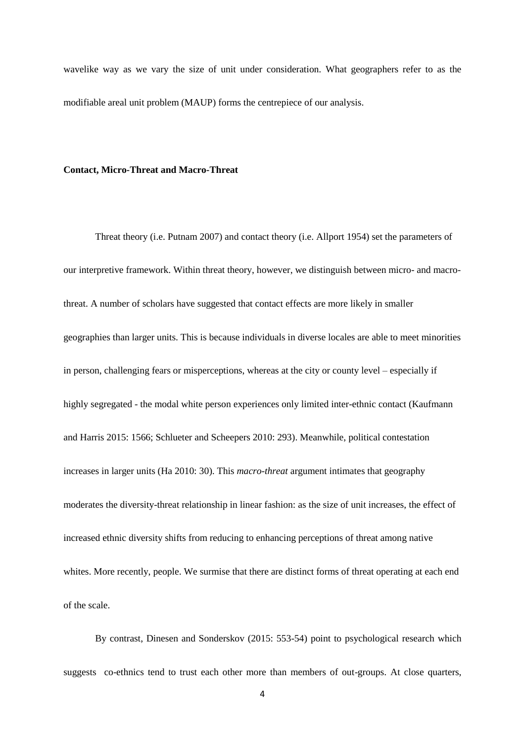wavelike way as we vary the size of unit under consideration. What geographers refer to as the modifiable areal unit problem (MAUP) forms the centrepiece of our analysis.

**Contact, Micro-Threat and Macro-Threat**

Threat theory (i.e. Putnam 2007) and contact theory (i.e. Allport 1954) set the parameters of our interpretive framework. Within threat theory, however, we distinguish between micro- and macro-threat. A number of scholars have suggested that contact effects are more likely in smaller geographies than larger units. This is because individuals in diverse locales are able to meet minorities in person, challenging fears or misperceptions, whereas at the city or county level – especially if highly segregated - the modal white person experiences only limited inter-ethnic contact (Kaufmann and Harris 2015: 1566; Schlueter and Scheepers 2010: 293). Meanwhile, political contestation increases in larger units (Ha 2010: 30). This *macro-threat* argument intimates that geography moderates the diversity-threat relationship in linear fashion: as the size of unit increases, the effect of increased ethnic diversity shifts from reducing to enhancing perceptions of threat among native whites. More recently, people. We surmise that there are distinct forms of threat operating at each end of the scale.

By contrast, Dinesen and Sonderskov (2015: 553-54) point to psychological research which suggests co-ethnics tend to trust each other more than members of out-groups. At close quarters,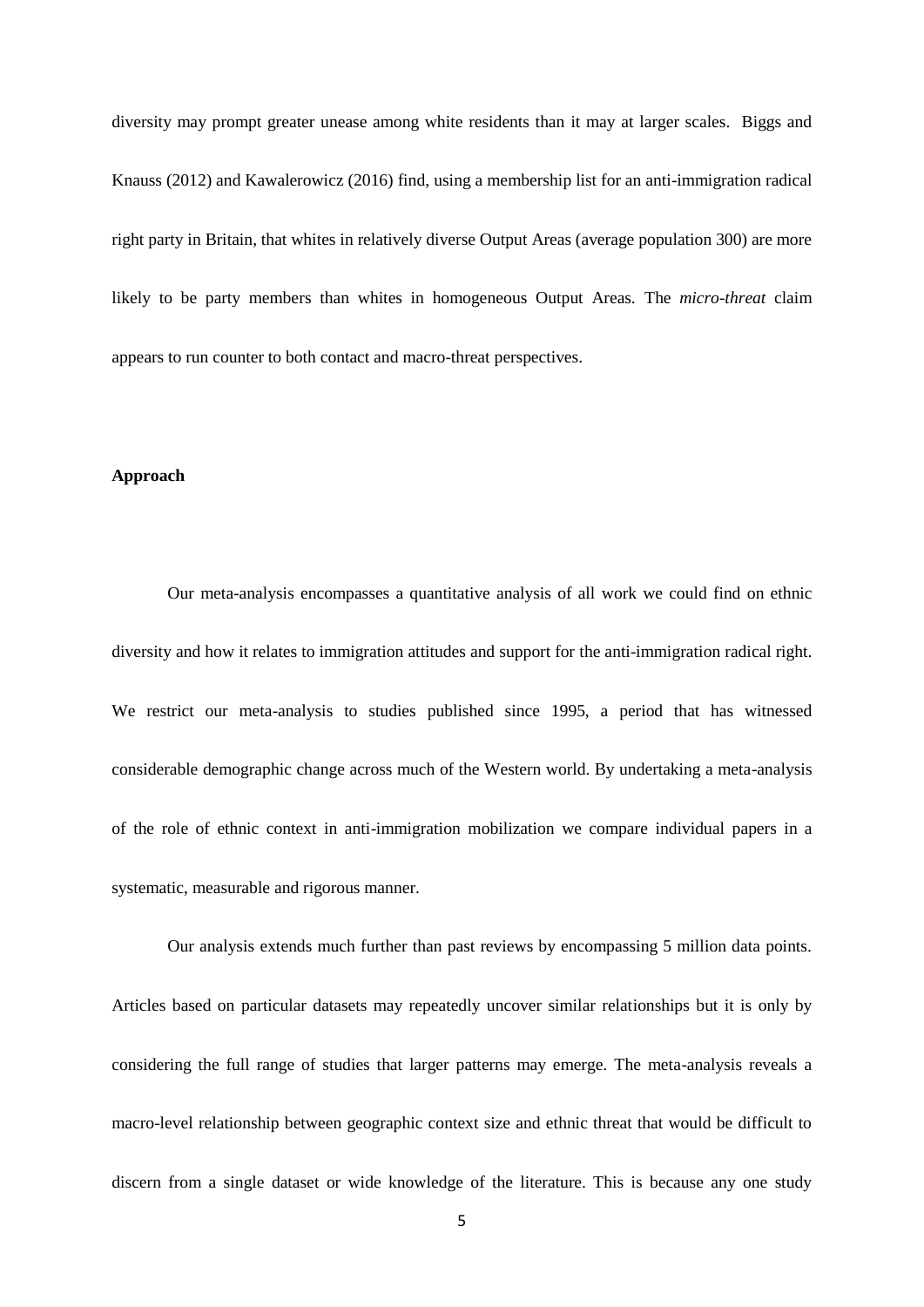diversity may prompt greater unease among white residents than it may at larger scales. Biggs and Knauss (2012) and Kawalerowicz (2016) find, using a membership list for an anti-immigration radical right party in Britain, that whites in relatively diverse Output Areas (average population 300) are more likely to be party members than whites in homogeneous Output Areas. The *micro-threat* claim appears to run counter to both contact and macro-threat perspectives.

**Approach**

Our meta-analysis encompasses a quantitative analysis of all work we could find on ethnic diversity and how it relates to immigration attitudes and support for the anti-immigration radical right. We restrict our meta-analysis to studies published since 1995, a period that has witnessed considerable demographic change across much of the Western world. By undertaking a meta-analysis of the role of ethnic context in anti-immigration mobilization we compare individual papers in a systematic, measurable and rigorous manner.

Our analysis extends much further than past reviews by encompassing 5 million data points. Articles based on particular datasets may repeatedly uncover similar relationships but it is only by considering the full range of studies that larger patterns may emerge. The meta-analysis reveals a macro-level relationship between geographic context size and ethnic threat that would be difficult to discern from a single dataset or wide knowledge of the literature. This is because any one study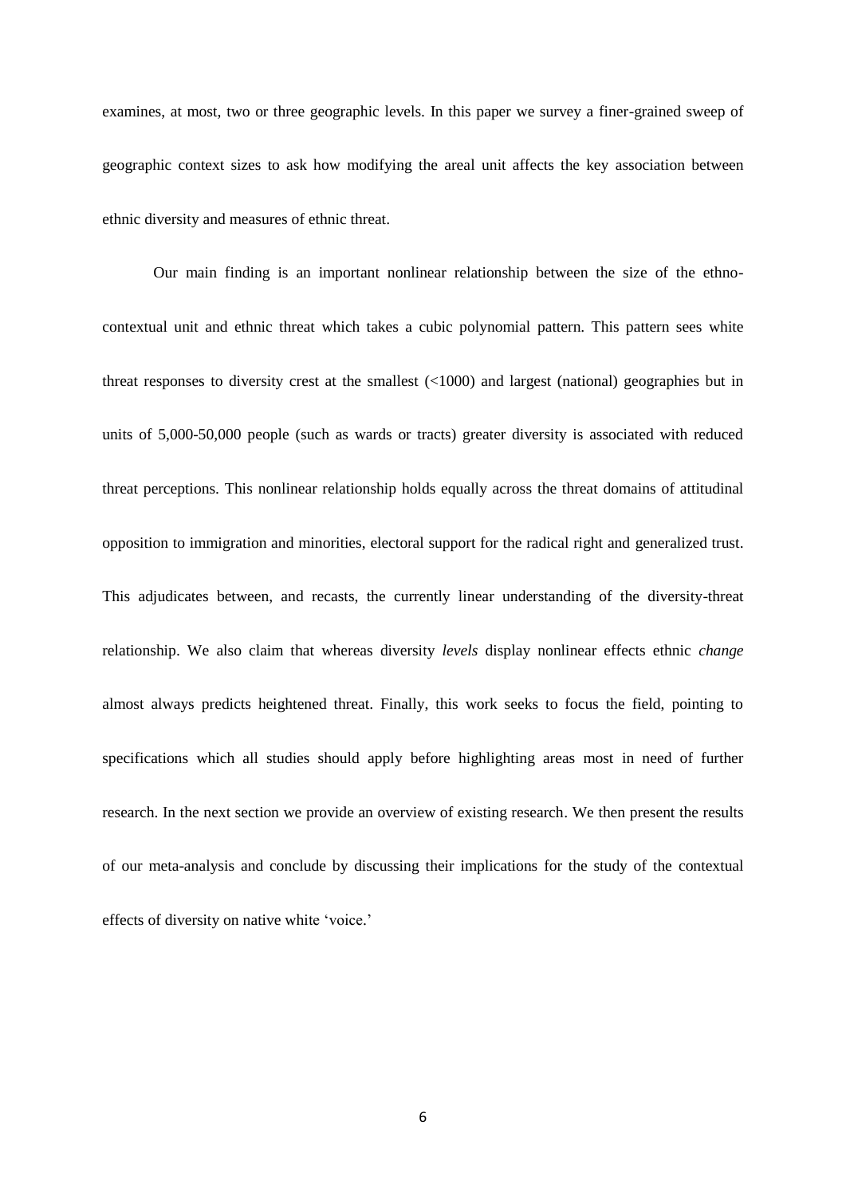examines, at most, two or three geographic levels. In this paper we survey a finer-grained sweep of geographic context sizes to ask how modifying the areal unit affects the key association between ethnic diversity and measures of ethnic threat.

Our main finding is an important nonlinear relationship between the size of the ethno-contextual unit and ethnic threat which takes a cubic polynomial pattern. This pattern sees white threat responses to diversity crest at the smallest (<1000) and largest (national) geographies but in units of 5,000-50,000 people (such as wards or tracts) greater diversity is associated with reduced threat perceptions. This nonlinear relationship holds equally across the threat domains of attitudinal opposition to immigration and minorities, electoral support for the radical right and generalized trust. This adjudicates between, and recasts, the currently linear understanding of the diversity-threat relationship. We also claim that whereas diversity *levels* display nonlinear effects ethnic *change* almost always predicts heightened threat. Finally, this work seeks to focus the field, pointing to specifications which all studies should apply before highlighting areas most in need of further research. In the next section we provide an overview of existing research. We then present the results of our meta-analysis and conclude by discussing their implications for the study of the contextual effects of diversity on native white 'voice.'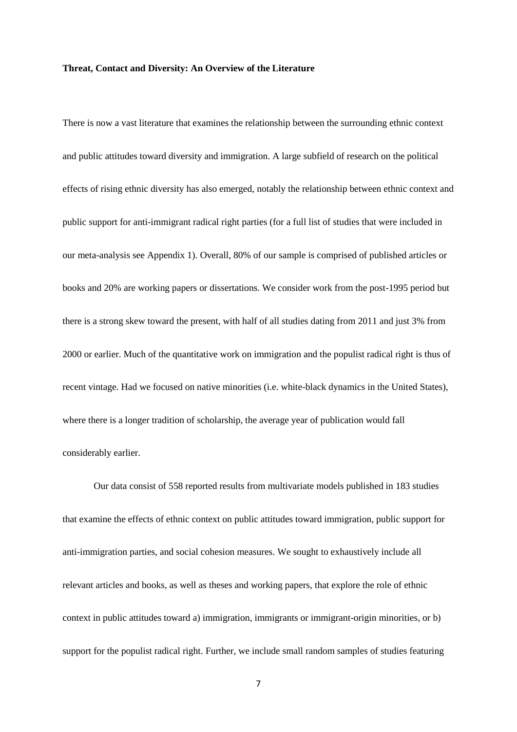**Threat, Contact and Diversity: An Overview of the Literature**

There is now a vast literature that examines the relationship between the surrounding ethnic context and public attitudes toward diversity and immigration. A large subfield of research on the political effects of rising ethnic diversity has also emerged, notably the relationship between ethnic context and public support for anti-immigrant radical right parties (for a full list of studies that were included in our meta-analysis see Appendix 1). Overall, 80% of our sample is comprised of published articles or books and 20% are working papers or dissertations. We consider work from the post-1995 period but there is a strong skew toward the present, with half of all studies dating from 2011 and just 3% from 2000 or earlier. Much of the quantitative work on immigration and the populist radical right is thus of recent vintage. Had we focused on native minorities (i.e. white-black dynamics in the United States), where there is a longer tradition of scholarship, the average year of publication would fall considerably earlier.

Our data consist of 558 reported results from multivariate models published in 183 studies that examine the effects of ethnic context on public attitudes toward immigration, public support for anti-immigration parties, and social cohesion measures. We sought to exhaustively include all relevant articles and books, as well as theses and working papers, that explore the role of ethnic context in public attitudes toward a) immigration, immigrants or immigrant-origin minorities, or b) support for the populist radical right. Further, we include small random samples of studies featuring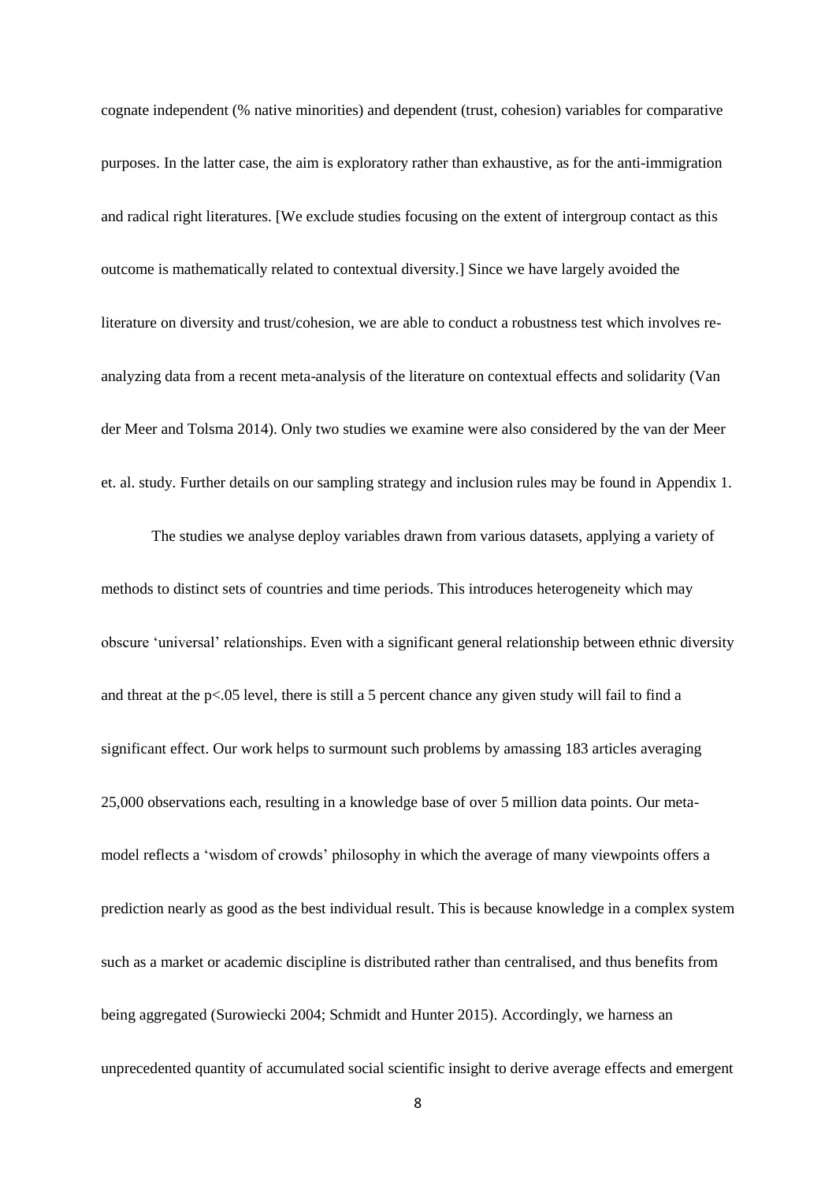cognate independent (% native minorities) and dependent (trust, cohesion) variables for comparative purposes. In the latter case, the aim is exploratory rather than exhaustive, as for the anti-immigration and radical right literatures. [We exclude studies focusing on the extent of intergroup contact as this outcome is mathematically related to contextual diversity.] Since we have largely avoided the literature on diversity and trust/cohesion, we are able to conduct a robustness test which involves re-analyzing data from a recent meta-analysis of the literature on contextual effects and solidarity (Van der Meer and Tolsma 2014). Only two studies we examine were also considered by the van der Meer et. al. study. Further details on our sampling strategy and inclusion rules may be found in Appendix 1.

The studies we analyse deploy variables drawn from various datasets, applying a variety of methods to distinct sets of countries and time periods. This introduces heterogeneity which may obscure 'universal' relationships. Even with a significant general relationship between ethnic diversity and threat at the $p<.05$ level, there is still a 5 percent chance any given study will fail to find a significant effect. Our work helps to surmount such problems by amassing 183 articles averaging 25,000 observations each, resulting in a knowledge base of over 5 million data points. Our meta-model reflects a 'wisdom of crowds' philosophy in which the average of many viewpoints offers a prediction nearly as good as the best individual result. This is because knowledge in a complex system such as a market or academic discipline is distributed rather than centralised, and thus benefits from being aggregated (Surowiecki 2004; Schmidt and Hunter 2015). Accordingly, we harness an unprecedented quantity of accumulated social scientific insight to derive average effects and emergent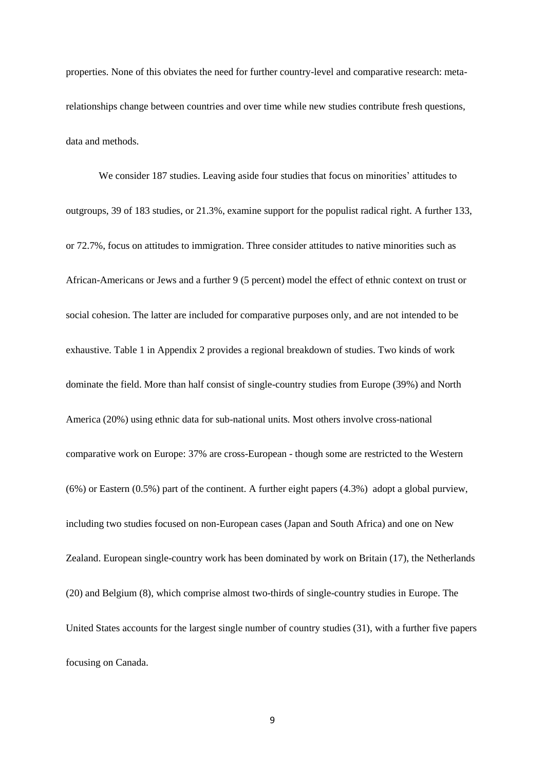properties. None of this obviates the need for further country-level and comparative research: meta-relationships change between countries and over time while new studies contribute fresh questions, data and methods.

We consider 187 studies. Leaving aside four studies that focus on minorities' attitudes to outgroups, 39 of 183 studies, or 21.3%, examine support for the populist radical right. A further 133, or 72.7%, focus on attitudes to immigration. Three consider attitudes to native minorities such as African-Americans or Jews and a further 9 (5 percent) model the effect of ethnic context on trust or social cohesion. The latter are included for comparative purposes only, and are not intended to be exhaustive. Table 1 in Appendix 2 provides a regional breakdown of studies. Two kinds of work dominate the field. More than half consist of single-country studies from Europe (39%) and North America (20%) using ethnic data for sub-national units. Most others involve cross-national comparative work on Europe: 37% are cross-European - though some are restricted to the Western (6%) or Eastern (0.5%) part of the continent. A further eight papers (4.3%) adopt a global purview, including two studies focused on non-European cases (Japan and South Africa) and one on New Zealand. European single-country work has been dominated by work on Britain (17), the Netherlands (20) and Belgium (8), which comprise almost two-thirds of single-country studies in Europe. The United States accounts for the largest single number of country studies (31), with a further five papers focusing on Canada.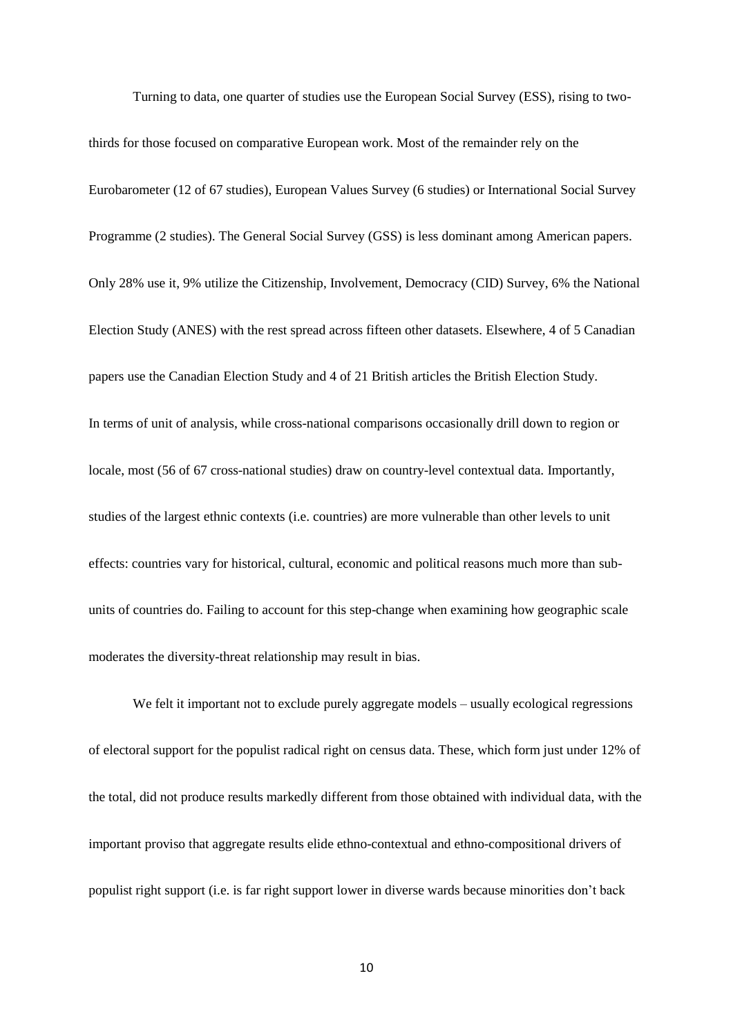Turning to data, one quarter of studies use the European Social Survey (ESS), rising to two-thirds for those focused on comparative European work. Most of the remainder rely on the Eurobarometer (12 of 67 studies), European Values Survey (6 studies) or International Social Survey Programme (2 studies). The General Social Survey (GSS) is less dominant among American papers. Only 28% use it, 9% utilize the Citizenship, Involvement, Democracy (CID) Survey, 6% the National Election Study (ANES) with the rest spread across fifteen other datasets. Elsewhere, 4 of 5 Canadian papers use the Canadian Election Study and 4 of 21 British articles the British Election Study.
In terms of unit of analysis, while cross-national comparisons occasionally drill down to region or locale, most (56 of 67 cross-national studies) draw on country-level contextual data. Importantly, studies of the largest ethnic contexts (i.e. countries) are more vulnerable than other levels to unit effects: countries vary for historical, cultural, economic and political reasons much more than sub-units of countries do. Failing to account for this step-change when examining how geographic scale moderates the diversity-threat relationship may result in bias.

We felt it important not to exclude purely aggregate models – usually ecological regressions of electoral support for the populist radical right on census data. These, which form just under 12% of the total, did not produce results markedly different from those obtained with individual data, with the important proviso that aggregate results elide ethno-contextual and ethno-compositional drivers of populist right support (i.e. is far right support lower in diverse wards because minorities don't back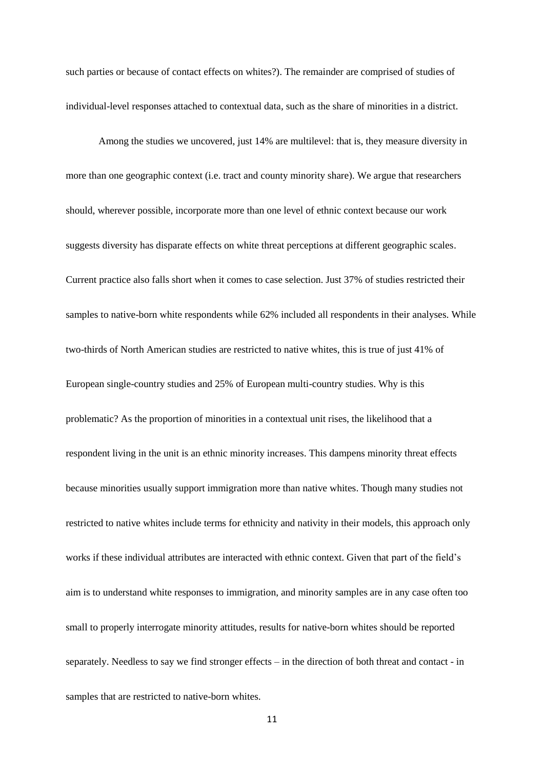such parties or because of contact effects on whites?). The remainder are comprised of studies of individual-level responses attached to contextual data, such as the share of minorities in a district.

Among the studies we uncovered, just 14% are multilevel: that is, they measure diversity in more than one geographic context (i.e. tract and county minority share). We argue that researchers should, wherever possible, incorporate more than one level of ethnic context because our work suggests diversity has disparate effects on white threat perceptions at different geographic scales. Current practice also falls short when it comes to case selection. Just 37% of studies restricted their samples to native-born white respondents while 62% included all respondents in their analyses. While two-thirds of North American studies are restricted to native whites, this is true of just 41% of European single-country studies and 25% of European multi-country studies. Why is this problematic? As the proportion of minorities in a contextual unit rises, the likelihood that a respondent living in the unit is an ethnic minority increases. This dampens minority threat effects because minorities usually support immigration more than native whites. Though many studies not restricted to native whites include terms for ethnicity and nativity in their models, this approach only works if these individual attributes are interacted with ethnic context. Given that part of the field's aim is to understand white responses to immigration, and minority samples are in any case often too small to properly interrogate minority attitudes, results for native-born whites should be reported separately. Needless to say we find stronger effects – in the direction of both threat and contact - in samples that are restricted to native-born whites.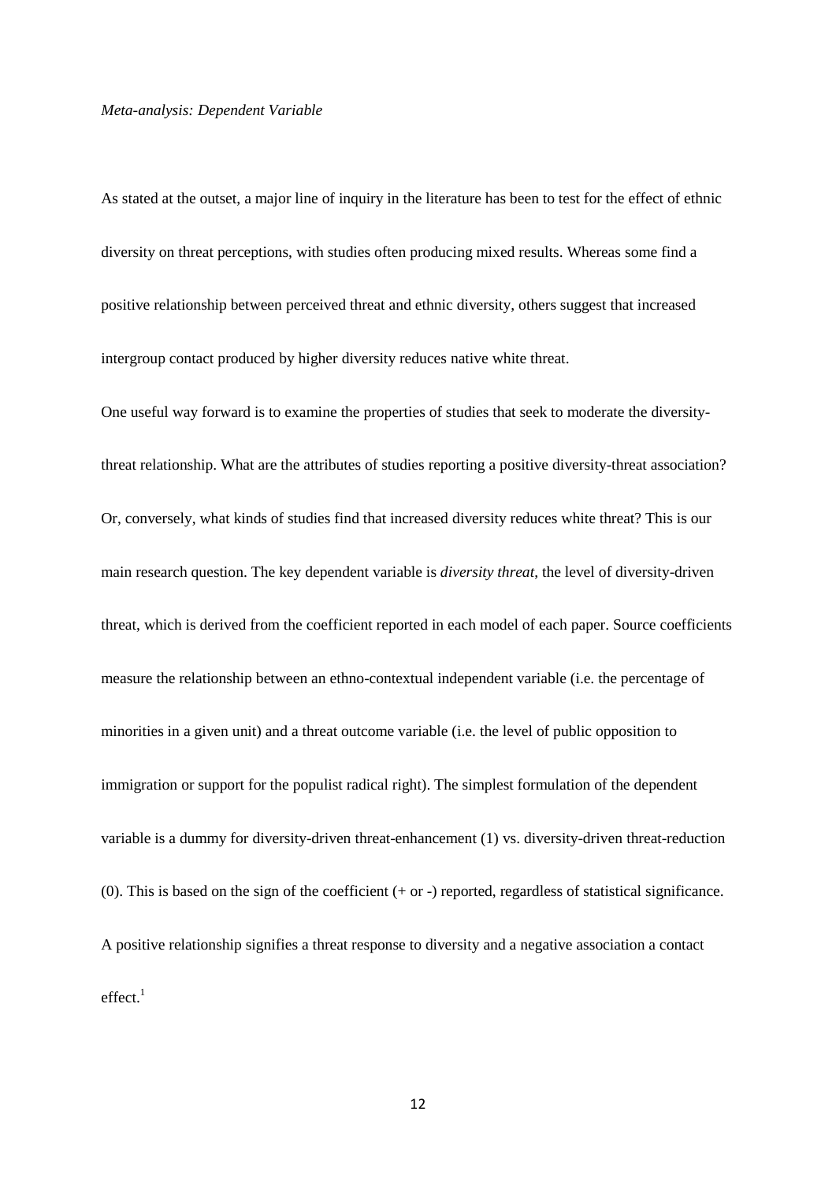*Meta-analysis: Dependent Variable*

As stated at the outset, a major line of inquiry in the literature has been to test for the effect of ethnic diversity on threat perceptions, with studies often producing mixed results. Whereas some find a positive relationship between perceived threat and ethnic diversity, others suggest that increased intergroup contact produced by higher diversity reduces native white threat.

One useful way forward is to examine the properties of studies that seek to moderate the diversity-threat relationship. What are the attributes of studies reporting a positive diversity-threat association? Or, conversely, what kinds of studies find that increased diversity reduces white threat? This is our main research question. The key dependent variable is *diversity threat*, the level of diversity-driven threat, which is derived from the coefficient reported in each model of each paper. Source coefficients measure the relationship between an ethno-contextual independent variable (i.e. the percentage of minorities in a given unit) and a threat outcome variable (i.e. the level of public opposition to immigration or support for the populist radical right). The simplest formulation of the dependent variable is a dummy for diversity-driven threat-enhancement (1) vs. diversity-driven threat-reduction (0). This is based on the sign of the coefficient (+ or -) reported, regardless of statistical significance. A positive relationship signifies a threat response to diversity and a negative association a contact effect.[1]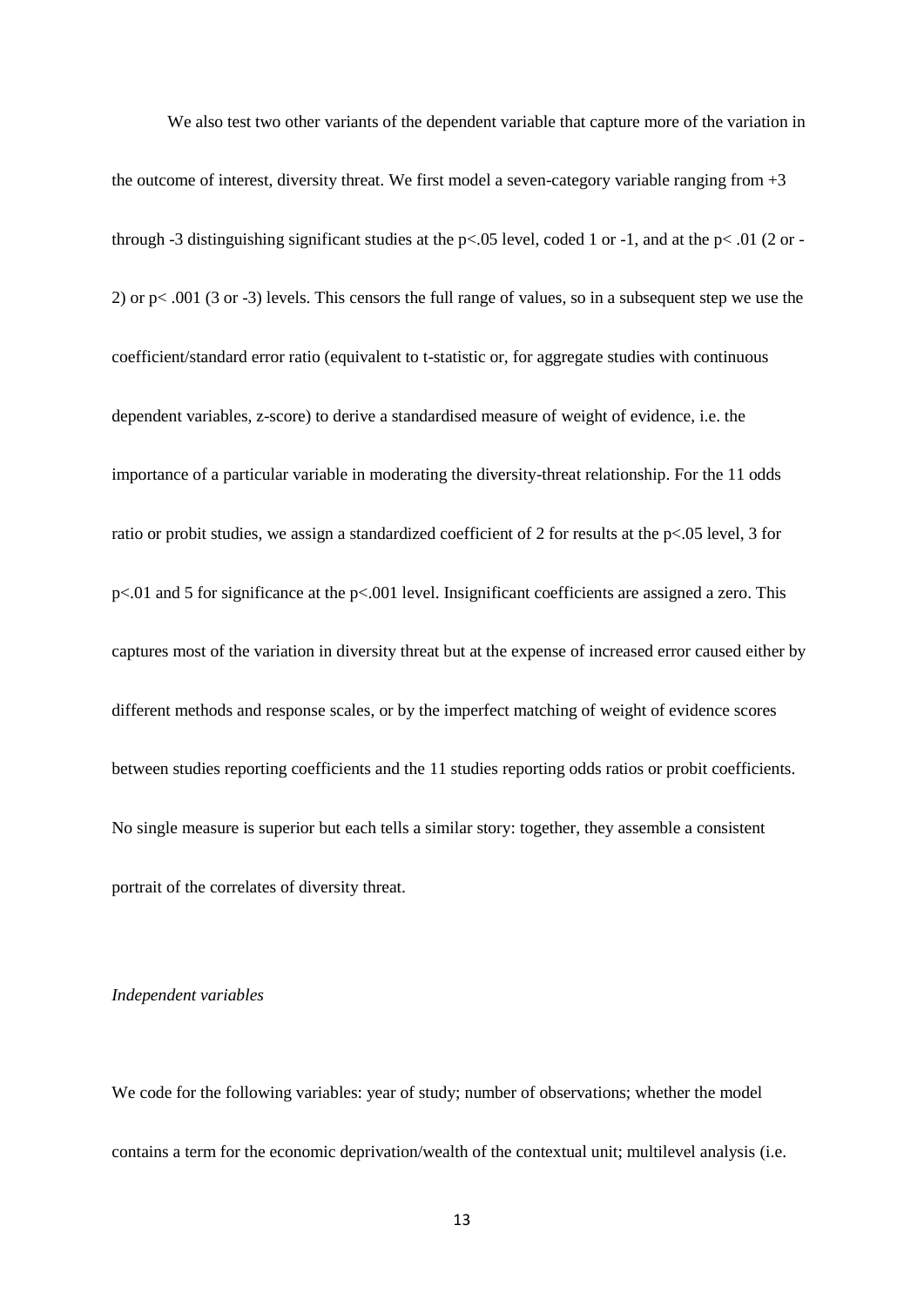We also test two other variants of the dependent variable that capture more of the variation in the outcome of interest, diversity threat. We first model a seven-category variable ranging from +3 through -3 distinguishing significant studies at the $p<.05$ level, coded 1 or -1, and at the $p< .01$ (2 or -2) or $p< .001$ (3 or -3) levels. This censors the full range of values, so in a subsequent step we use the coefficient/standard error ratio (equivalent to t-statistic or, for aggregate studies with continuous dependent variables, z-score) to derive a standardised measure of weight of evidence, i.e. the importance of a particular variable in moderating the diversity-threat relationship. For the 11 odds ratio or probit studies, we assign a standardized coefficient of 2 for results at the $p<.05$ level, 3 for $p<.01$ and 5 for significance at the $p<.001$ level. Insignificant coefficients are assigned a zero. This captures most of the variation in diversity threat but at the expense of increased error caused either by different methods and response scales, or by the imperfect matching of weight of evidence scores between studies reporting coefficients and the 11 studies reporting odds ratios or probit coefficients. No single measure is superior but each tells a similar story: together, they assemble a consistent portrait of the correlates of diversity threat.

*Independent variables*

We code for the following variables: year of study; number of observations; whether the model contains a term for the economic deprivation/wealth of the contextual unit; multilevel analysis (i.e.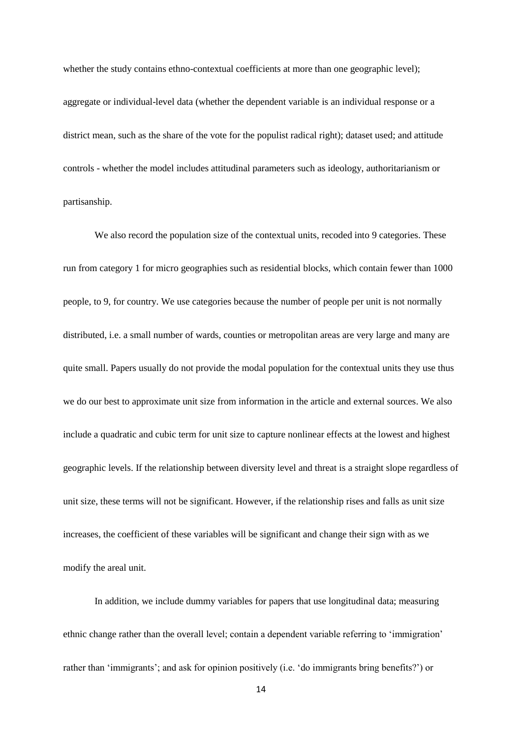whether the study contains ethno-contextual coefficients at more than one geographic level); aggregate or individual-level data (whether the dependent variable is an individual response or a district mean, such as the share of the vote for the populist radical right); dataset used; and attitude controls - whether the model includes attitudinal parameters such as ideology, authoritarianism or partisanship.

We also record the population size of the contextual units, recoded into 9 categories. These run from category 1 for micro geographies such as residential blocks, which contain fewer than 1000 people, to 9, for country. We use categories because the number of people per unit is not normally distributed, i.e. a small number of wards, counties or metropolitan areas are very large and many are quite small. Papers usually do not provide the modal population for the contextual units they use thus we do our best to approximate unit size from information in the article and external sources. We also include a quadratic and cubic term for unit size to capture nonlinear effects at the lowest and highest geographic levels. If the relationship between diversity level and threat is a straight slope regardless of unit size, these terms will not be significant. However, if the relationship rises and falls as unit size increases, the coefficient of these variables will be significant and change their sign with as we modify the areal unit.

In addition, we include dummy variables for papers that use longitudinal data; measuring ethnic change rather than the overall level; contain a dependent variable referring to 'immigration' rather than 'immigrants'; and ask for opinion positively (i.e. 'do immigrants bring benefits?') or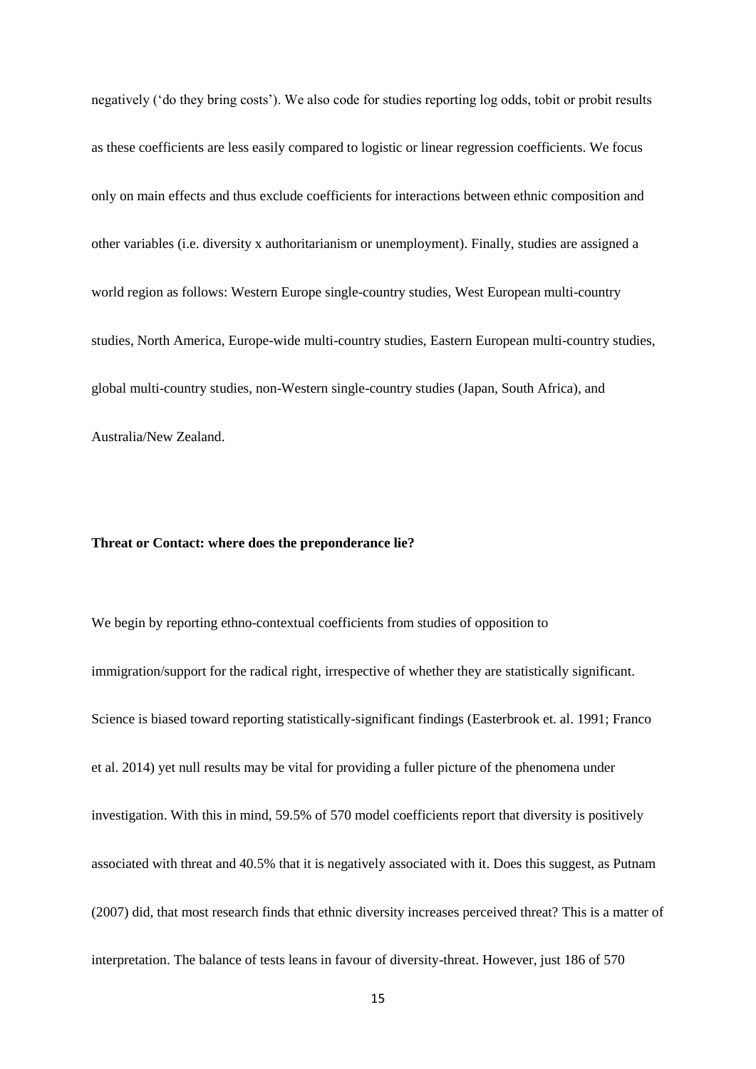negatively ('do they bring costs'). We also code for studies reporting log odds, tobit or probit results as these coefficients are less easily compared to logistic or linear regression coefficients. We focus only on main effects and thus exclude coefficients for interactions between ethnic composition and other variables (i.e. diversity x authoritarianism or unemployment). Finally, studies are assigned a world region as follows: Western Europe single-country studies, West European multi-country studies, North America, Europe-wide multi-country studies, Eastern European multi-country studies, global multi-country studies, non-Western single-country studies (Japan, South Africa), and Australia/New Zealand.

**Threat or Contact: where does the preponderance lie?**

We begin by reporting ethno-contextual coefficients from studies of opposition to immigration/support for the radical right, irrespective of whether they are statistically significant. Science is biased toward reporting statistically-significant findings (Easterbrook et. al. 1991; Franco et al. 2014) yet null results may be vital for providing a fuller picture of the phenomena under investigation. With this in mind, 59.5% of 570 model coefficients report that diversity is positively associated with threat and 40.5% that it is negatively associated with it. Does this suggest, as Putnam (2007) did, that most research finds that ethnic diversity increases perceived threat? This is a matter of interpretation. The balance of tests leans in favour of diversity-threat. However, just 186 of 570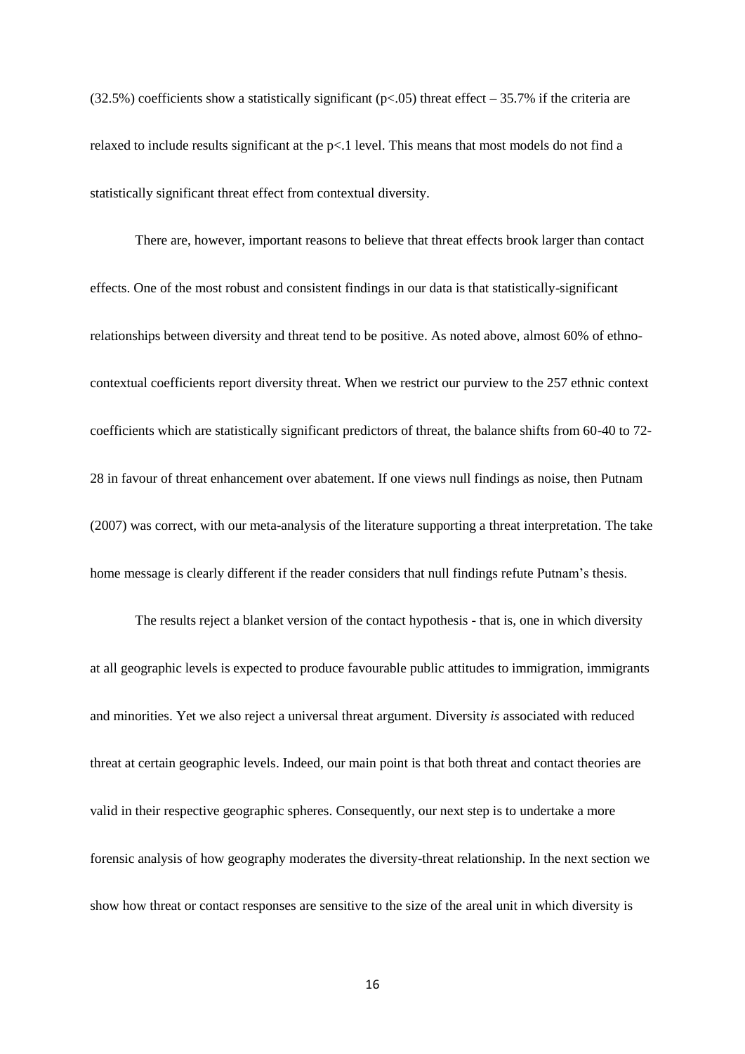(32.5%) coefficients show a statistically significant ($p<.05$) threat effect – 35.7% if the criteria are relaxed to include results significant at the $p<.1$ level. This means that most models do not find a statistically significant threat effect from contextual diversity.

There are, however, important reasons to believe that threat effects brook larger than contact effects. One of the most robust and consistent findings in our data is that statistically-significant relationships between diversity and threat tend to be positive. As noted above, almost 60% of ethno-contextual coefficients report diversity threat. When we restrict our purview to the 257 ethnic context coefficients which are statistically significant predictors of threat, the balance shifts from 60-40 to 72-28 in favour of threat enhancement over abatement. If one views null findings as noise, then Putnam (2007) was correct, with our meta-analysis of the literature supporting a threat interpretation. The take home message is clearly different if the reader considers that null findings refute Putnam's thesis.

The results reject a blanket version of the contact hypothesis - that is, one in which diversity at all geographic levels is expected to produce favourable public attitudes to immigration, immigrants and minorities. Yet we also reject a universal threat argument. Diversity *is* associated with reduced threat at certain geographic levels. Indeed, our main point is that both threat and contact theories are valid in their respective geographic spheres. Consequently, our next step is to undertake a more forensic analysis of how geography moderates the diversity-threat relationship. In the next section we show how threat or contact responses are sensitive to the size of the areal unit in which diversity is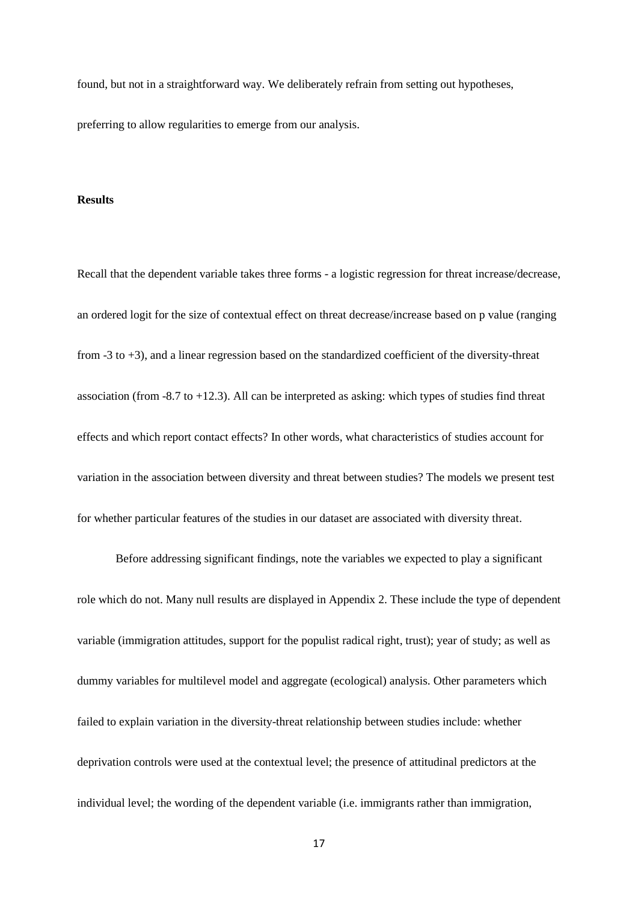found, but not in a straightforward way. We deliberately refrain from setting out hypotheses, preferring to allow regularities to emerge from our analysis.

## Results

Recall that the dependent variable takes three forms - a logistic regression for threat increase/decrease, an ordered logit for the size of contextual effect on threat decrease/increase based on p value (ranging from -3 to +3), and a linear regression based on the standardized coefficient of the diversity-threat association (from -8.7 to +12.3). All can be interpreted as asking: which types of studies find threat effects and which report contact effects? In other words, what characteristics of studies account for variation in the association between diversity and threat between studies? The models we present test for whether particular features of the studies in our dataset are associated with diversity threat.

Before addressing significant findings, note the variables we expected to play a significant role which do not. Many null results are displayed in Appendix 2. These include the type of dependent variable (immigration attitudes, support for the populist radical right, trust); year of study; as well as dummy variables for multilevel model and aggregate (ecological) analysis. Other parameters which failed to explain variation in the diversity-threat relationship between studies include: whether deprivation controls were used at the contextual level; the presence of attitudinal predictors at the individual level; the wording of the dependent variable (i.e. immigrants rather than immigration,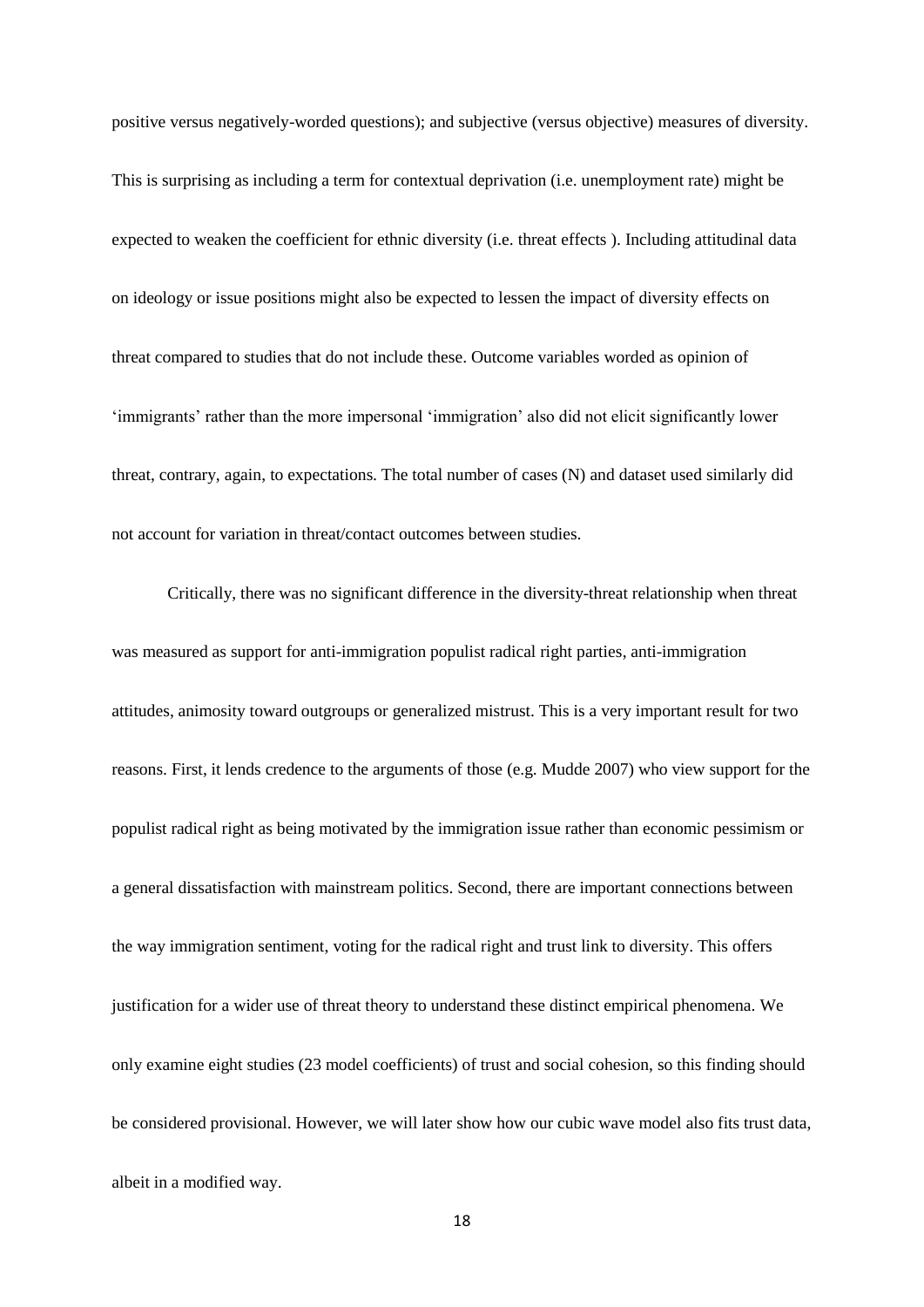positive versus negatively-worded questions); and subjective (versus objective) measures of diversity. This is surprising as including a term for contextual deprivation (i.e. unemployment rate) might be expected to weaken the coefficient for ethnic diversity (i.e. threat effects ). Including attitudinal data on ideology or issue positions might also be expected to lessen the impact of diversity effects on threat compared to studies that do not include these. Outcome variables worded as opinion of 'immigrants' rather than the more impersonal 'immigration' also did not elicit significantly lower threat, contrary, again, to expectations. The total number of cases (N) and dataset used similarly did not account for variation in threat/contact outcomes between studies.

Critically, there was no significant difference in the diversity-threat relationship when threat was measured as support for anti-immigration populist radical right parties, anti-immigration attitudes, animosity toward outgroups or generalized mistrust. This is a very important result for two reasons. First, it lends credence to the arguments of those (e.g. Mudde 2007) who view support for the populist radical right as being motivated by the immigration issue rather than economic pessimism or a general dissatisfaction with mainstream politics. Second, there are important connections between the way immigration sentiment, voting for the radical right and trust link to diversity. This offers justification for a wider use of threat theory to understand these distinct empirical phenomena. We only examine eight studies (23 model coefficients) of trust and social cohesion, so this finding should be considered provisional. However, we will later show how our cubic wave model also fits trust data, albeit in a modified way.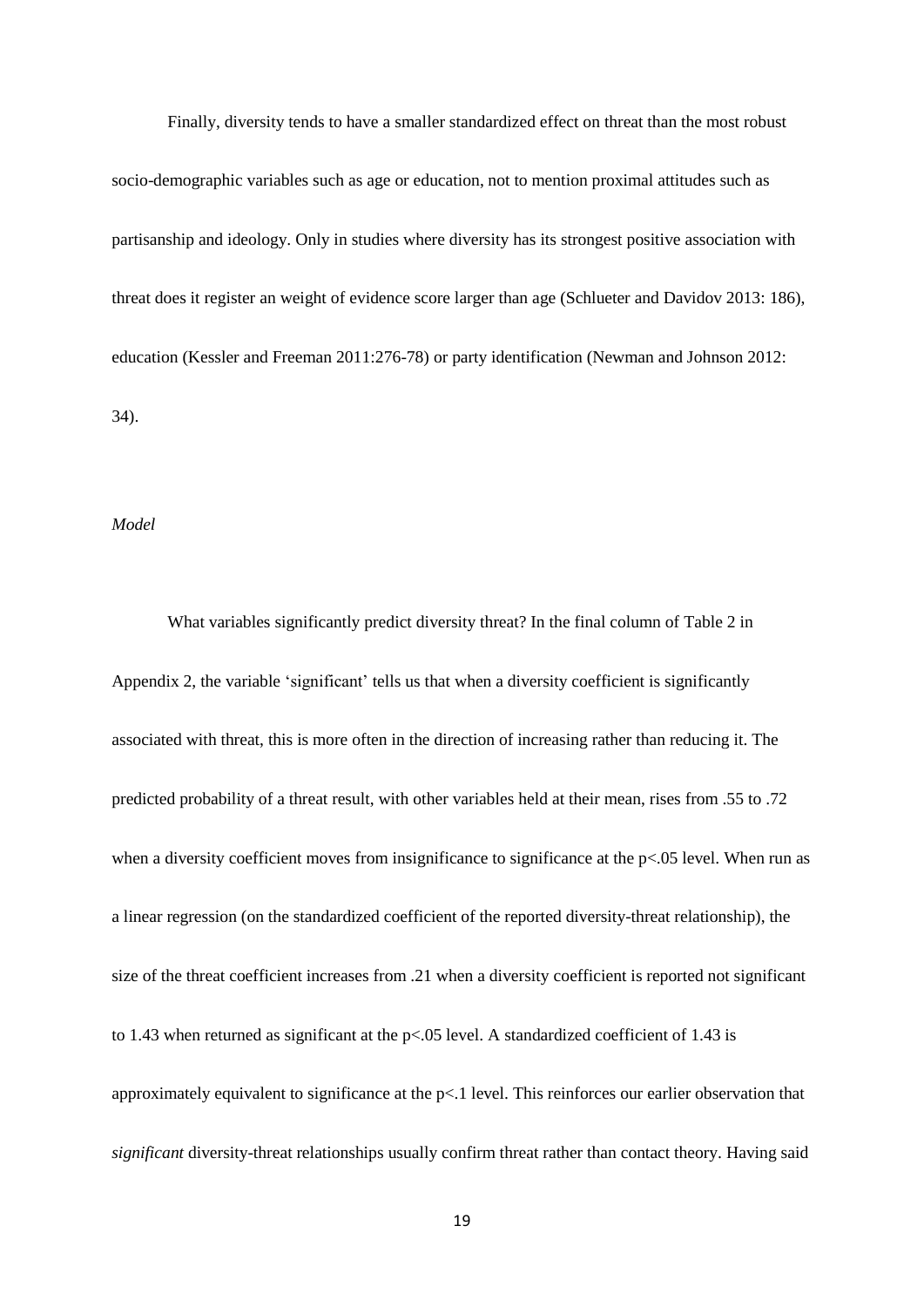Finally, diversity tends to have a smaller standardized effect on threat than the most robust socio-demographic variables such as age or education, not to mention proximal attitudes such as partisanship and ideology. Only in studies where diversity has its strongest positive association with threat does it register an weight of evidence score larger than age (Schlueter and Davidov 2013: 186), education (Kessler and Freeman 2011:276-78) or party identification (Newman and Johnson 2012: 34).

*Model*

What variables significantly predict diversity threat? In the final column of Table 2 in Appendix 2, the variable 'significant' tells us that when a diversity coefficient is significantly associated with threat, this is more often in the direction of increasing rather than reducing it. The predicted probability of a threat result, with other variables held at their mean, rises from .55 to .72 when a diversity coefficient moves from insignificance to significance at the $p<.05$ level. When run as a linear regression (on the standardized coefficient of the reported diversity-threat relationship), the size of the threat coefficient increases from .21 when a diversity coefficient is reported not significant to 1.43 when returned as significant at the $p<.05$ level. A standardized coefficient of 1.43 is approximately equivalent to significance at the $p<.1$ level. This reinforces our earlier observation that *significant* diversity-threat relationships usually confirm threat rather than contact theory. Having said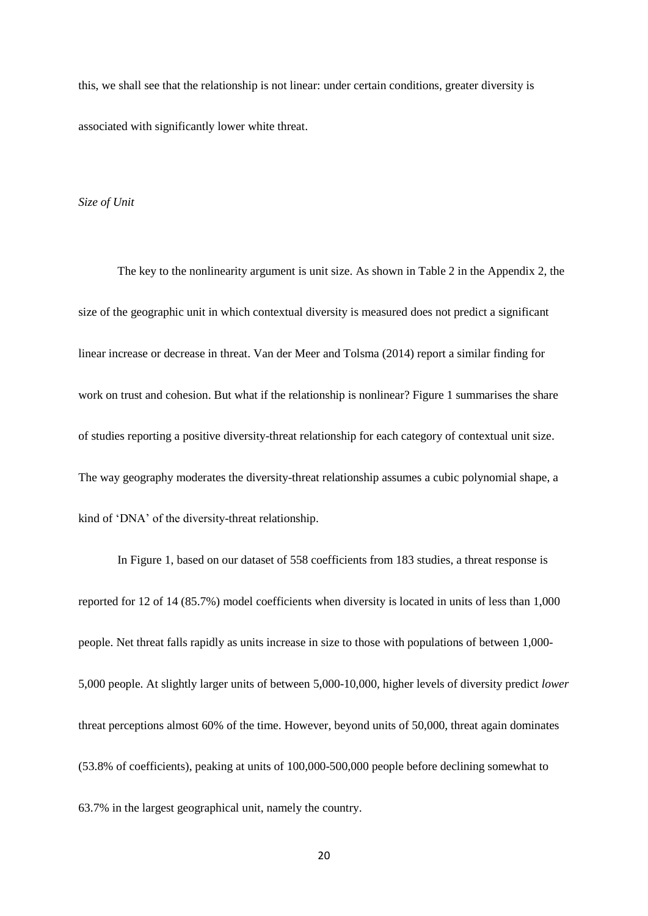this, we shall see that the relationship is not linear: under certain conditions, greater diversity is associated with significantly lower white threat.

*Size of Unit*

The key to the nonlinearity argument is unit size. As shown in Table 2 in the Appendix 2, the size of the geographic unit in which contextual diversity is measured does not predict a significant linear increase or decrease in threat. Van der Meer and Tolsma (2014) report a similar finding for work on trust and cohesion. But what if the relationship is nonlinear? Figure 1 summarises the share of studies reporting a positive diversity-threat relationship for each category of contextual unit size. The way geography moderates the diversity-threat relationship assumes a cubic polynomial shape, a kind of 'DNA' of the diversity-threat relationship.

In Figure 1, based on our dataset of 558 coefficients from 183 studies, a threat response is reported for 12 of 14 (85.7%) model coefficients when diversity is located in units of less than 1,000 people. Net threat falls rapidly as units increase in size to those with populations of between 1,000-5,000 people. At slightly larger units of between 5,000-10,000, higher levels of diversity predict *lower* threat perceptions almost 60% of the time. However, beyond units of 50,000, threat again dominates (53.8% of coefficients), peaking at units of 100,000-500,000 people before declining somewhat to 63.7% in the largest geographical unit, namely the country.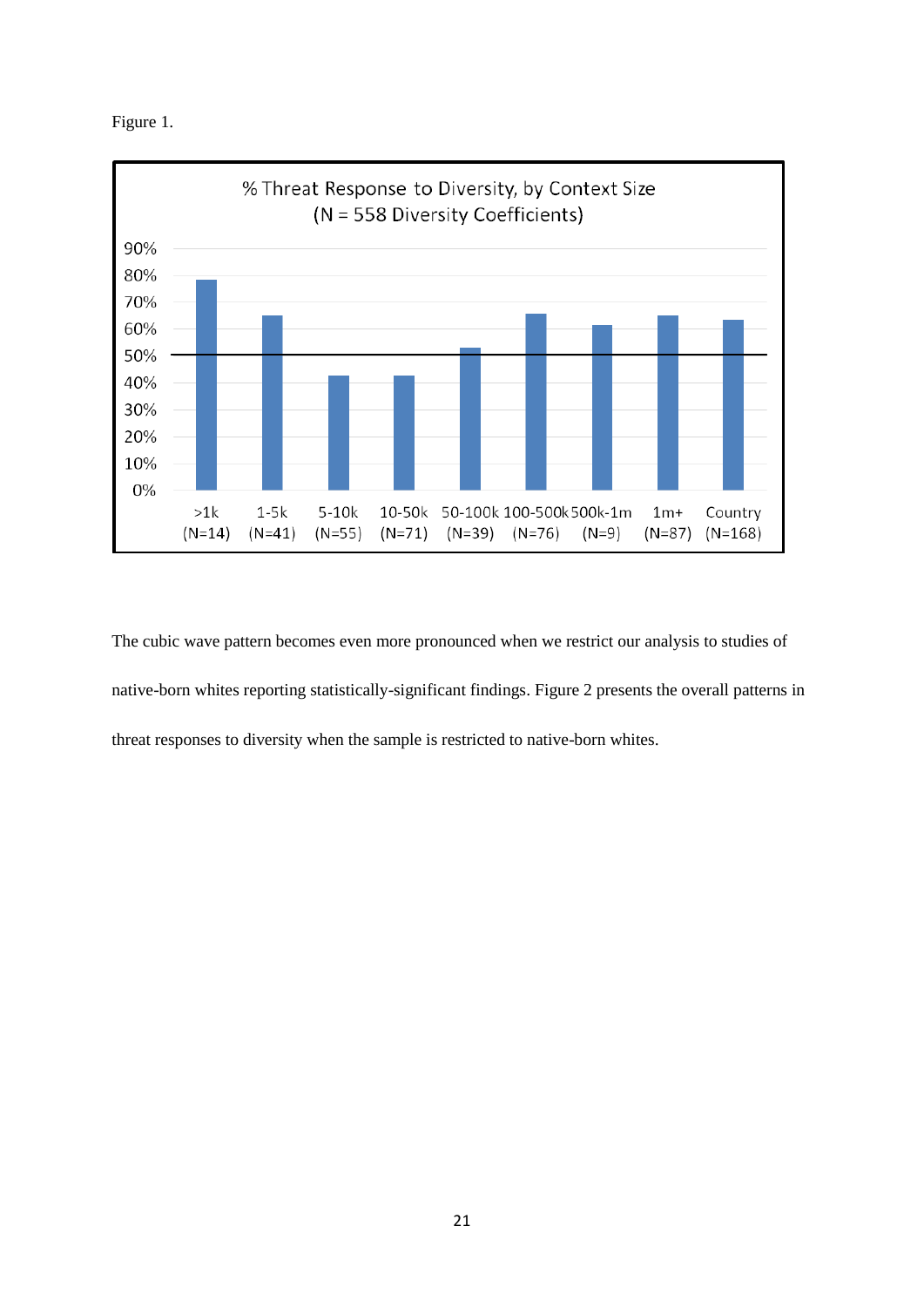Figure 1.

% Threat Response to Diversity, by Context Size
(N = 558 Diversity Coefficients)

The cubic wave pattern becomes even more pronounced when we restrict our analysis to studies of native-born whites reporting statistically-significant findings. Figure 2 presents the overall patterns in threat responses to diversity when the sample is restricted to native-born whites.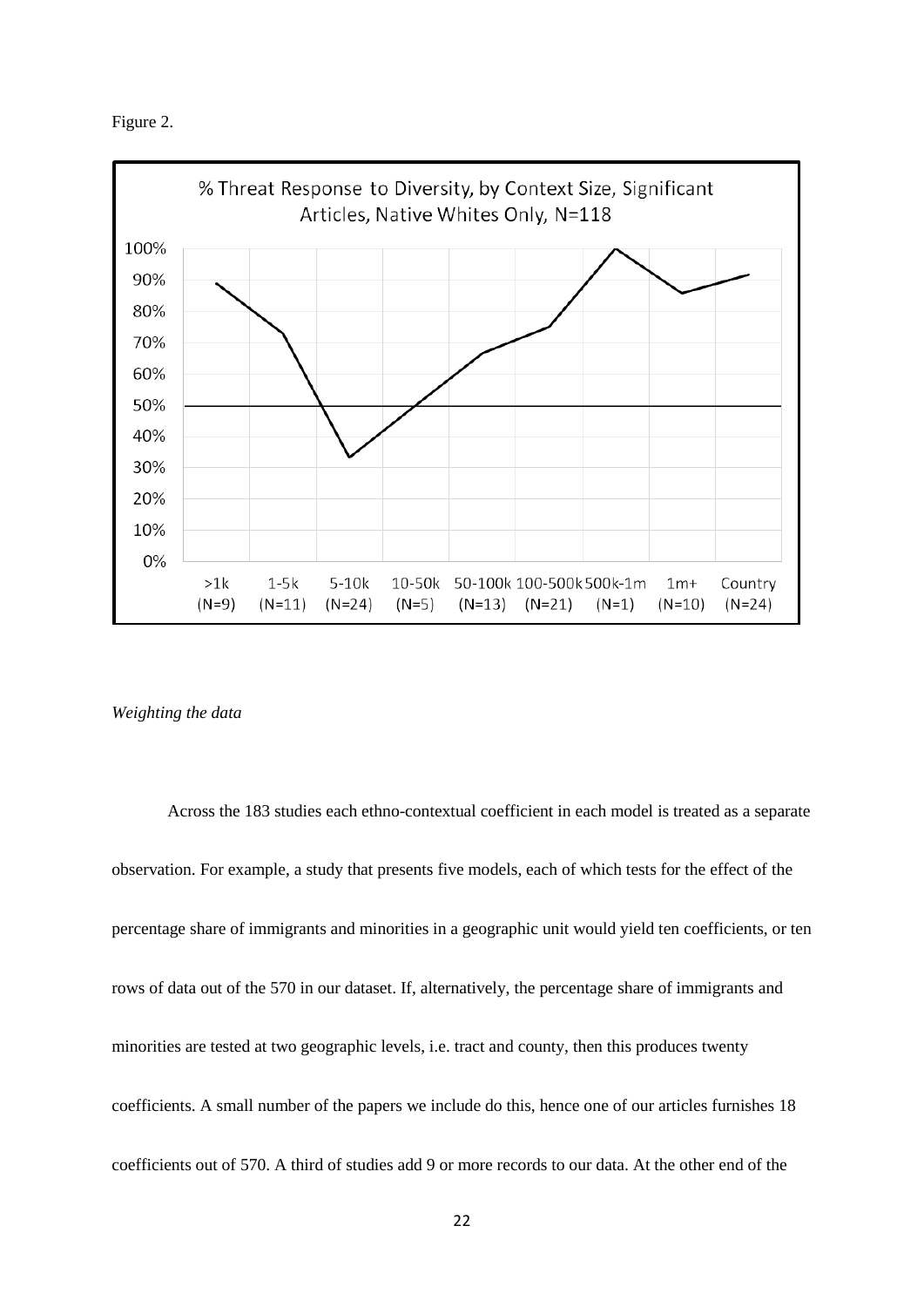Figure 2.

Weighting the data

Across the 183 studies each ethno-contextual coefficient in each model is treated as a separate observation. For example, a study that presents five models, each of which tests for the effect of the percentage share of immigrants and minorities in a geographic unit would yield ten coefficients, or ten rows of data out of the 570 in our dataset. If, alternatively, the percentage share of immigrants and minorities are tested at two geographic levels, i.e. tract and county, then this produces twenty coefficients. A small number of the papers we include do this, hence one of our articles furnishes 18 coefficients out of 570. A third of studies add 9 or more records to our data. At the other end of the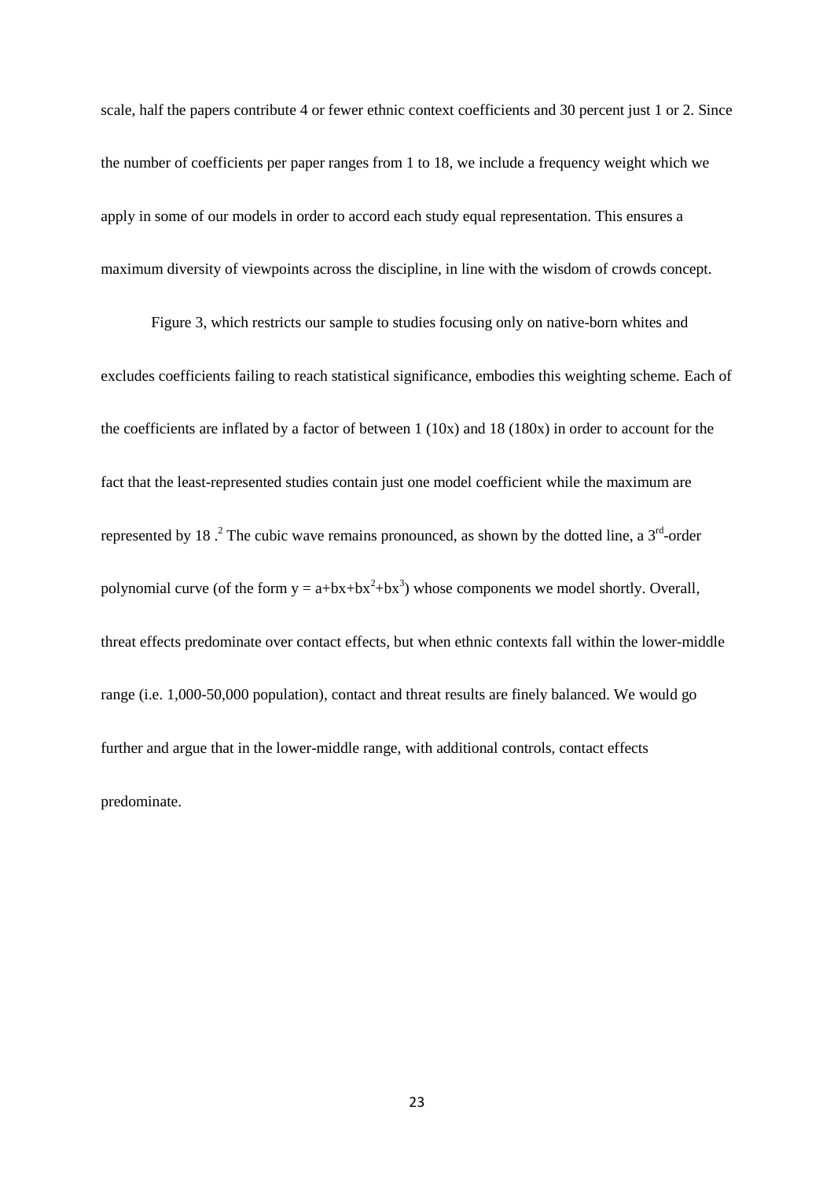scale, half the papers contribute 4 or fewer ethnic context coefficients and 30 percent just 1 or 2. Since the number of coefficients per paper ranges from 1 to 18, we include a frequency weight which we apply in some of our models in order to accord each study equal representation. This ensures a maximum diversity of viewpoints across the discipline, in line with the wisdom of crowds concept.

Figure 3, which restricts our sample to studies focusing only on native-born whites and excludes coefficients failing to reach statistical significance, embodies this weighting scheme. Each of the coefficients are inflated by a factor of between 1 (10x) and 18 (180x) in order to account for the fact that the least-represented studies contain just one model coefficient while the maximum are represented by 18 .[2] The cubic wave remains pronounced, as shown by the dotted line, a 3rd-order polynomial curve (of the form $y = a+bx+bx^2+bx^3$) whose components we model shortly. Overall, threat effects predominate over contact effects, but when ethnic contexts fall within the lower-middle range (i.e. 1,000-50,000 population), contact and threat results are finely balanced. We would go further and argue that in the lower-middle range, with additional controls, contact effects predominate.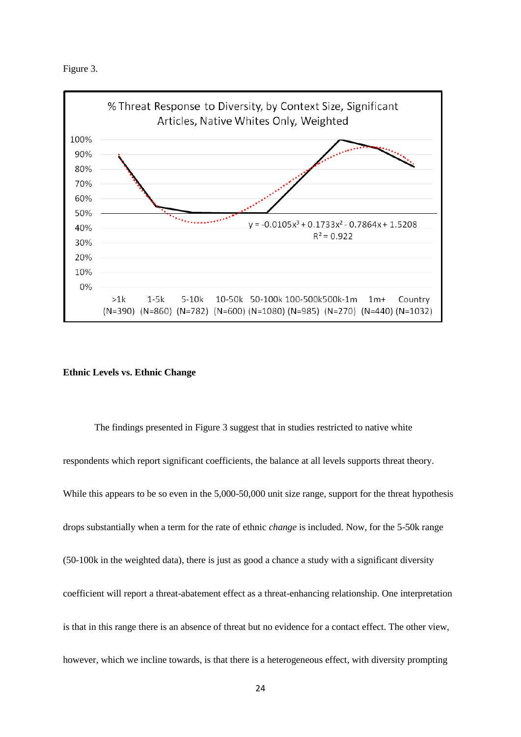Figure 3.

% Threat Response to Diversity, by Context Size, Significant Articles, Native Whites Only, Weighted

$y = -0.0105x^3 + 0.1733x^2 - 0.7864x + 1.5208$

$R^2 = 0.922$

>1k (N=390) | 1-5k (N=860) | 5-10k (N=782) | 10-50k (N=600) | 50-100k (N=1080) | 100-500k (N=985) | 500k-1m (N=270) | 1m+ (N=440) | Country (N=1032)

**Ethnic Levels vs. Ethnic Change**

The findings presented in Figure 3 suggest that in studies restricted to native white respondents which report significant coefficients, the balance at all levels supports threat theory. While this appears to be so even in the 5,000-50,000 unit size range, support for the threat hypothesis drops substantially when a term for the rate of ethnic *change* is included. Now, for the 5-50k range (50-100k in the weighted data), there is just as good a chance a study with a significant diversity coefficient will report a threat-abatement effect as a threat-enhancing relationship. One interpretation is that in this range there is an absence of threat but no evidence for a contact effect. The other view, however, which we incline towards, is that there is a heterogeneous effect, with diversity prompting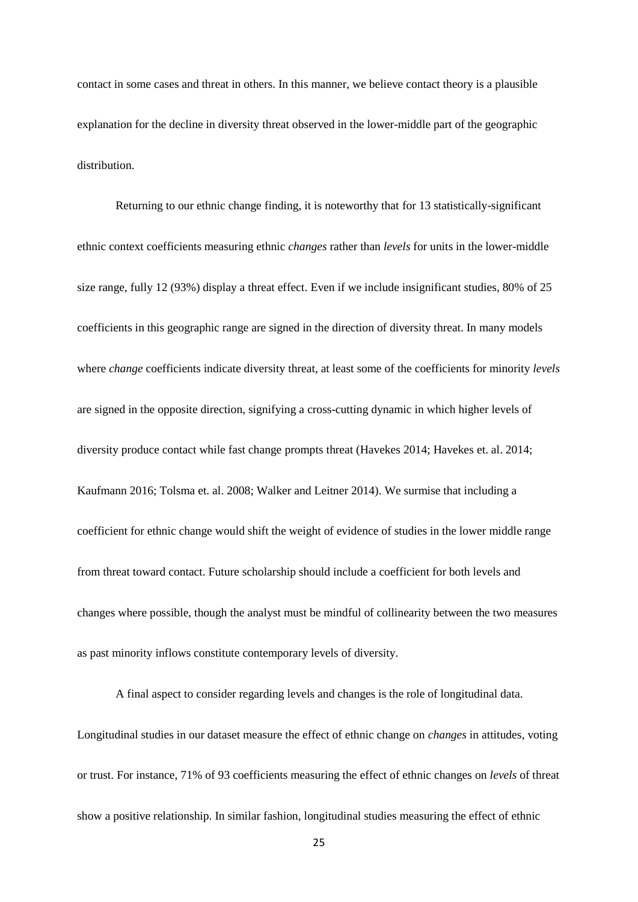contact in some cases and threat in others. In this manner, we believe contact theory is a plausible explanation for the decline in diversity threat observed in the lower-middle part of the geographic distribution.

Returning to our ethnic change finding, it is noteworthy that for 13 statistically-significant ethnic context coefficients measuring ethnic *changes* rather than *levels* for units in the lower-middle size range, fully 12 (93%) display a threat effect. Even if we include insignificant studies, 80% of 25 coefficients in this geographic range are signed in the direction of diversity threat. In many models where *change* coefficients indicate diversity threat, at least some of the coefficients for minority *levels* are signed in the opposite direction, signifying a cross-cutting dynamic in which higher levels of diversity produce contact while fast change prompts threat (Havekes 2014; Havekes et. al. 2014; Kaufmann 2016; Tolsma et. al. 2008; Walker and Leitner 2014). We surmise that including a coefficient for ethnic change would shift the weight of evidence of studies in the lower middle range from threat toward contact. Future scholarship should include a coefficient for both levels and changes where possible, though the analyst must be mindful of collinearity between the two measures as past minority inflows constitute contemporary levels of diversity.

A final aspect to consider regarding levels and changes is the role of longitudinal data. Longitudinal studies in our dataset measure the effect of ethnic change on *changes* in attitudes, voting or trust. For instance, 71% of 93 coefficients measuring the effect of ethnic changes on *levels* of threat show a positive relationship. In similar fashion, longitudinal studies measuring the effect of ethnic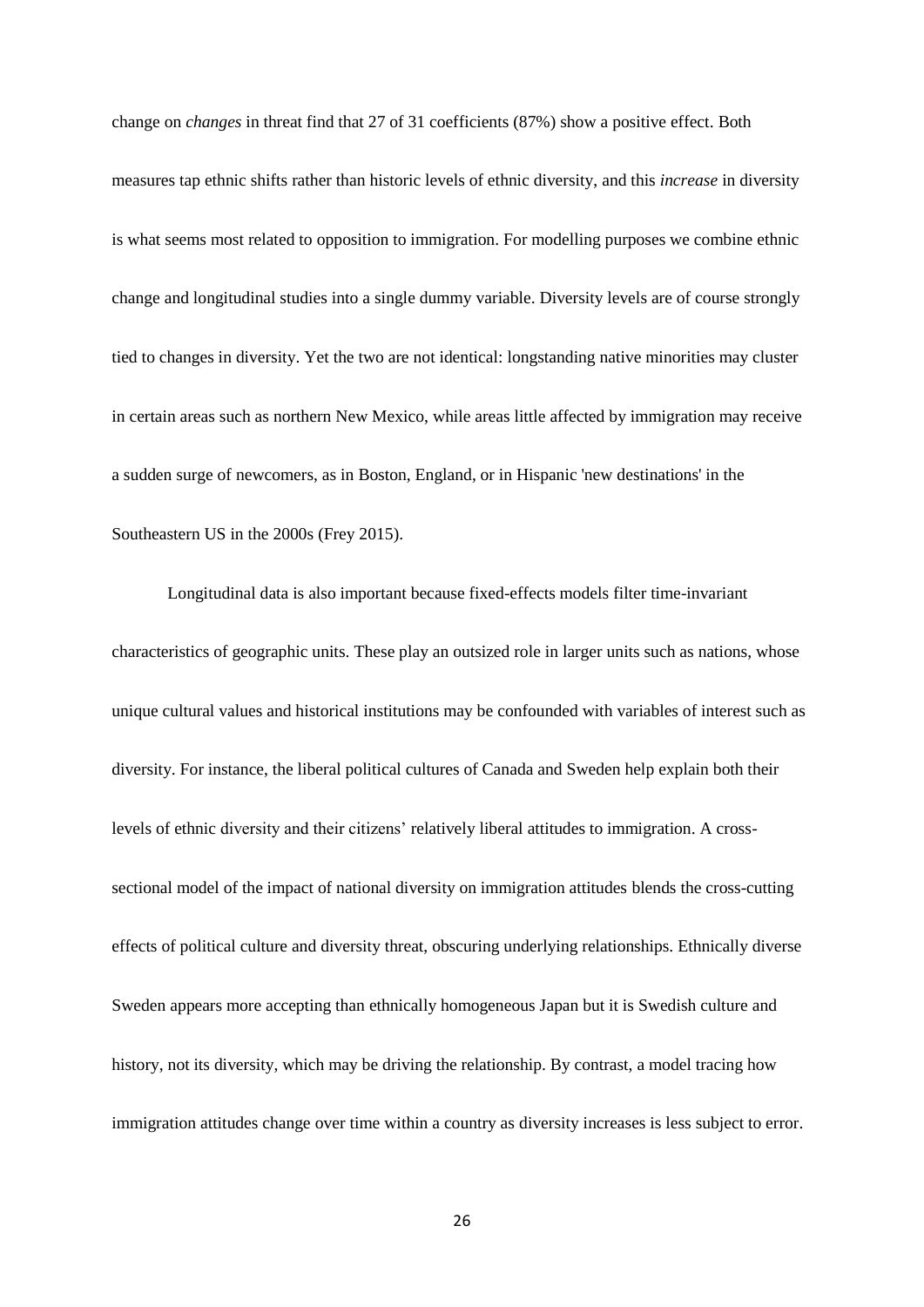change on *changes* in threat find that 27 of 31 coefficients (87%) show a positive effect. Both measures tap ethnic shifts rather than historic levels of ethnic diversity, and this *increase* in diversity is what seems most related to opposition to immigration. For modelling purposes we combine ethnic change and longitudinal studies into a single dummy variable. Diversity levels are of course strongly tied to changes in diversity. Yet the two are not identical: longstanding native minorities may cluster in certain areas such as northern New Mexico, while areas little affected by immigration may receive a sudden surge of newcomers, as in Boston, England, or in Hispanic 'new destinations' in the Southeastern US in the 2000s (Frey 2015).

Longitudinal data is also important because fixed-effects models filter time-invariant characteristics of geographic units. These play an outsized role in larger units such as nations, whose unique cultural values and historical institutions may be confounded with variables of interest such as diversity. For instance, the liberal political cultures of Canada and Sweden help explain both their levels of ethnic diversity and their citizens' relatively liberal attitudes to immigration. A cross-sectional model of the impact of national diversity on immigration attitudes blends the cross-cutting effects of political culture and diversity threat, obscuring underlying relationships. Ethnically diverse Sweden appears more accepting than ethnically homogeneous Japan but it is Swedish culture and history, not its diversity, which may be driving the relationship. By contrast, a model tracing how immigration attitudes change over time within a country as diversity increases is less subject to error.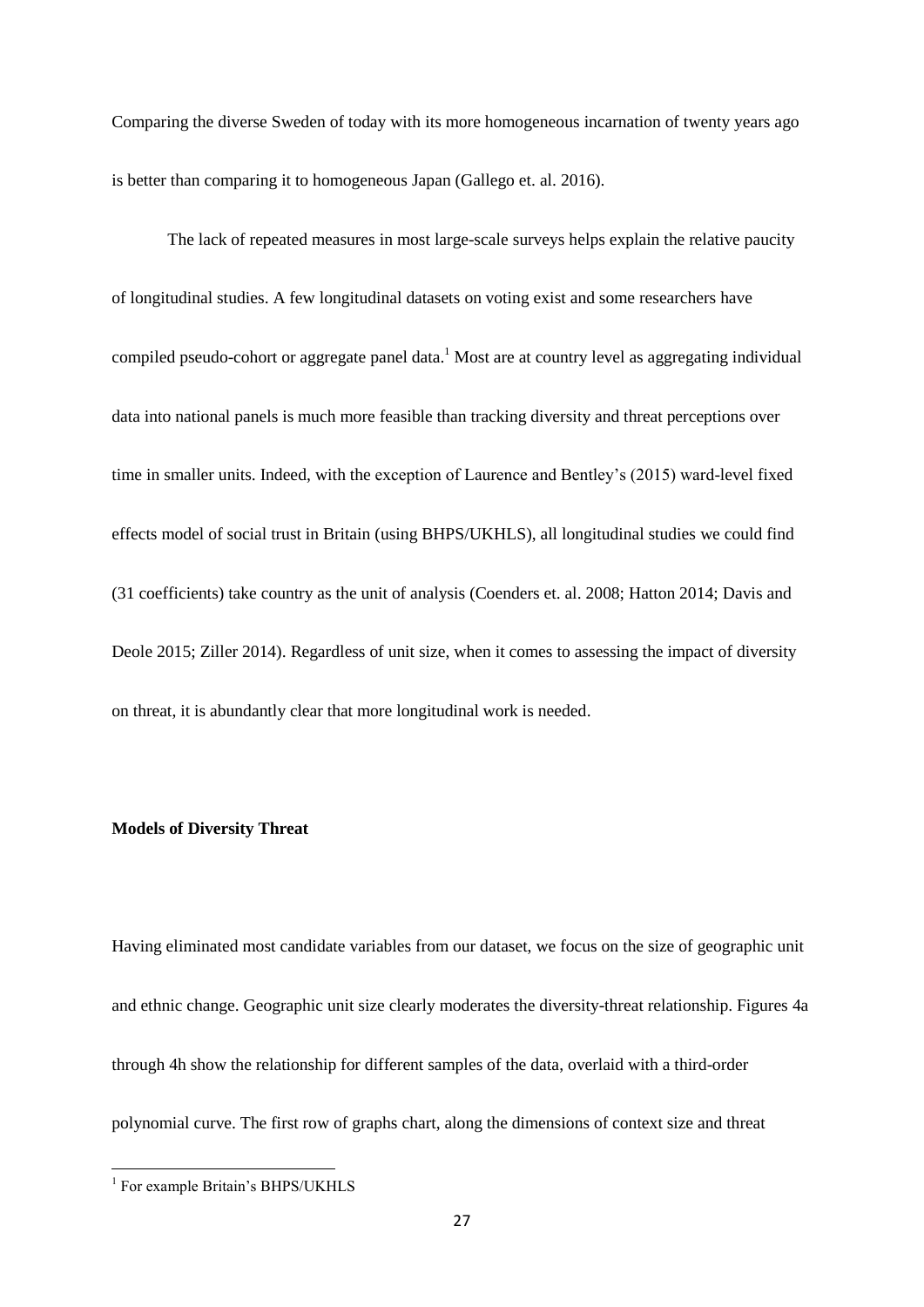Comparing the diverse Sweden of today with its more homogeneous incarnation of twenty years ago is better than comparing it to homogeneous Japan (Gallego et. al. 2016).

The lack of repeated measures in most large-scale surveys helps explain the relative paucity of longitudinal studies. A few longitudinal datasets on voting exist and some researchers have compiled pseudo-cohort or aggregate panel data.[1] Most are at country level as aggregating individual data into national panels is much more feasible than tracking diversity and threat perceptions over time in smaller units. Indeed, with the exception of Laurence and Bentley's (2015) ward-level fixed effects model of social trust in Britain (using BHPS/UKHLS), all longitudinal studies we could find (31 coefficients) take country as the unit of analysis (Coenders et. al. 2008; Hatton 2014; Davis and Deole 2015; Ziller 2014). Regardless of unit size, when it comes to assessing the impact of diversity on threat, it is abundantly clear that more longitudinal work is needed.

### Models of Diversity Threat

Having eliminated most candidate variables from our dataset, we focus on the size of geographic unit and ethnic change. Geographic unit size clearly moderates the diversity-threat relationship. Figures 4a through 4h show the relationship for different samples of the data, overlaid with a third-order polynomial curve. The first row of graphs chart, along the dimensions of context size and threat

[1] For example Britain's BHPS/UKHLS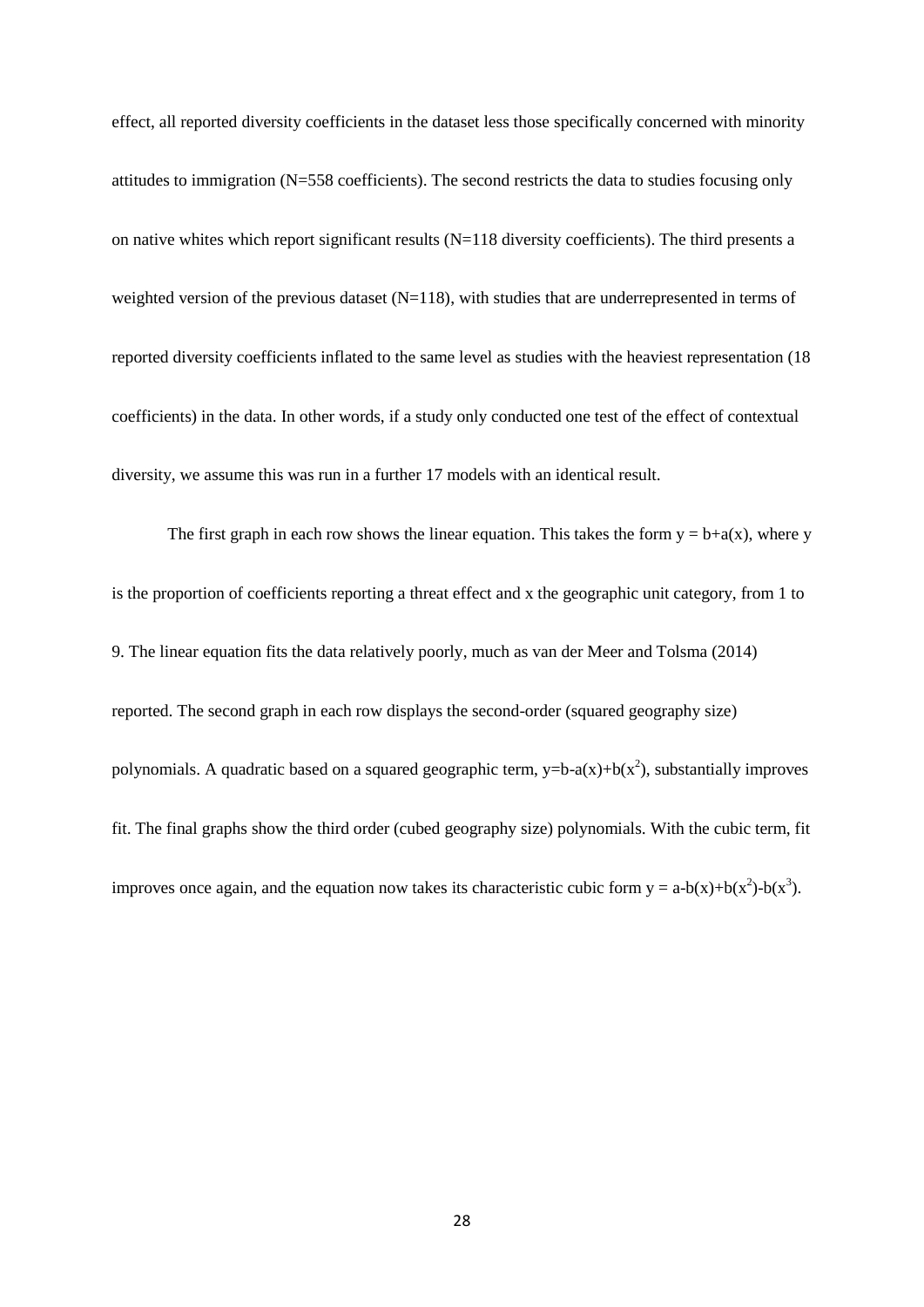effect, all reported diversity coefficients in the dataset less those specifically concerned with minority attitudes to immigration (N=558 coefficients). The second restricts the data to studies focusing only on native whites which report significant results (N=118 diversity coefficients). The third presents a weighted version of the previous dataset (N=118), with studies that are underrepresented in terms of reported diversity coefficients inflated to the same level as studies with the heaviest representation (18 coefficients) in the data. In other words, if a study only conducted one test of the effect of contextual diversity, we assume this was run in a further 17 models with an identical result.

The first graph in each row shows the linear equation. This takes the form $y = b+a(x)$, where y is the proportion of coefficients reporting a threat effect and x the geographic unit category, from 1 to 9. The linear equation fits the data relatively poorly, much as van der Meer and Tolsma (2014) reported. The second graph in each row displays the second-order (squared geography size) polynomials. A quadratic based on a squared geographic term, $y=b-a(x)+b(x^2)$, substantially improves fit. The final graphs show the third order (cubed geography size) polynomials. With the cubic term, fit improves once again, and the equation now takes its characteristic cubic form $y = a-b(x)+b(x^2)-b(x^3)$.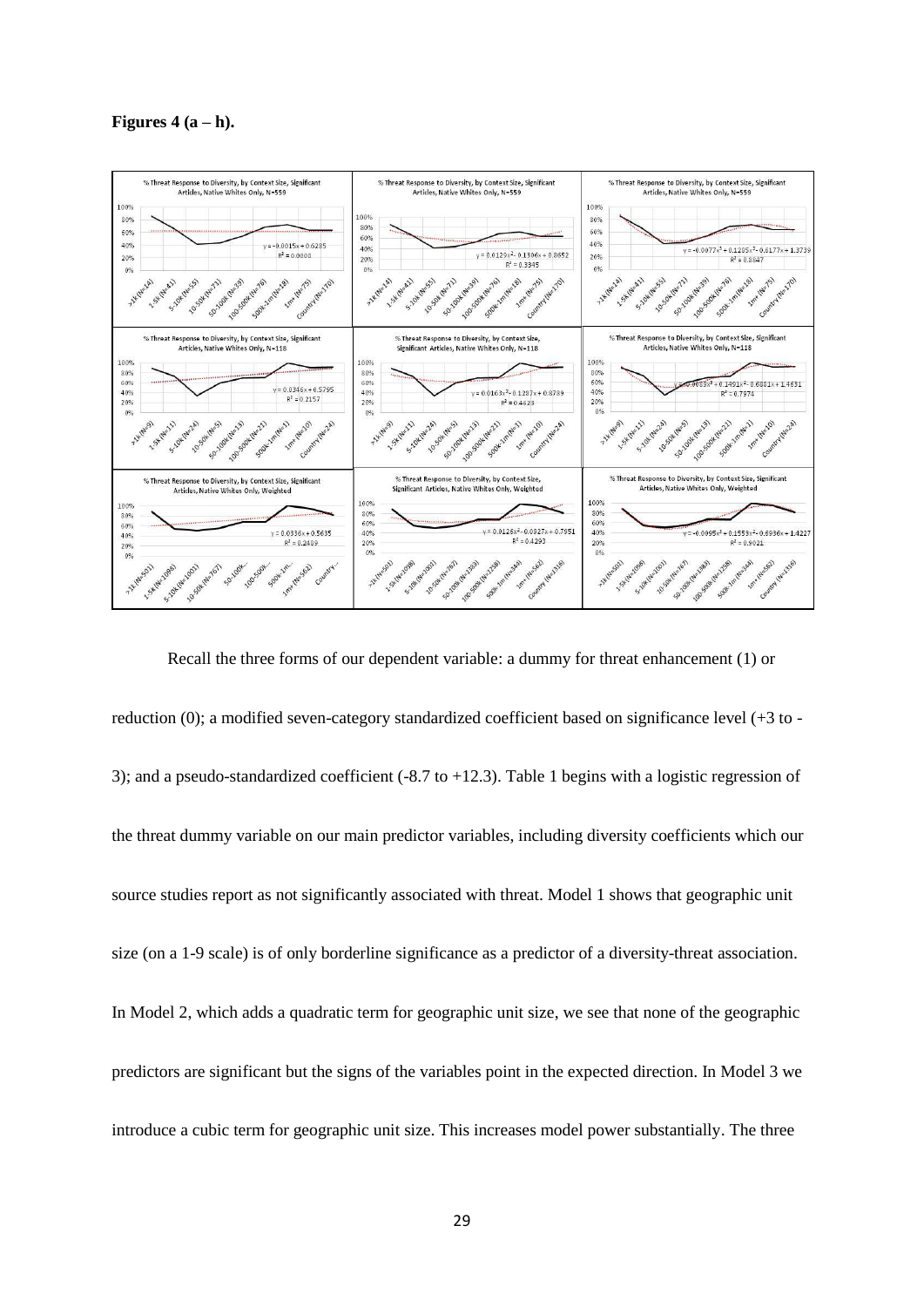**Figures 4 (a – h).**

Recall the three forms of our dependent variable: a dummy for threat enhancement (1) or reduction (0); a modified seven-category standardized coefficient based on significance level (+3 to -3); and a pseudo-standardized coefficient (-8.7 to +12.3). Table 1 begins with a logistic regression of the threat dummy variable on our main predictor variables, including diversity coefficients which our source studies report as not significantly associated with threat. Model 1 shows that geographic unit size (on a 1-9 scale) is of only borderline significance as a predictor of a diversity-threat association. In Model 2, which adds a quadratic term for geographic unit size, we see that none of the geographic predictors are significant but the signs of the variables point in the expected direction. In Model 3 we introduce a cubic term for geographic unit size. This increases model power substantially. The three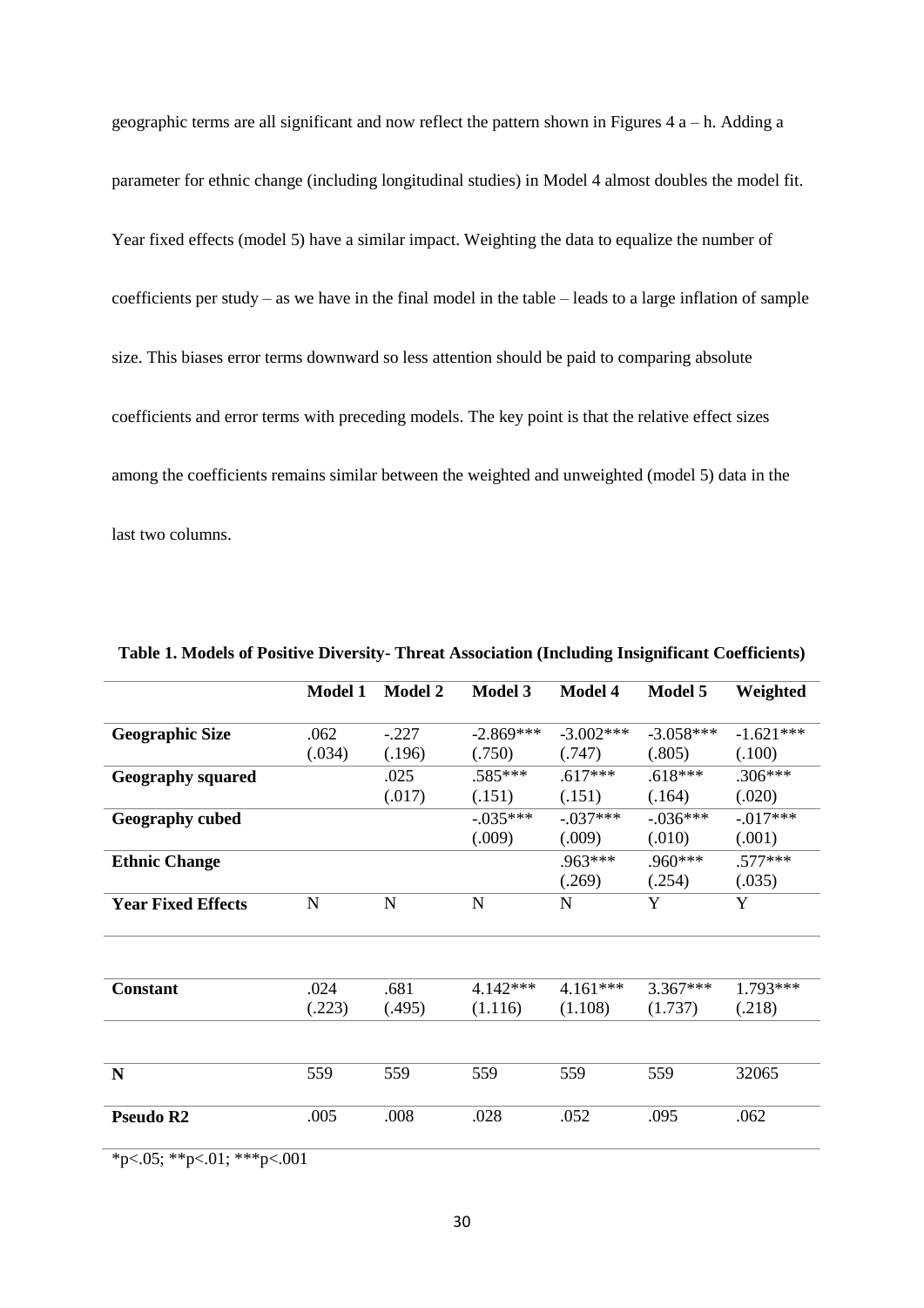geographic terms are all significant and now reflect the pattern shown in Figures 4 a – h. Adding a parameter for ethnic change (including longitudinal studies) in Model 4 almost doubles the model fit. Year fixed effects (model 5) have a similar impact. Weighting the data to equalize the number of coefficients per study – as we have in the final model in the table – leads to a large inflation of sample size. This biases error terms downward so less attention should be paid to comparing absolute coefficients and error terms with preceding models. The key point is that the relative effect sizes among the coefficients remains similar between the weighted and unweighted (model 5) data in the last two columns.

**Table 1. Models of Positive Diversity- Threat Association (Including Insignificant Coefficients)**

| | Model 1 | Model 2 | Model 3 | Model 4 | Model 5 | Weighted |
|---|---|---|---|---|---|---|
| **Geographic Size** | .062<br>(.034) | -.227<br>(.196) | -2.869***<br>(.750) | -3.002***<br>(.747) | -3.058***<br>(.805) | -1.621***<br>(.100) |
| **Geography squared** | | .025<br>(.017) | .585***<br>(.151) | .617***<br>(.151) | .618***<br>(.164) | .306***<br>(.020) |
| **Geography cubed** | | | -.035***<br>(.009) | -.037***<br>(.009) | -.036***<br>(.010) | -.017***<br>(.001) |
| **Ethnic Change** | | | | .963***<br>(.269) | .960***<br>(.254) | .577***<br>(.035) |
| **Year Fixed Effects** | N | N | N | N | Y | Y |
| **Constant** | .024<br>(.223) | .681<br>(.495) | 4.142***<br>(1.116) | 4.161***<br>(1.108) | 3.367***<br>(1.737) | 1.793***<br>(.218) |
| **N** | 559 | 559 | 559 | 559 | 559 | 32065 |
| **Pseudo R2** | .005 | .008 | .028 | .052 | .095 | .062 |

*p<.05; **p<.01; ***p<.001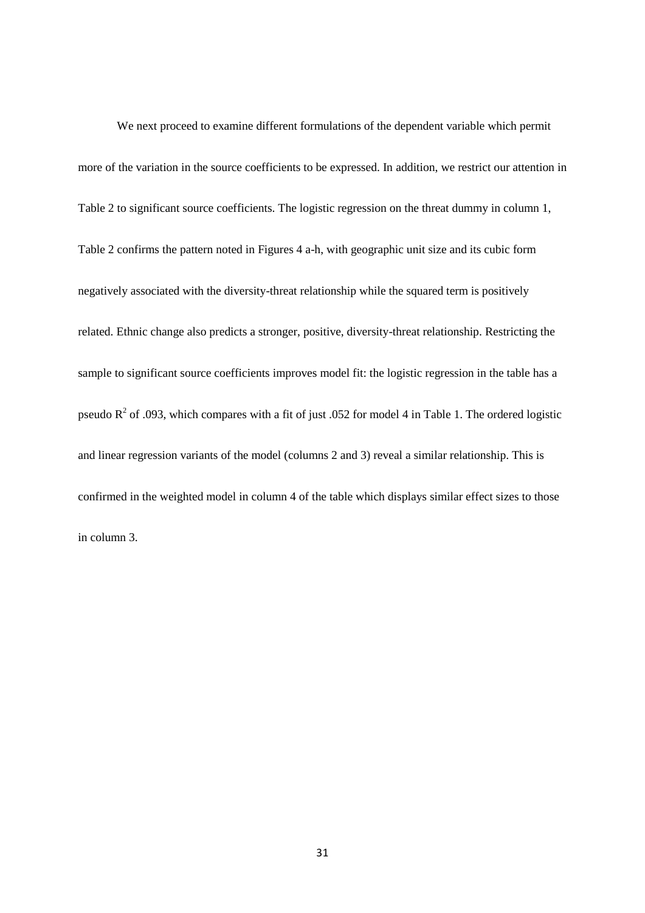We next proceed to examine different formulations of the dependent variable which permit more of the variation in the source coefficients to be expressed. In addition, we restrict our attention in Table 2 to significant source coefficients. The logistic regression on the threat dummy in column 1, Table 2 confirms the pattern noted in Figures 4 a-h, with geographic unit size and its cubic form negatively associated with the diversity-threat relationship while the squared term is positively related. Ethnic change also predicts a stronger, positive, diversity-threat relationship. Restricting the sample to significant source coefficients improves model fit: the logistic regression in the table has a pseudo $R^2$ of .093, which compares with a fit of just .052 for model 4 in Table 1. The ordered logistic and linear regression variants of the model (columns 2 and 3) reveal a similar relationship. This is confirmed in the weighted model in column 4 of the table which displays similar effect sizes to those in column 3.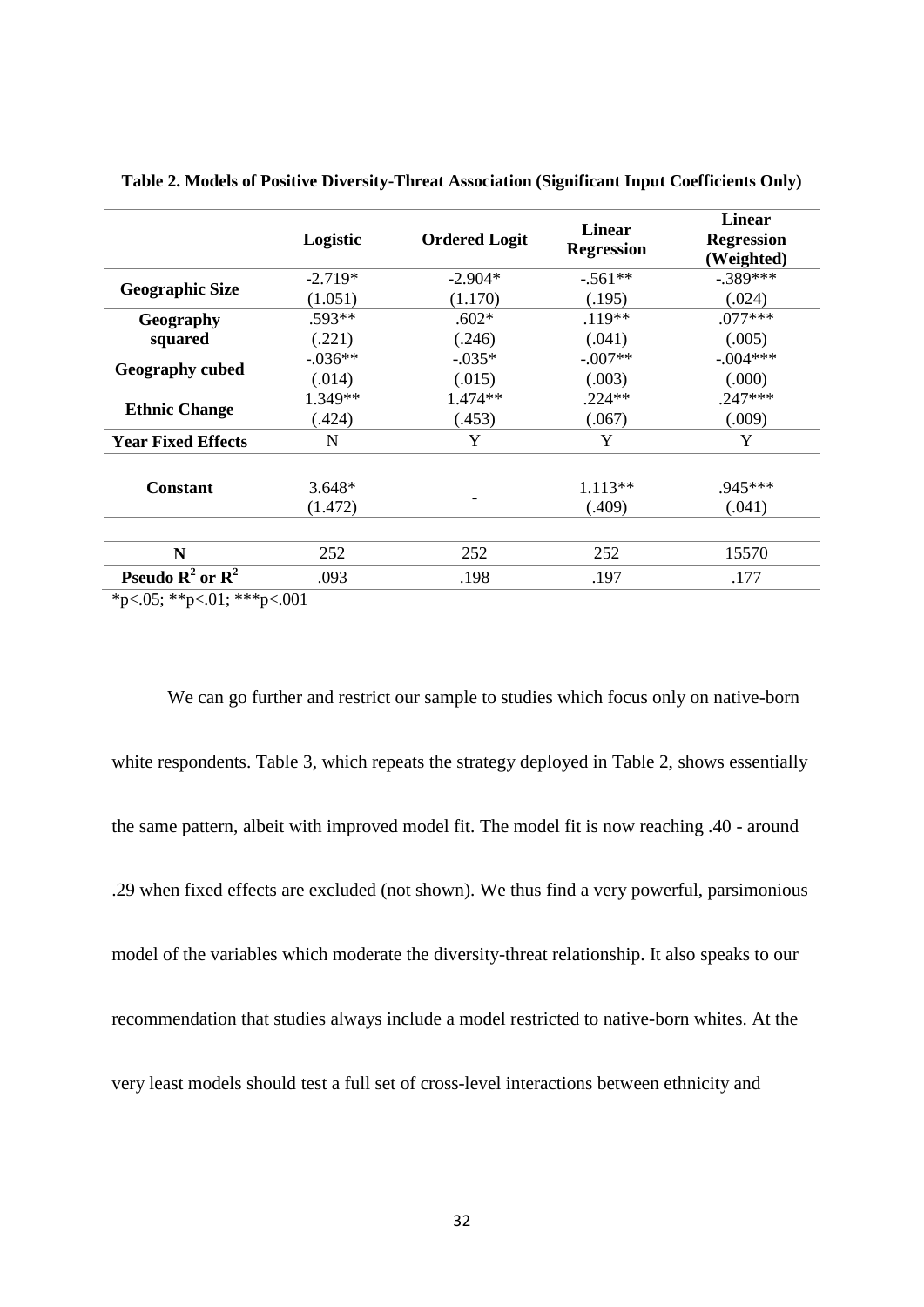**Table 2. Models of Positive Diversity-Threat Association (Significant Input Coefficients Only)**

| | Logistic | Ordered Logit | Linear Regression | Linear Regression (Weighted) |
|---|---|---|---|---|
| **Geographic Size** | -2.719* | -2.904* | -.561** | -.389*** |
| | (1.051) | (1.170) | (.195) | (.024) |
| **Geography squared** | .593** | .602* | .119** | .077*** |
| | (.221) | (.246) | (.041) | (.005) |
| **Geography cubed** | -.036** | -.035* | -.007** | -.004*** |
| | (.014) | (.015) | (.003) | (.000) |
| **Ethnic Change** | 1.349** | 1.474** | .224** | .247*** |
| | (.424) | (.453) | (.067) | (.009) |
| **Year Fixed Effects** | N | Y | Y | Y |
| | | | | |
| **Constant** | 3.648* | - | 1.113** | .945*** |
| | (1.472) | | (.409) | (.041) |
| | | | | |
| **N** | 252 | 252 | 252 | 15570 |
| **Pseudo $R^2$ or $R^2$** | .093 | .198 | .197 | .177 |

*p<.05; **p<.01; ***p<.001

We can go further and restrict our sample to studies which focus only on native-born white respondents. Table 3, which repeats the strategy deployed in Table 2, shows essentially the same pattern, albeit with improved model fit. The model fit is now reaching .40 - around .29 when fixed effects are excluded (not shown). We thus find a very powerful, parsimonious model of the variables which moderate the diversity-threat relationship. It also speaks to our recommendation that studies always include a model restricted to native-born whites. At the very least models should test a full set of cross-level interactions between ethnicity and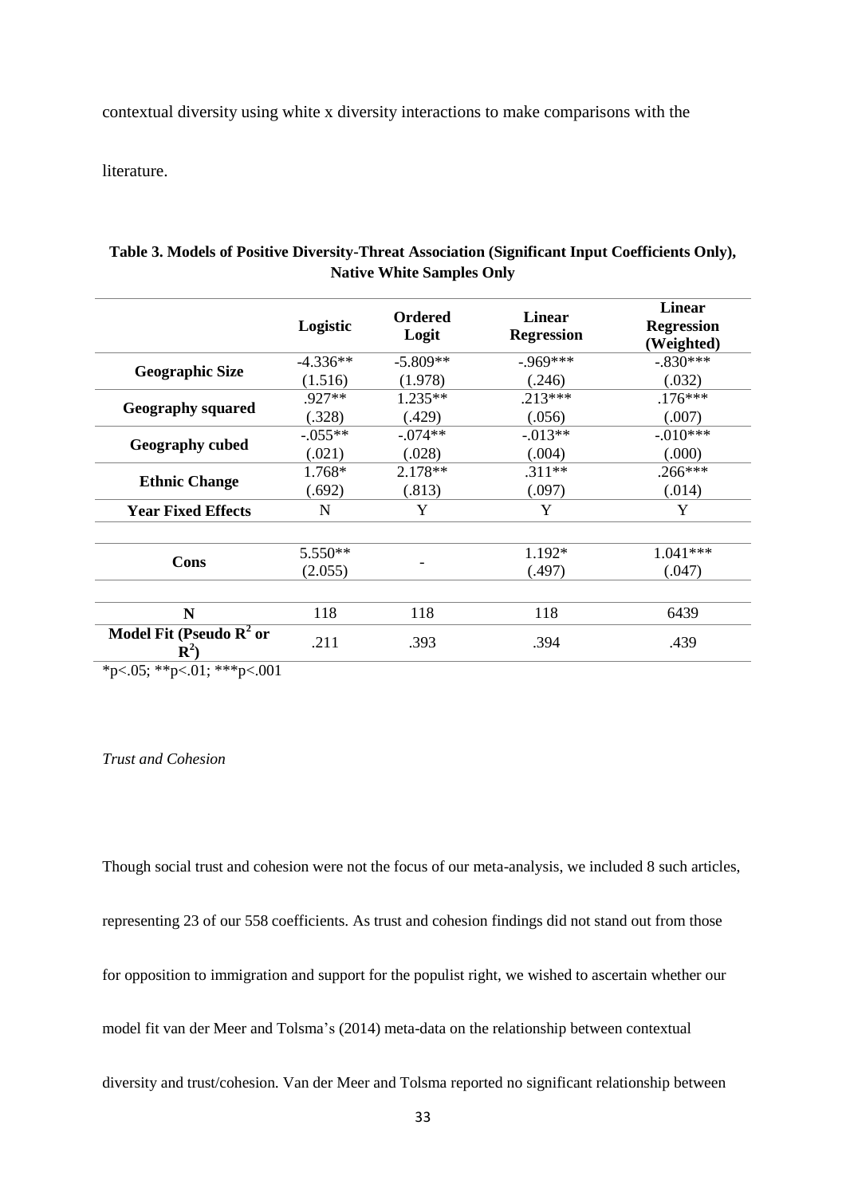contextual diversity using white x diversity interactions to make comparisons with the literature.

**Table 3. Models of Positive Diversity-Threat Association (Significant Input Coefficients Only), Native White Samples Only**

| | Logistic | Ordered Logit | Linear Regression | Linear Regression (Weighted) |
|---|---|---|---|---|
| **Geographic Size** | -4.336** | -5.809** | -.969*** | -.830*** |
| | (1.516) | (1.978) | (.246) | (.032) |
| **Geography squared** | .927** | 1.235** | .213*** | .176*** |
| | (.328) | (.429) | (.056) | (.007) |
| **Geography cubed** | -.055** | -.074** | -.013** | -.010*** |
| | (.021) | (.028) | (.004) | (.000) |
| **Ethnic Change** | 1.768* | 2.178** | .311** | .266*** |
| | (.692) | (.813) | (.097) | (.014) |
| **Year Fixed Effects** | N | Y | Y | Y |
| **Cons** | 5.550** | - | 1.192* | 1.041*** |
| | (2.055) | | (.497) | (.047) |
| **N** | 118 | 118 | 118 | 6439 |
| **Model Fit (Pseudo $R^2$ or $R^2$)** | .211 | .393 | .394 | .439 |

*p<.05; **p<.01; ***p<.001

*Trust and Cohesion*

Though social trust and cohesion were not the focus of our meta-analysis, we included 8 such articles, representing 23 of our 558 coefficients. As trust and cohesion findings did not stand out from those for opposition to immigration and support for the populist right, we wished to ascertain whether our model fit van der Meer and Tolsma's (2014) meta-data on the relationship between contextual diversity and trust/cohesion. Van der Meer and Tolsma reported no significant relationship between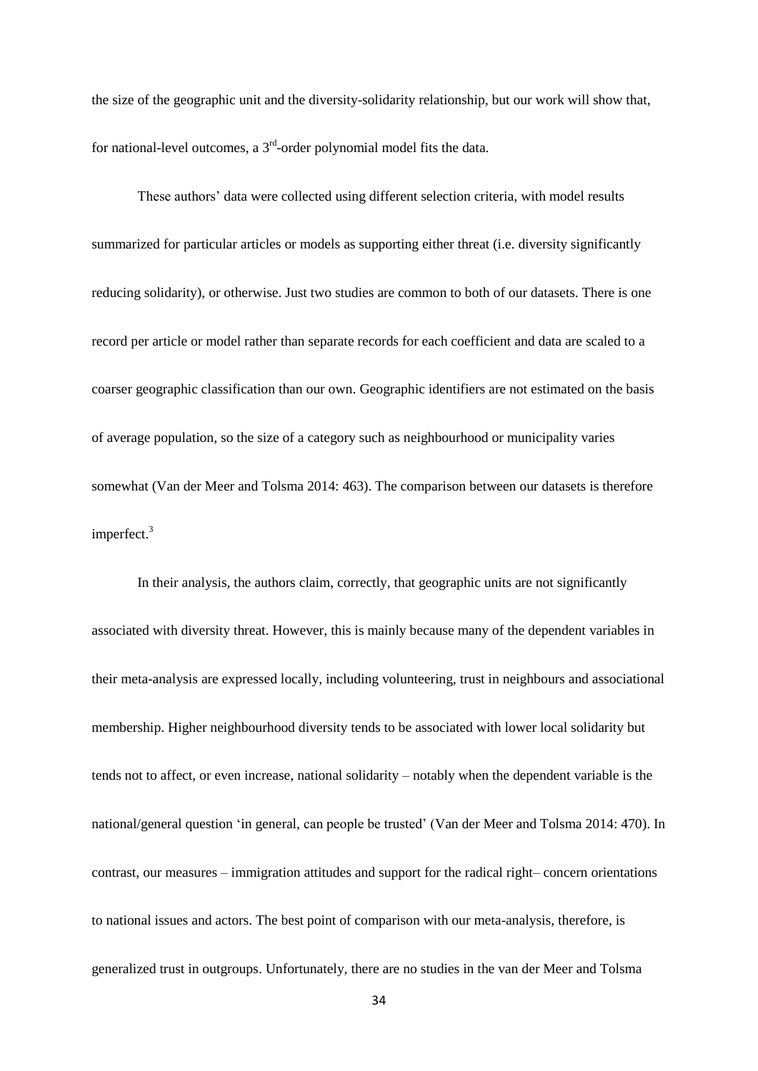the size of the geographic unit and the diversity-solidarity relationship, but our work will show that, for national-level outcomes, a $3^{rd}$-order polynomial model fits the data.

These authors' data were collected using different selection criteria, with model results summarized for particular articles or models as supporting either threat (i.e. diversity significantly reducing solidarity), or otherwise. Just two studies are common to both of our datasets. There is one record per article or model rather than separate records for each coefficient and data are scaled to a coarser geographic classification than our own. Geographic identifiers are not estimated on the basis of average population, so the size of a category such as neighbourhood or municipality varies somewhat (Van der Meer and Tolsma 2014: 463). The comparison between our datasets is therefore imperfect.[3]

In their analysis, the authors claim, correctly, that geographic units are not significantly associated with diversity threat. However, this is mainly because many of the dependent variables in their meta-analysis are expressed locally, including volunteering, trust in neighbours and associational membership. Higher neighbourhood diversity tends to be associated with lower local solidarity but tends not to affect, or even increase, national solidarity – notably when the dependent variable is the national/general question 'in general, can people be trusted' (Van der Meer and Tolsma 2014: 470). In contrast, our measures – immigration attitudes and support for the radical right– concern orientations to national issues and actors. The best point of comparison with our meta-analysis, therefore, is generalized trust in outgroups. Unfortunately, there are no studies in the van der Meer and Tolsma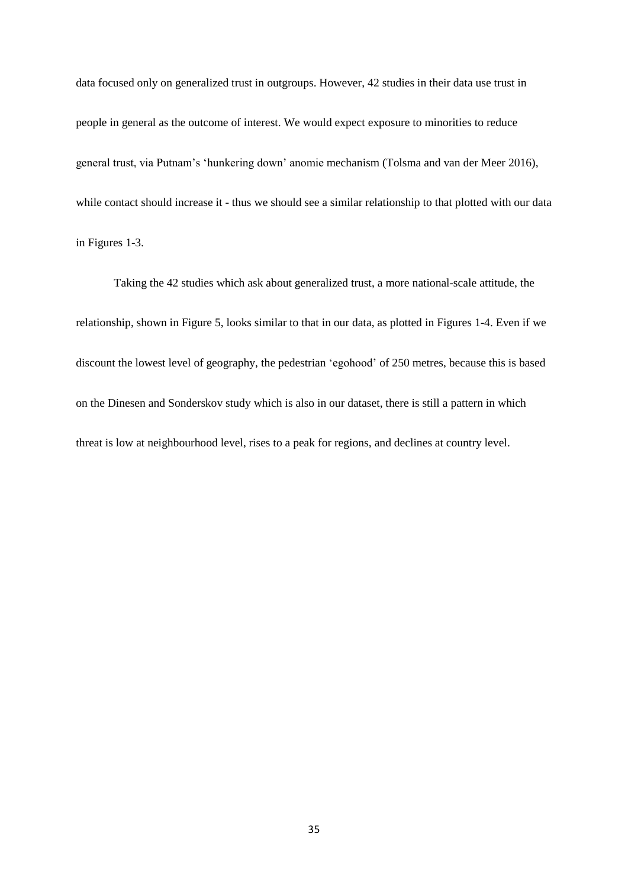data focused only on generalized trust in outgroups. However, 42 studies in their data use trust in people in general as the outcome of interest. We would expect exposure to minorities to reduce general trust, via Putnam's 'hunkering down' anomie mechanism (Tolsma and van der Meer 2016), while contact should increase it - thus we should see a similar relationship to that plotted with our data in Figures 1-3.

Taking the 42 studies which ask about generalized trust, a more national-scale attitude, the relationship, shown in Figure 5, looks similar to that in our data, as plotted in Figures 1-4. Even if we discount the lowest level of geography, the pedestrian 'egohood' of 250 metres, because this is based on the Dinesen and Sonderskov study which is also in our dataset, there is still a pattern in which threat is low at neighbourhood level, rises to a peak for regions, and declines at country level.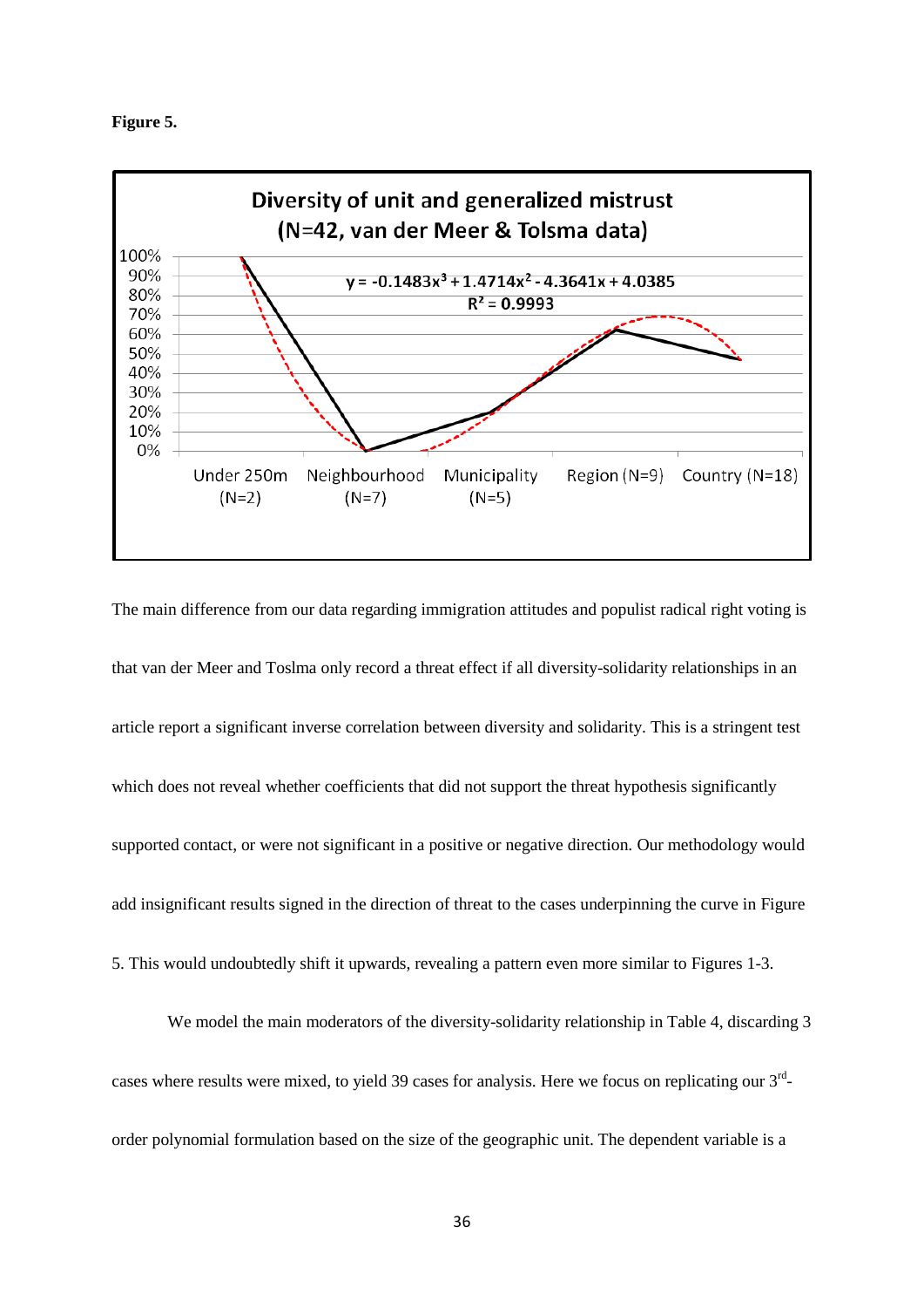**Figure 5.**

Diversity of unit and generalized mistrust (N=42, van der Meer & Tolsma data)

$y = -0.1483x^3 + 1.4714x^2 - 4.3641x + 4.0385$

$R^2 = 0.9993$

Under 250m (N=2) | Neighbourhood (N=7) | Municipality (N=5) | Region (N=9) | Country (N=18)

The main difference from our data regarding immigration attitudes and populist radical right voting is that van der Meer and Toslma only record a threat effect if all diversity-solidarity relationships in an article report a significant inverse correlation between diversity and solidarity. This is a stringent test which does not reveal whether coefficients that did not support the threat hypothesis significantly supported contact, or were not significant in a positive or negative direction. Our methodology would add insignificant results signed in the direction of threat to the cases underpinning the curve in Figure 5. This would undoubtedly shift it upwards, revealing a pattern even more similar to Figures 1-3.

We model the main moderators of the diversity-solidarity relationship in Table 4, discarding 3 cases where results were mixed, to yield 39 cases for analysis. Here we focus on replicating our 3rd-order polynomial formulation based on the size of the geographic unit. The dependent variable is a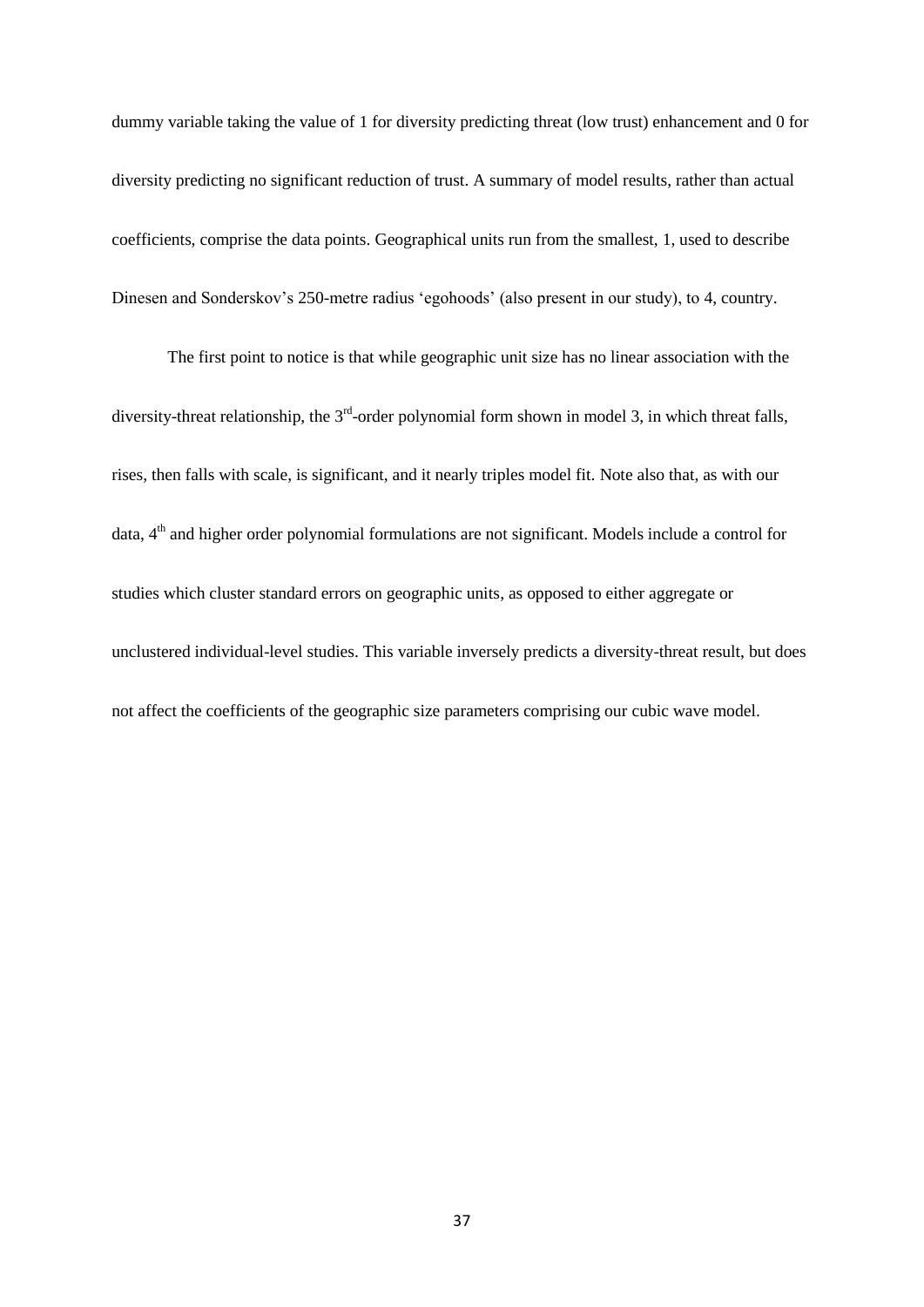dummy variable taking the value of 1 for diversity predicting threat (low trust) enhancement and 0 for diversity predicting no significant reduction of trust. A summary of model results, rather than actual coefficients, comprise the data points. Geographical units run from the smallest, 1, used to describe Dinesen and Sonderskov's 250-metre radius 'egohoods' (also present in our study), to 4, country.

The first point to notice is that while geographic unit size has no linear association with the diversity-threat relationship, the 3$^{rd}$-order polynomial form shown in model 3, in which threat falls, rises, then falls with scale, is significant, and it nearly triples model fit. Note also that, as with our data, 4$^{th}$ and higher order polynomial formulations are not significant. Models include a control for studies which cluster standard errors on geographic units, as opposed to either aggregate or unclustered individual-level studies. This variable inversely predicts a diversity-threat result, but does not affect the coefficients of the geographic size parameters comprising our cubic wave model.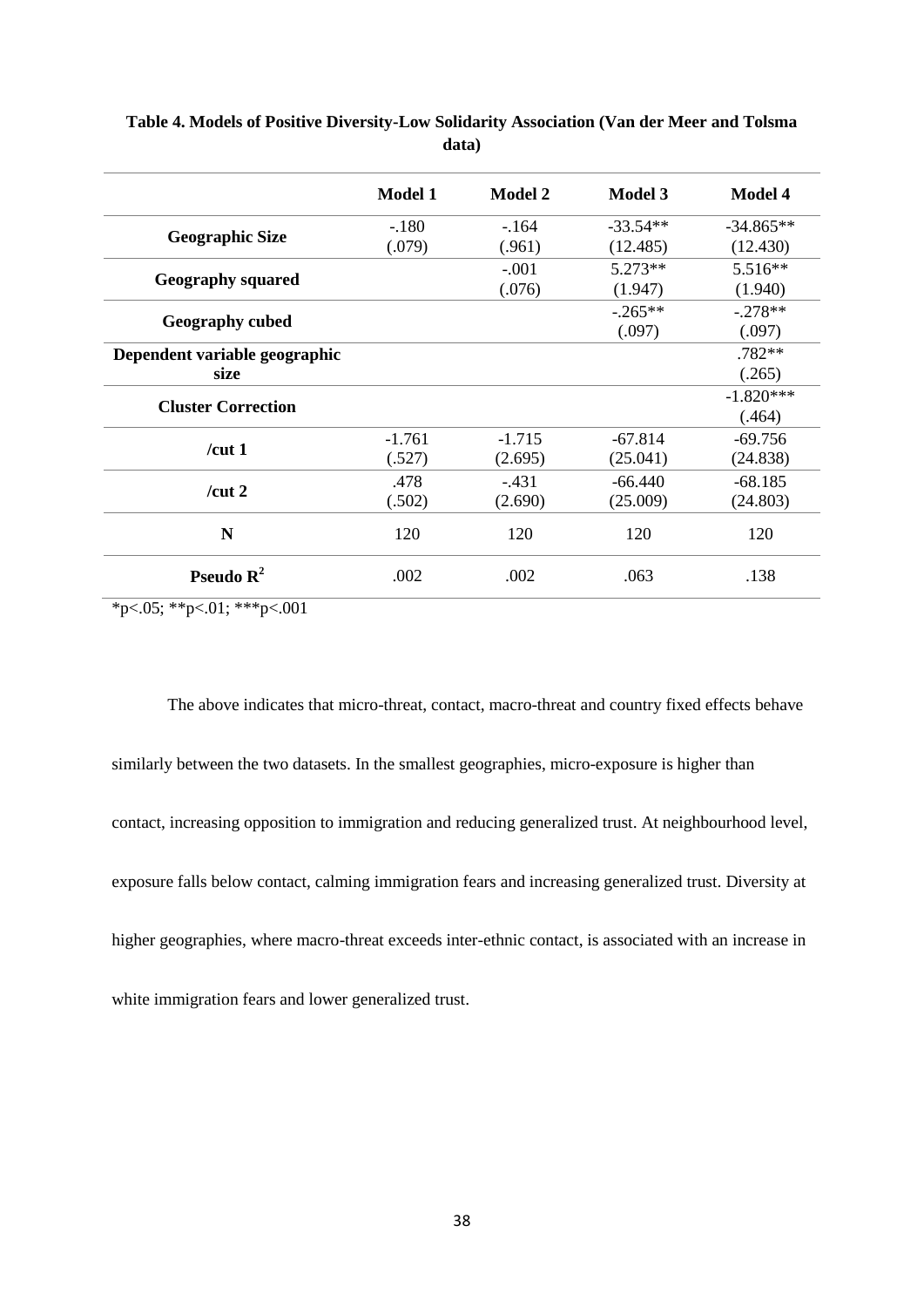**Table 4. Models of Positive Diversity-Low Solidarity Association (Van der Meer and Tolsma data)**

| | Model 1 | Model 2 | Model 3 | Model 4 |
|---|---|---|---|---|
| **Geographic Size** | -.180<br>(.079) | -.164<br>(.961) | -33.54**<br>(12.485) | -34.865**<br>(12.430) |
| **Geography squared** | | -.001<br>(.076) | 5.273**<br>(1.947) | 5.516**<br>(1.940) |
| **Geography cubed** | | | -.265**<br>(.097) | -.278**<br>(.097) |
| **Dependent variable geographic size** | | | | .782**<br>(.265) |
| **Cluster Correction** | | | | -1.820***<br>(.464) |
| **/cut 1** | -1.761<br>(.527) | -1.715<br>(2.695) | -67.814<br>(25.041) | -69.756<br>(24.838) |
| **/cut 2** | .478<br>(.502) | -.431<br>(2.690) | -66.440<br>(25.009) | -68.185<br>(24.803) |
| **N** | 120 | 120 | 120 | 120 |
| **Pseudo $R^2$** | .002 | .002 | .063 | .138 |

*p<.05; **p<.01; ***p<.001

The above indicates that micro-threat, contact, macro-threat and country fixed effects behave similarly between the two datasets. In the smallest geographies, micro-exposure is higher than contact, increasing opposition to immigration and reducing generalized trust. At neighbourhood level, exposure falls below contact, calming immigration fears and increasing generalized trust. Diversity at higher geographies, where macro-threat exceeds inter-ethnic contact, is associated with an increase in white immigration fears and lower generalized trust.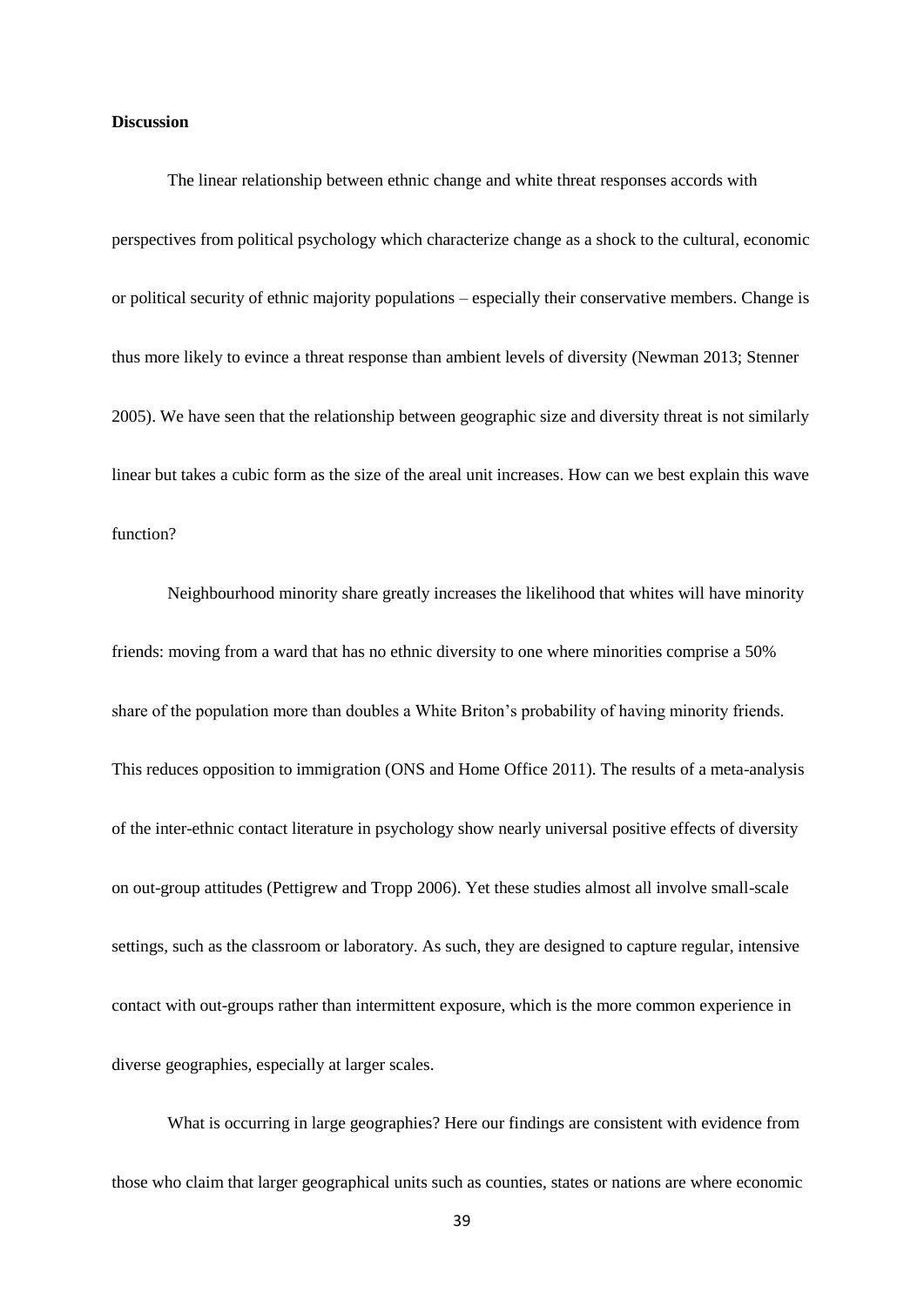**Discussion**

The linear relationship between ethnic change and white threat responses accords with perspectives from political psychology which characterize change as a shock to the cultural, economic or political security of ethnic majority populations – especially their conservative members. Change is thus more likely to evince a threat response than ambient levels of diversity (Newman 2013; Stenner 2005). We have seen that the relationship between geographic size and diversity threat is not similarly linear but takes a cubic form as the size of the areal unit increases. How can we best explain this wave function?

Neighbourhood minority share greatly increases the likelihood that whites will have minority friends: moving from a ward that has no ethnic diversity to one where minorities comprise a 50% share of the population more than doubles a White Briton's probability of having minority friends. This reduces opposition to immigration (ONS and Home Office 2011). The results of a meta-analysis of the inter-ethnic contact literature in psychology show nearly universal positive effects of diversity on out-group attitudes (Pettigrew and Tropp 2006). Yet these studies almost all involve small-scale settings, such as the classroom or laboratory. As such, they are designed to capture regular, intensive contact with out-groups rather than intermittent exposure, which is the more common experience in diverse geographies, especially at larger scales.

What is occurring in large geographies? Here our findings are consistent with evidence from those who claim that larger geographical units such as counties, states or nations are where economic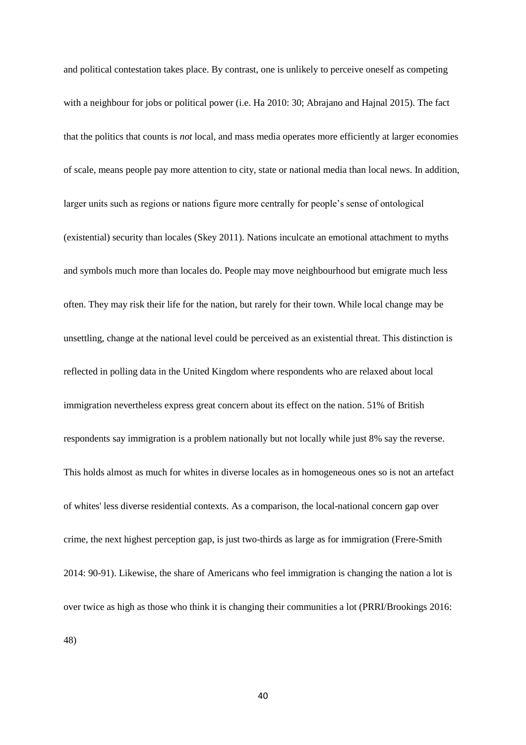and political contestation takes place. By contrast, one is unlikely to perceive oneself as competing with a neighbour for jobs or political power (i.e. Ha 2010: 30; Abrajano and Hajnal 2015). The fact that the politics that counts is *not* local, and mass media operates more efficiently at larger economies of scale, means people pay more attention to city, state or national media than local news. In addition, larger units such as regions or nations figure more centrally for people's sense of ontological (existential) security than locales (Skey 2011). Nations inculcate an emotional attachment to myths and symbols much more than locales do. People may move neighbourhood but emigrate much less often. They may risk their life for the nation, but rarely for their town. While local change may be unsettling, change at the national level could be perceived as an existential threat. This distinction is reflected in polling data in the United Kingdom where respondents who are relaxed about local immigration nevertheless express great concern about its effect on the nation. 51% of British respondents say immigration is a problem nationally but not locally while just 8% say the reverse. This holds almost as much for whites in diverse locales as in homogeneous ones so is not an artefact of whites' less diverse residential contexts. As a comparison, the local-national concern gap over crime, the next highest perception gap, is just two-thirds as large as for immigration (Frere-Smith 2014: 90-91). Likewise, the share of Americans who feel immigration is changing the nation a lot is over twice as high as those who think it is changing their communities a lot (PRRI/Brookings 2016: 48)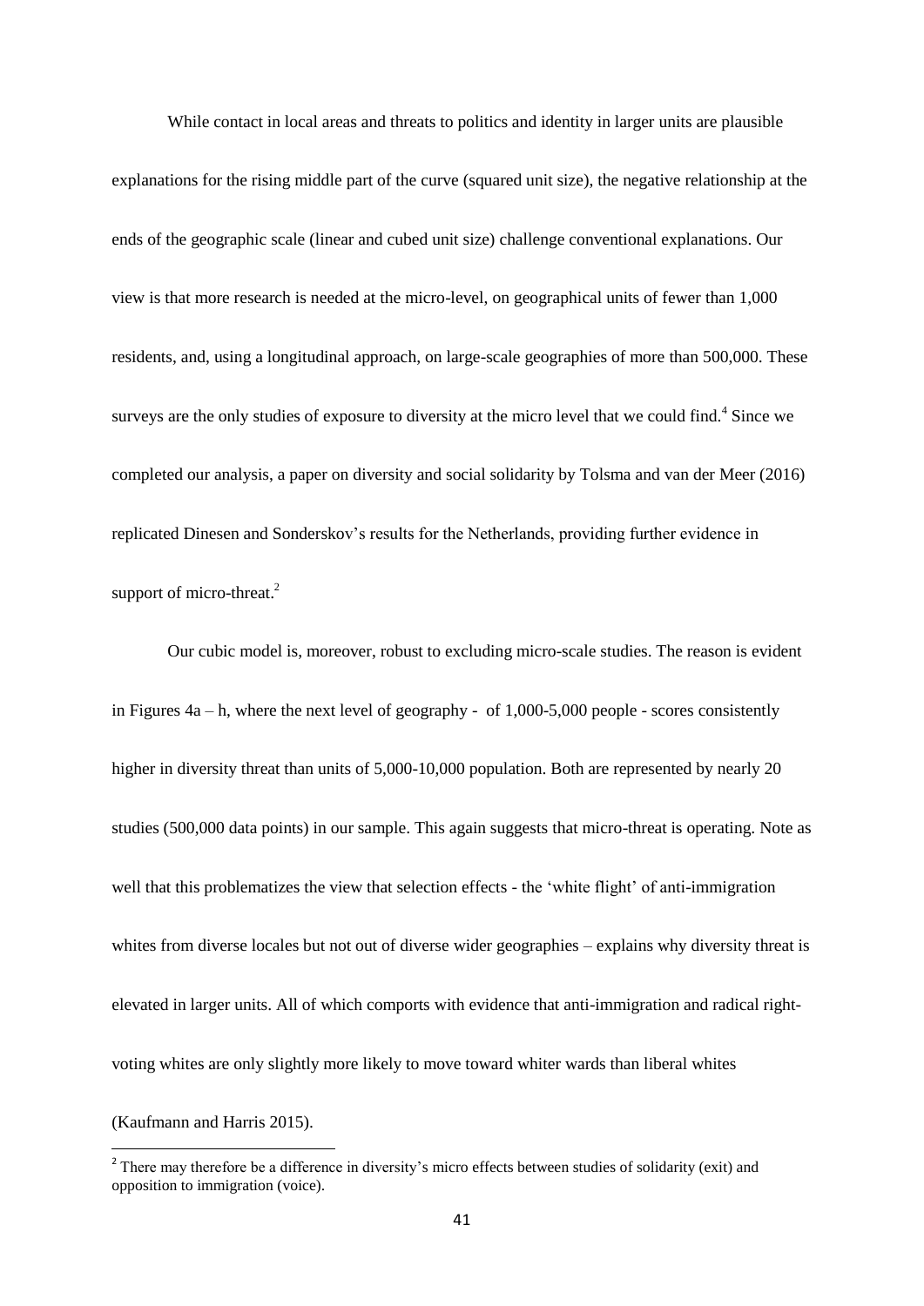While contact in local areas and threats to politics and identity in larger units are plausible explanations for the rising middle part of the curve (squared unit size), the negative relationship at the ends of the geographic scale (linear and cubed unit size) challenge conventional explanations. Our view is that more research is needed at the micro-level, on geographical units of fewer than 1,000 residents, and, using a longitudinal approach, on large-scale geographies of more than 500,000. These surveys are the only studies of exposure to diversity at the micro level that we could find.[4] Since we completed our analysis, a paper on diversity and social solidarity by Tolsma and van der Meer (2016) replicated Dinesen and Sonderskov's results for the Netherlands, providing further evidence in support of micro-threat.[2]

Our cubic model is, moreover, robust to excluding micro-scale studies. The reason is evident in Figures 4a – h, where the next level of geography - of 1,000-5,000 people - scores consistently higher in diversity threat than units of 5,000-10,000 population. Both are represented by nearly 20 studies (500,000 data points) in our sample. This again suggests that micro-threat is operating. Note as well that this problematizes the view that selection effects - the 'white flight' of anti-immigration whites from diverse locales but not out of diverse wider geographies – explains why diversity threat is elevated in larger units. All of which comports with evidence that anti-immigration and radical right-voting whites are only slightly more likely to move toward whiter wards than liberal whites (Kaufmann and Harris 2015).

---

[2] There may therefore be a difference in diversity's micro effects between studies of solidarity (exit) and opposition to immigration (voice).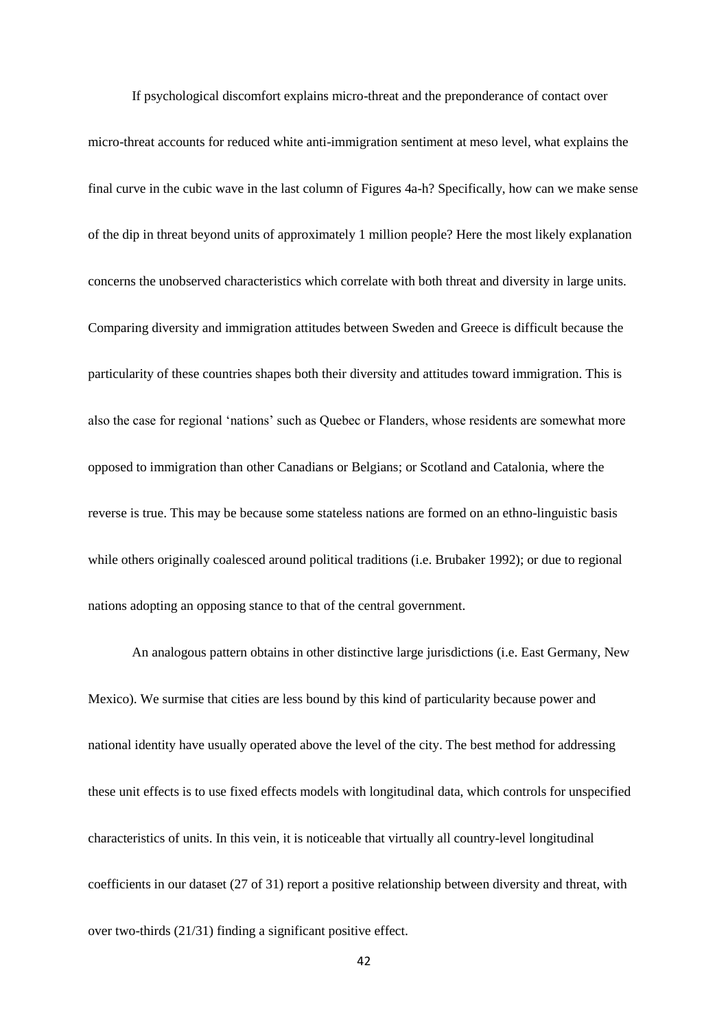If psychological discomfort explains micro-threat and the preponderance of contact over micro-threat accounts for reduced white anti-immigration sentiment at meso level, what explains the final curve in the cubic wave in the last column of Figures 4a-h? Specifically, how can we make sense of the dip in threat beyond units of approximately 1 million people? Here the most likely explanation concerns the unobserved characteristics which correlate with both threat and diversity in large units. Comparing diversity and immigration attitudes between Sweden and Greece is difficult because the particularity of these countries shapes both their diversity and attitudes toward immigration. This is also the case for regional 'nations' such as Quebec or Flanders, whose residents are somewhat more opposed to immigration than other Canadians or Belgians; or Scotland and Catalonia, where the reverse is true. This may be because some stateless nations are formed on an ethno-linguistic basis while others originally coalesced around political traditions (i.e. Brubaker 1992); or due to regional nations adopting an opposing stance to that of the central government.

An analogous pattern obtains in other distinctive large jurisdictions (i.e. East Germany, New Mexico). We surmise that cities are less bound by this kind of particularity because power and national identity have usually operated above the level of the city. The best method for addressing these unit effects is to use fixed effects models with longitudinal data, which controls for unspecified characteristics of units. In this vein, it is noticeable that virtually all country-level longitudinal coefficients in our dataset (27 of 31) report a positive relationship between diversity and threat, with over two-thirds (21/31) finding a significant positive effect.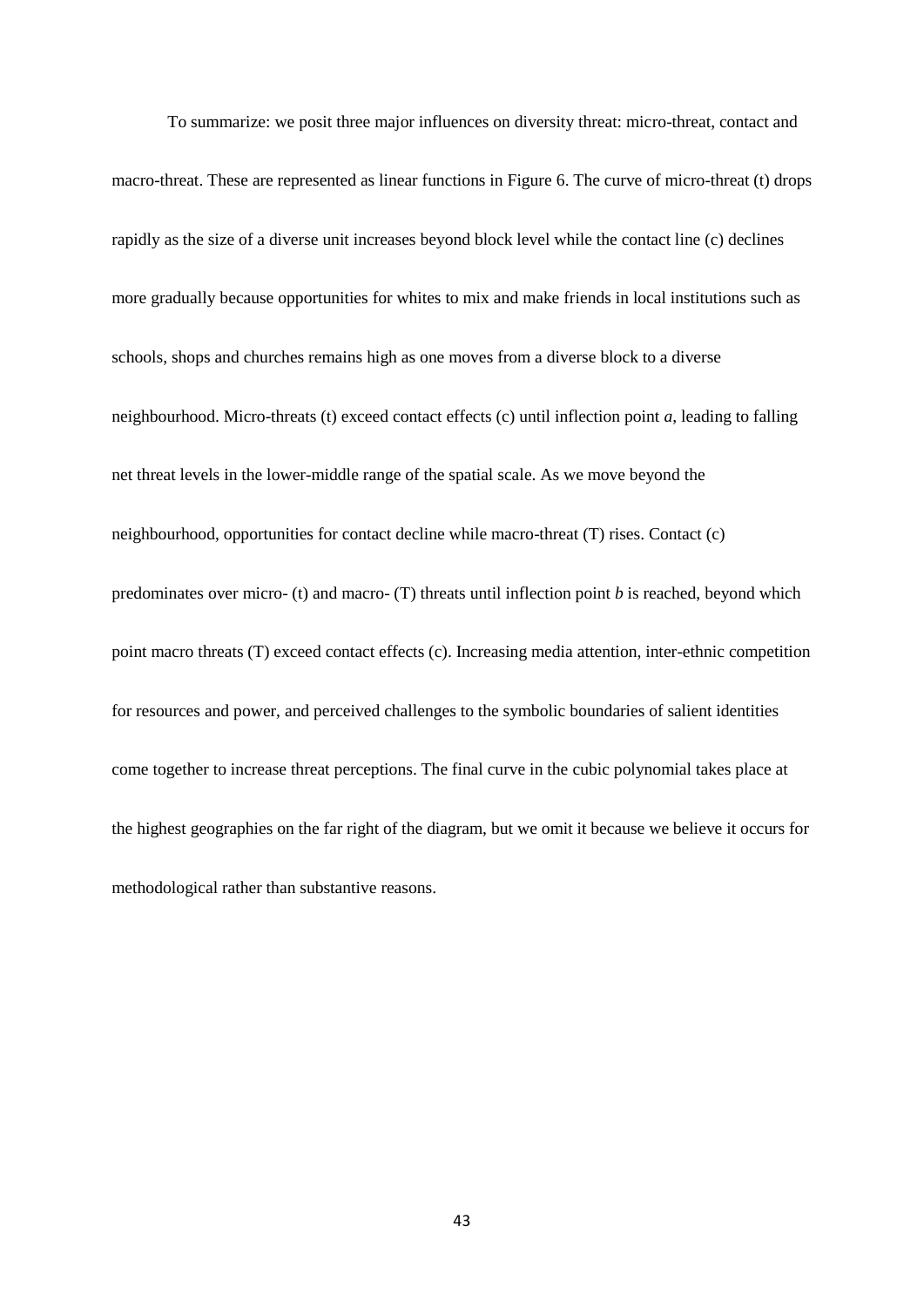To summarize: we posit three major influences on diversity threat: micro-threat, contact and macro-threat. These are represented as linear functions in Figure 6. The curve of micro-threat (t) drops rapidly as the size of a diverse unit increases beyond block level while the contact line (c) declines more gradually because opportunities for whites to mix and make friends in local institutions such as schools, shops and churches remains high as one moves from a diverse block to a diverse neighbourhood. Micro-threats (t) exceed contact effects (c) until inflection point *a*, leading to falling net threat levels in the lower-middle range of the spatial scale. As we move beyond the neighbourhood, opportunities for contact decline while macro-threat (T) rises. Contact (c) predominates over micro- (t) and macro- (T) threats until inflection point *b* is reached, beyond which point macro threats (T) exceed contact effects (c). Increasing media attention, inter-ethnic competition for resources and power, and perceived challenges to the symbolic boundaries of salient identities come together to increase threat perceptions. The final curve in the cubic polynomial takes place at the highest geographies on the far right of the diagram, but we omit it because we believe it occurs for methodological rather than substantive reasons.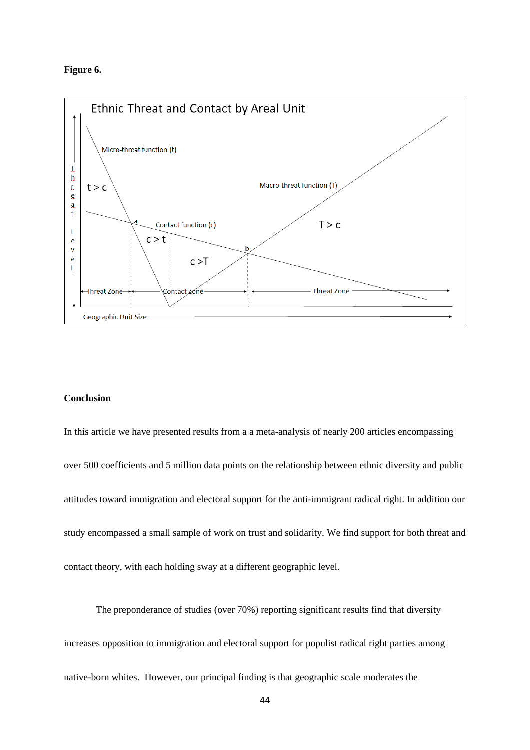**Figure 6.**

**Conclusion**

In this article we have presented results from a a meta-analysis of nearly 200 articles encompassing over 500 coefficients and 5 million data points on the relationship between ethnic diversity and public attitudes toward immigration and electoral support for the anti-immigrant radical right. In addition our study encompassed a small sample of work on trust and solidarity. We find support for both threat and contact theory, with each holding sway at a different geographic level.

The preponderance of studies (over 70%) reporting significant results find that diversity increases opposition to immigration and electoral support for populist radical right parties among native-born whites. However, our principal finding is that geographic scale moderates the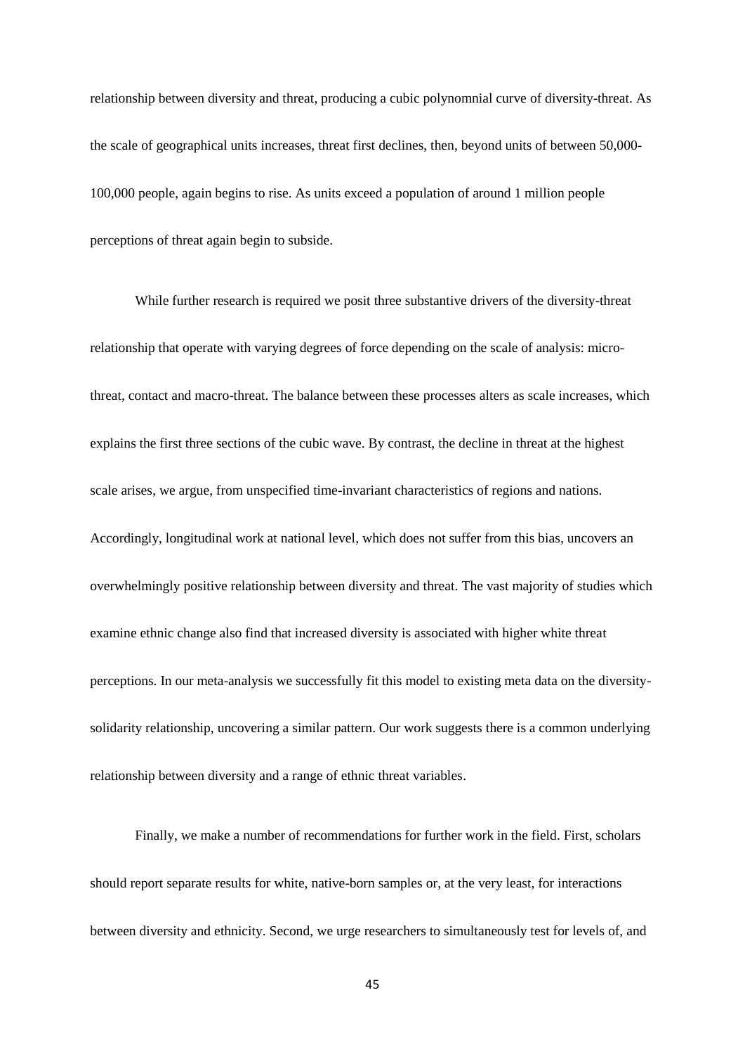relationship between diversity and threat, producing a cubic polynomnial curve of diversity-threat. As the scale of geographical units increases, threat first declines, then, beyond units of between 50,000-100,000 people, again begins to rise. As units exceed a population of around 1 million people perceptions of threat again begin to subside.

While further research is required we posit three substantive drivers of the diversity-threat relationship that operate with varying degrees of force depending on the scale of analysis: micro-threat, contact and macro-threat. The balance between these processes alters as scale increases, which explains the first three sections of the cubic wave. By contrast, the decline in threat at the highest scale arises, we argue, from unspecified time-invariant characteristics of regions and nations. Accordingly, longitudinal work at national level, which does not suffer from this bias, uncovers an overwhelmingly positive relationship between diversity and threat. The vast majority of studies which examine ethnic change also find that increased diversity is associated with higher white threat perceptions. In our meta-analysis we successfully fit this model to existing meta data on the diversity-solidarity relationship, uncovering a similar pattern. Our work suggests there is a common underlying relationship between diversity and a range of ethnic threat variables.

Finally, we make a number of recommendations for further work in the field. First, scholars should report separate results for white, native-born samples or, at the very least, for interactions between diversity and ethnicity. Second, we urge researchers to simultaneously test for levels of, and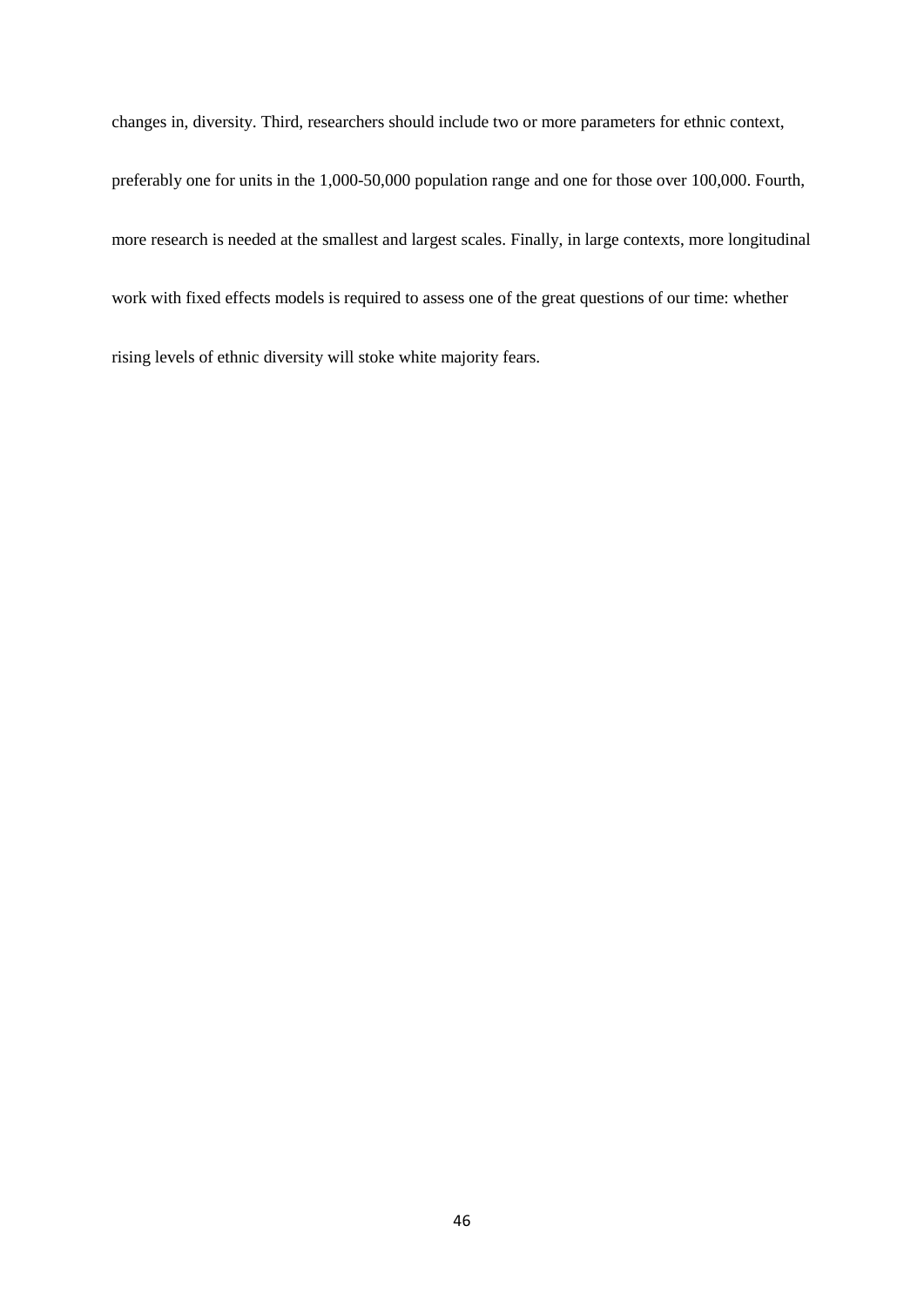changes in, diversity. Third, researchers should include two or more parameters for ethnic context, preferably one for units in the 1,000-50,000 population range and one for those over 100,000. Fourth, more research is needed at the smallest and largest scales. Finally, in large contexts, more longitudinal work with fixed effects models is required to assess one of the great questions of our time: whether rising levels of ethnic diversity will stoke white majority fears.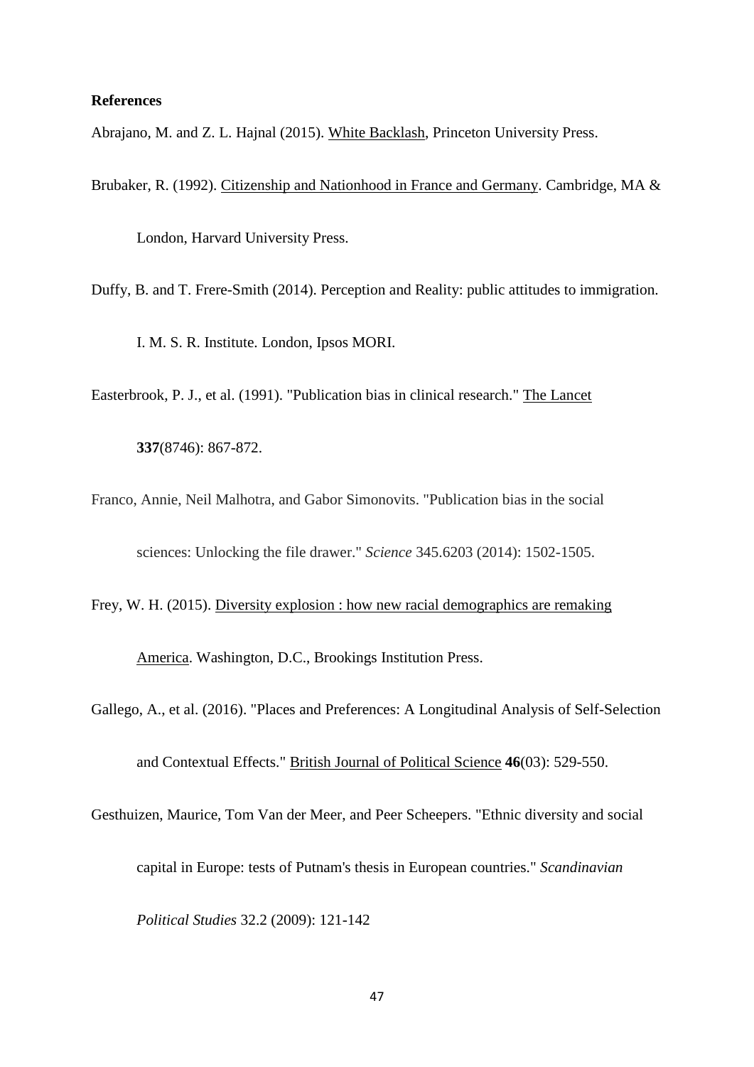**References**

Abrajano, M. and Z. L. Hajnal (2015). White Backlash, Princeton University Press.

Brubaker, R. (1992). Citizenship and Nationhood in France and Germany. Cambridge, MA & London, Harvard University Press.

Duffy, B. and T. Frere-Smith (2014). Perception and Reality: public attitudes to immigration. I. M. S. R. Institute. London, Ipsos MORI.

Easterbrook, P. J., et al. (1991). "Publication bias in clinical research." The Lancet **337**(8746): 867-872.

Franco, Annie, Neil Malhotra, and Gabor Simonovits. "Publication bias in the social sciences: Unlocking the file drawer." *Science* 345.6203 (2014): 1502-1505.

Frey, W. H. (2015). Diversity explosion : how new racial demographics are remaking America. Washington, D.C., Brookings Institution Press.

Gallego, A., et al. (2016). "Places and Preferences: A Longitudinal Analysis of Self-Selection and Contextual Effects." British Journal of Political Science **46**(03): 529-550.

Gesthuizen, Maurice, Tom Van der Meer, and Peer Scheepers. "Ethnic diversity and social capital in Europe: tests of Putnam's thesis in European countries." *Scandinavian Political Studies* 32.2 (2009): 121-142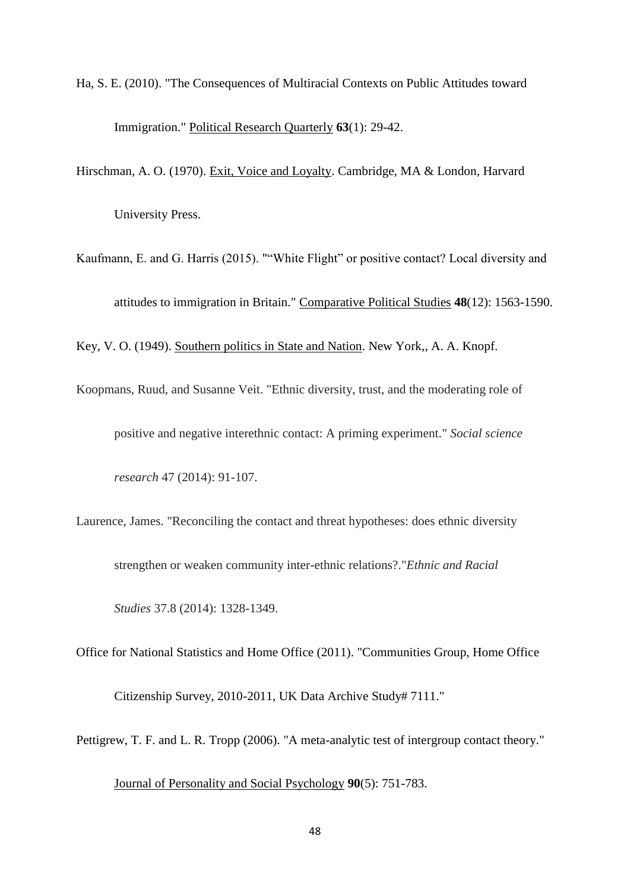Ha, S. E. (2010). "The Consequences of Multiracial Contexts on Public Attitudes toward Immigration." Political Research Quarterly **63**(1): 29-42.

Hirschman, A. O. (1970). Exit, Voice and Loyalty. Cambridge, MA & London, Harvard University Press.

Kaufmann, E. and G. Harris (2015). "“White Flight” or positive contact? Local diversity and attitudes to immigration in Britain." Comparative Political Studies **48**(12): 1563-1590.

Key, V. O. (1949). Southern politics in State and Nation. New York,, A. A. Knopf.

Koopmans, Ruud, and Susanne Veit. "Ethnic diversity, trust, and the moderating role of positive and negative interethnic contact: A priming experiment." *Social science research* 47 (2014): 91-107.

Laurence, James. "Reconciling the contact and threat hypotheses: does ethnic diversity strengthen or weaken community inter-ethnic relations?."*Ethnic and Racial Studies* 37.8 (2014): 1328-1349.

Office for National Statistics and Home Office (2011). "Communities Group, Home Office Citizenship Survey, 2010-2011, UK Data Archive Study# 7111."

Pettigrew, T. F. and L. R. Tropp (2006). "A meta-analytic test of intergroup contact theory." Journal of Personality and Social Psychology **90**(5): 751-783.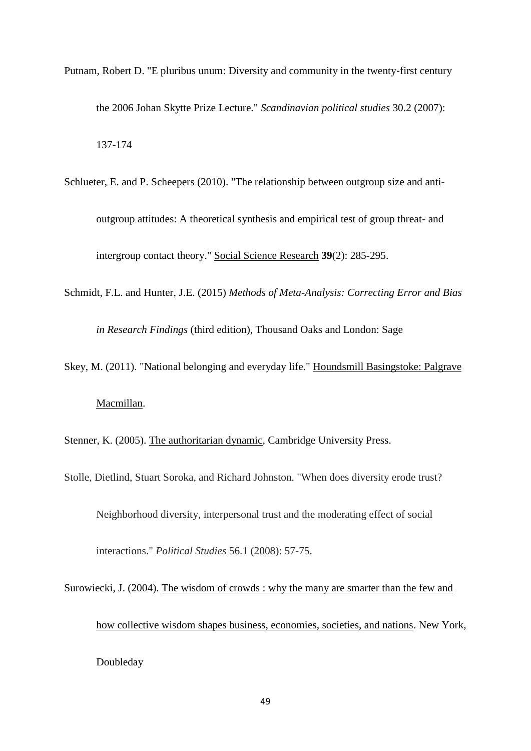Putnam, Robert D. "E pluribus unum: Diversity and community in the twenty-first century the 2006 Johan Skytte Prize Lecture." *Scandinavian political studies* 30.2 (2007): 137-174

Schlueter, E. and P. Scheepers (2010). "The relationship between outgroup size and anti-outgroup attitudes: A theoretical synthesis and empirical test of group threat- and intergroup contact theory." <u>Social Science Research</u> **39**(2): 285-295.

Schmidt, F.L. and Hunter, J.E. (2015) *Methods of Meta-Analysis: Correcting Error and Bias in Research Findings* (third edition), Thousand Oaks and London: Sage

Skey, M. (2011). "National belonging and everyday life." <u>Houndsmill Basingstoke: Palgrave Macmillan</u>.

Stenner, K. (2005). <u>The authoritarian dynamic</u>, Cambridge University Press.

Stolle, Dietlind, Stuart Soroka, and Richard Johnston. "When does diversity erode trust? Neighborhood diversity, interpersonal trust and the moderating effect of social interactions." *Political Studies* 56.1 (2008): 57-75.

Surowiecki, J. (2004). <u>The wisdom of crowds : why the many are smarter than the few and how collective wisdom shapes business, economies, societies, and nations</u>. New York, Doubleday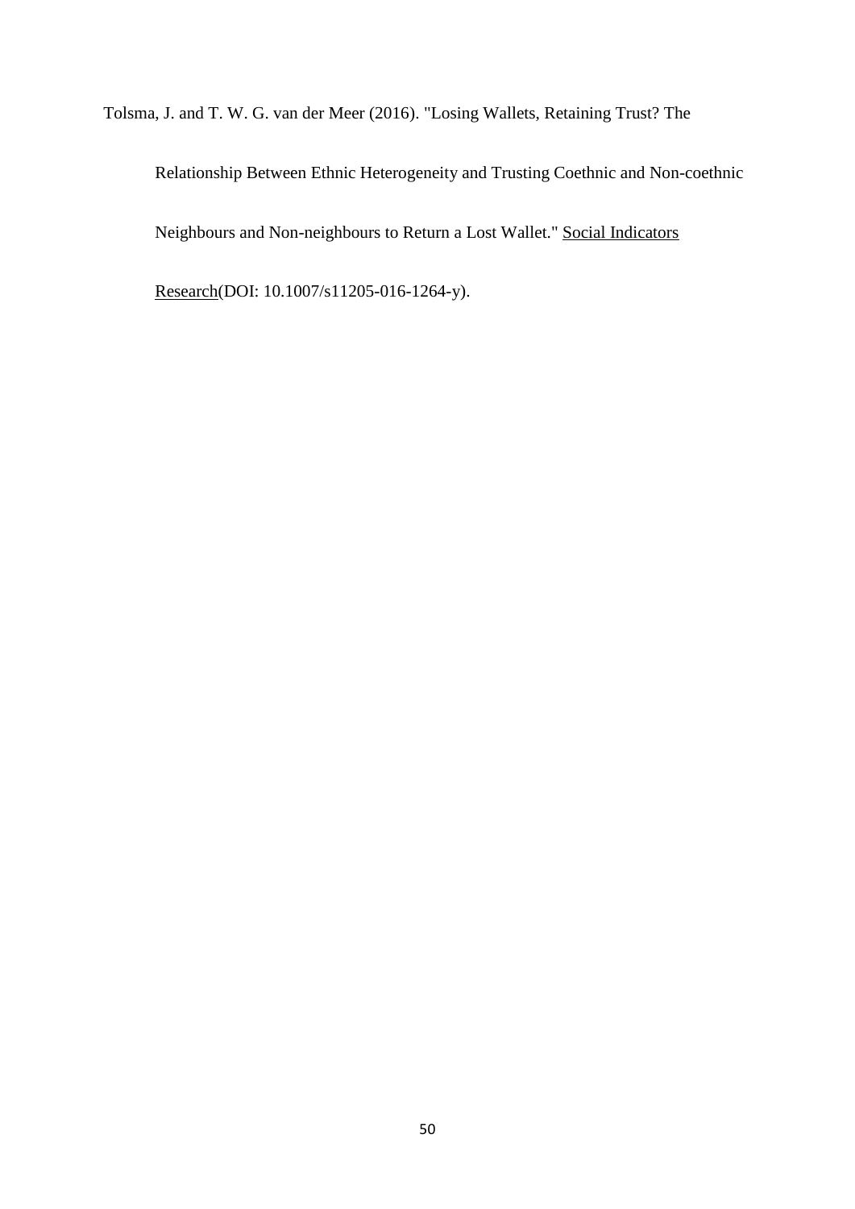Tolsma, J. and T. W. G. van der Meer (2016). "Losing Wallets, Retaining Trust? The Relationship Between Ethnic Heterogeneity and Trusting Coethnic and Non-coethnic Neighbours and Non-neighbours to Return a Lost Wallet." Social Indicators Research(DOI: 10.1007/s11205-016-1264-y).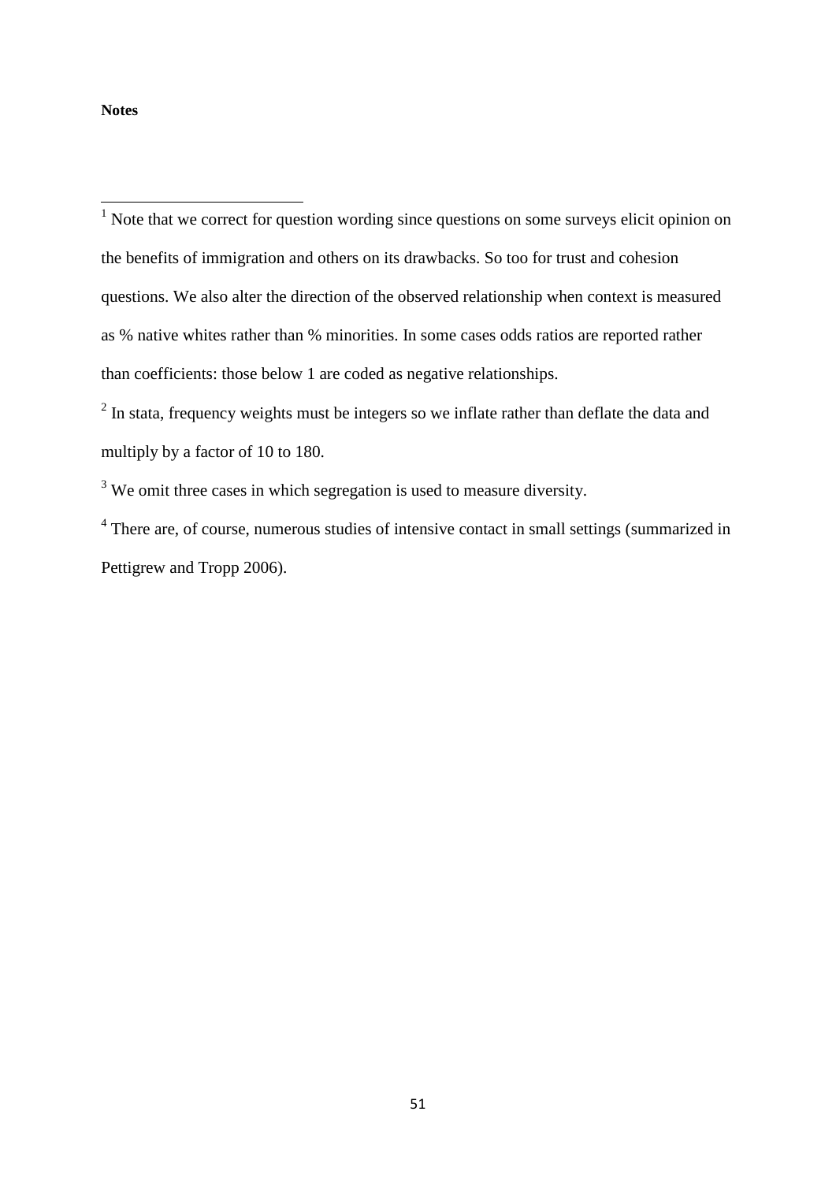**Notes**

[1] Note that we correct for question wording since questions on some surveys elicit opinion on the benefits of immigration and others on its drawbacks. So too for trust and cohesion questions. We also alter the direction of the observed relationship when context is measured as % native whites rather than % minorities. In some cases odds ratios are reported rather than coefficients: those below 1 are coded as negative relationships.

[2] In stata, frequency weights must be integers so we inflate rather than deflate the data and multiply by a factor of 10 to 180.

[3] We omit three cases in which segregation is used to measure diversity.

[4] There are, of course, numerous studies of intensive contact in small settings (summarized in Pettigrew and Tropp 2006).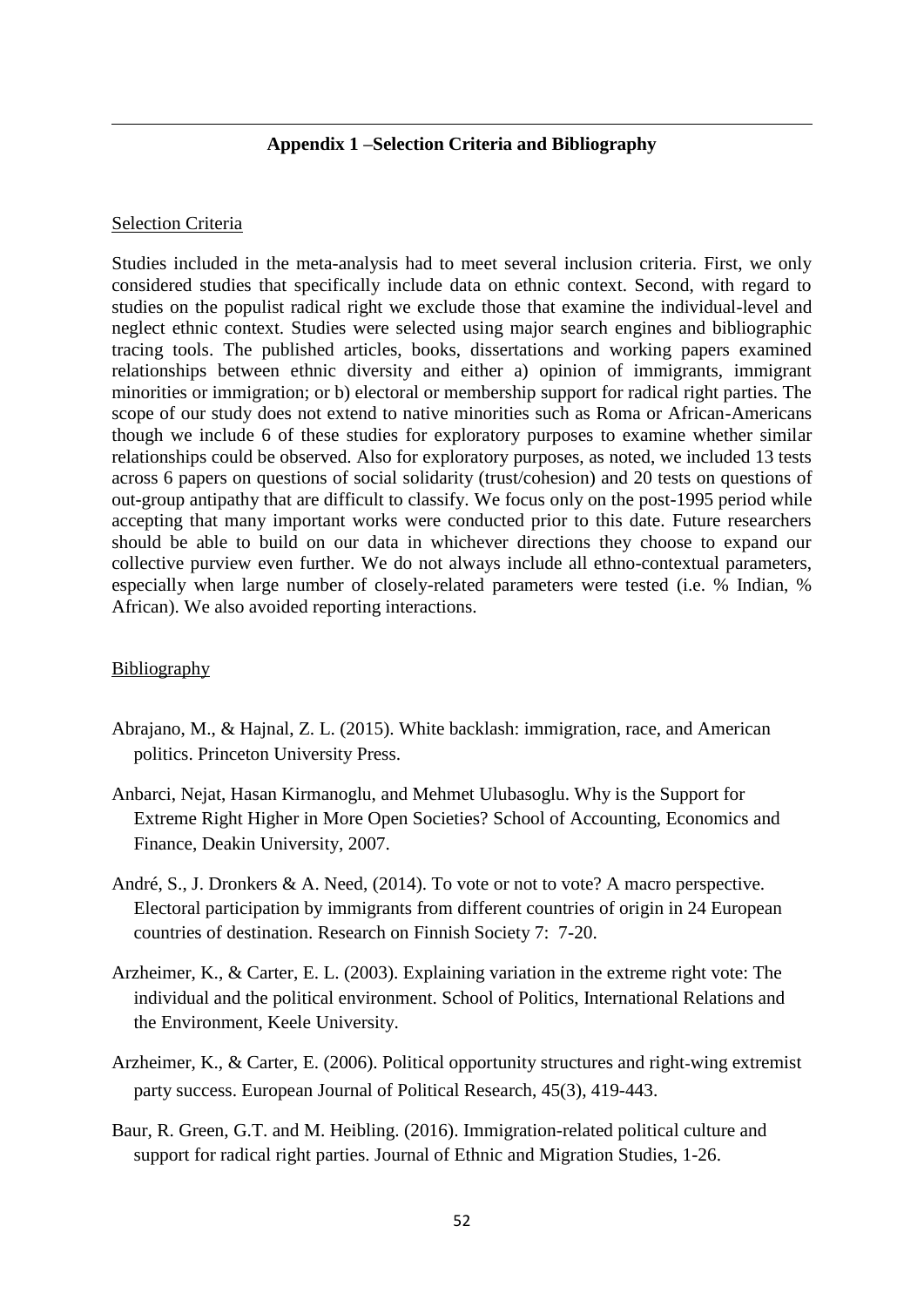## Appendix 1 –Selection Criteria and Bibliography

Selection Criteria

Studies included in the meta-analysis had to meet several inclusion criteria. First, we only considered studies that specifically include data on ethnic context. Second, with regard to studies on the populist radical right we exclude those that examine the individual-level and neglect ethnic context. Studies were selected using major search engines and bibliographic tracing tools. The published articles, books, dissertations and working papers examined relationships between ethnic diversity and either a) opinion of immigrants, immigrant minorities or immigration; or b) electoral or membership support for radical right parties. The scope of our study does not extend to native minorities such as Roma or African-Americans though we include 6 of these studies for exploratory purposes to examine whether similar relationships could be observed. Also for exploratory purposes, as noted, we included 13 tests across 6 papers on questions of social solidarity (trust/cohesion) and 20 tests on questions of out-group antipathy that are difficult to classify. We focus only on the post-1995 period while accepting that many important works were conducted prior to this date. Future researchers should be able to build on our data in whichever directions they choose to expand our collective purview even further. We do not always include all ethno-contextual parameters, especially when large number of closely-related parameters were tested (i.e. % Indian, % African). We also avoided reporting interactions.

Bibliography

Abrajano, M., & Hajnal, Z. L. (2015). White backlash: immigration, race, and American politics. Princeton University Press.

Anbarci, Nejat, Hasan Kirmanoglu, and Mehmet Ulubasoglu. Why is the Support for Extreme Right Higher in More Open Societies? School of Accounting, Economics and Finance, Deakin University, 2007.

André, S., J. Dronkers & A. Need, (2014). To vote or not to vote? A macro perspective. Electoral participation by immigrants from different countries of origin in 24 European countries of destination. Research on Finnish Society 7: 7-20.

Arzheimer, K., & Carter, E. L. (2003). Explaining variation in the extreme right vote: The individual and the political environment. School of Politics, International Relations and the Environment, Keele University.

Arzheimer, K., & Carter, E. (2006). Political opportunity structures and right‐wing extremist party success. European Journal of Political Research, 45(3), 419-443.

Baur, R. Green, G.T. and M. Heibling. (2016). Immigration-related political culture and support for radical right parties. Journal of Ethnic and Migration Studies, 1-26.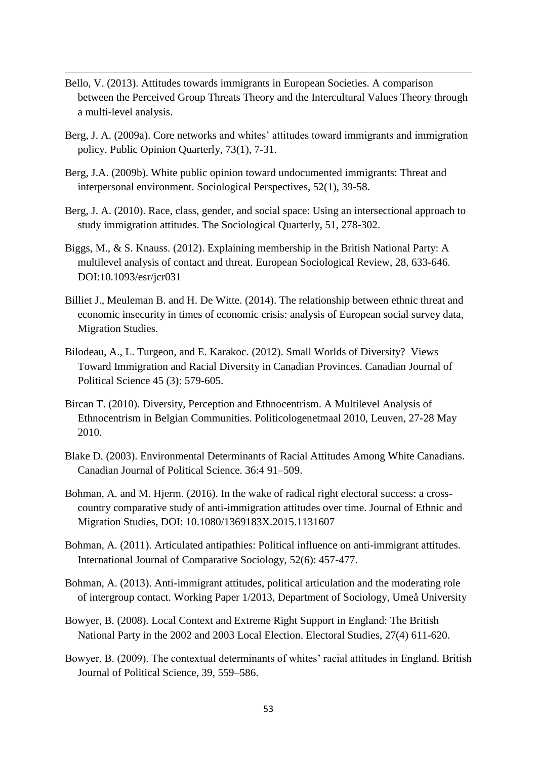Bello, V. (2013). Attitudes towards immigrants in European Societies. A comparison between the Perceived Group Threats Theory and the Intercultural Values Theory through a multi-level analysis.

Berg, J. A. (2009a). Core networks and whites' attitudes toward immigrants and immigration policy. Public Opinion Quarterly, 73(1), 7-31.

Berg, J.A. (2009b). White public opinion toward undocumented immigrants: Threat and interpersonal environment. Sociological Perspectives, 52(1), 39-58.

Berg, J. A. (2010). Race, class, gender, and social space: Using an intersectional approach to study immigration attitudes. The Sociological Quarterly, 51, 278-302.

Biggs, M., & S. Knauss. (2012). Explaining membership in the British National Party: A multilevel analysis of contact and threat. European Sociological Review, 28, 633-646. DOI:10.1093/esr/jcr031

Billiet J., Meuleman B. and H. De Witte. (2014). The relationship between ethnic threat and economic insecurity in times of economic crisis: analysis of European social survey data, Migration Studies.

Bilodeau, A., L. Turgeon, and E. Karakoc. (2012). Small Worlds of Diversity? Views Toward Immigration and Racial Diversity in Canadian Provinces. Canadian Journal of Political Science 45 (3): 579-605.

Bircan T. (2010). Diversity, Perception and Ethnocentrism. A Multilevel Analysis of Ethnocentrism in Belgian Communities. Politicologenetmaal 2010, Leuven, 27-28 May 2010.

Blake D. (2003). Environmental Determinants of Racial Attitudes Among White Canadians. Canadian Journal of Political Science. 36:4 91–509.

Bohman, A. and M. Hjerm. (2016). In the wake of radical right electoral success: a cross-country comparative study of anti-immigration attitudes over time. Journal of Ethnic and Migration Studies, DOI: 10.1080/1369183X.2015.1131607

Bohman, A. (2011). Articulated antipathies: Political influence on anti-immigrant attitudes. International Journal of Comparative Sociology, 52(6): 457-477.

Bohman, A. (2013). Anti-immigrant attitudes, political articulation and the moderating role of intergroup contact. Working Paper 1/2013, Department of Sociology, Umeå University

Bowyer, B. (2008). Local Context and Extreme Right Support in England: The British National Party in the 2002 and 2003 Local Election. Electoral Studies, 27(4) 611-620.

Bowyer, B. (2009). The contextual determinants of whites' racial attitudes in England. British Journal of Political Science, 39, 559–586.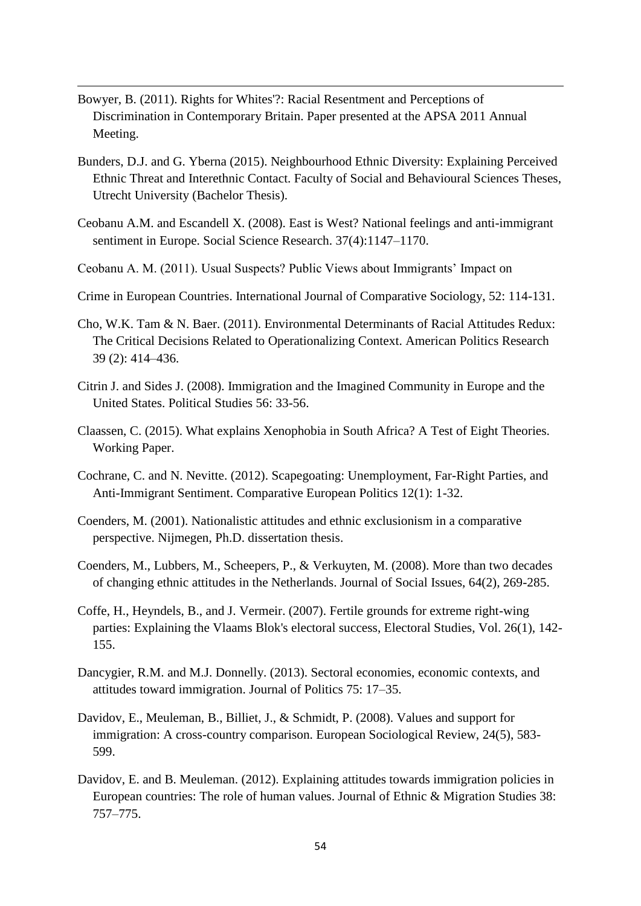Bowyer, B. (2011). Rights for Whites'?: Racial Resentment and Perceptions of Discrimination in Contemporary Britain. Paper presented at the APSA 2011 Annual Meeting.

Bunders, D.J. and G. Yberna (2015). Neighbourhood Ethnic Diversity: Explaining Perceived Ethnic Threat and Interethnic Contact. Faculty of Social and Behavioural Sciences Theses, Utrecht University (Bachelor Thesis).

Ceobanu A.M. and Escandell X. (2008). East is West? National feelings and anti-immigrant sentiment in Europe. Social Science Research. 37(4):1147–1170.

Ceobanu A. M. (2011). Usual Suspects? Public Views about Immigrants' Impact on

Crime in European Countries. International Journal of Comparative Sociology, 52: 114-131.

Cho, W.K. Tam & N. Baer. (2011). Environmental Determinants of Racial Attitudes Redux: The Critical Decisions Related to Operationalizing Context. American Politics Research 39 (2): 414–436.

Citrin J. and Sides J. (2008). Immigration and the Imagined Community in Europe and the United States. Political Studies 56: 33-56.

Claassen, C. (2015). What explains Xenophobia in South Africa? A Test of Eight Theories. Working Paper.

Cochrane, C. and N. Nevitte. (2012). Scapegoating: Unemployment, Far-Right Parties, and Anti-Immigrant Sentiment. Comparative European Politics 12(1): 1-32.

Coenders, M. (2001). Nationalistic attitudes and ethnic exclusionism in a comparative perspective. Nijmegen, Ph.D. dissertation thesis.

Coenders, M., Lubbers, M., Scheepers, P., & Verkuyten, M. (2008). More than two decades of changing ethnic attitudes in the Netherlands. Journal of Social Issues, 64(2), 269-285.

Coffe, H., Heyndels, B., and J. Vermeir. (2007). Fertile grounds for extreme right-wing parties: Explaining the Vlaams Blok's electoral success, Electoral Studies, Vol. 26(1), 142-155.

Dancygier, R.M. and M.J. Donnelly. (2013). Sectoral economies, economic contexts, and attitudes toward immigration. Journal of Politics 75: 17–35.

Davidov, E., Meuleman, B., Billiet, J., & Schmidt, P. (2008). Values and support for immigration: A cross-country comparison. European Sociological Review, 24(5), 583-599.

Davidov, E. and B. Meuleman. (2012). Explaining attitudes towards immigration policies in European countries: The role of human values. Journal of Ethnic & Migration Studies 38: 757–775.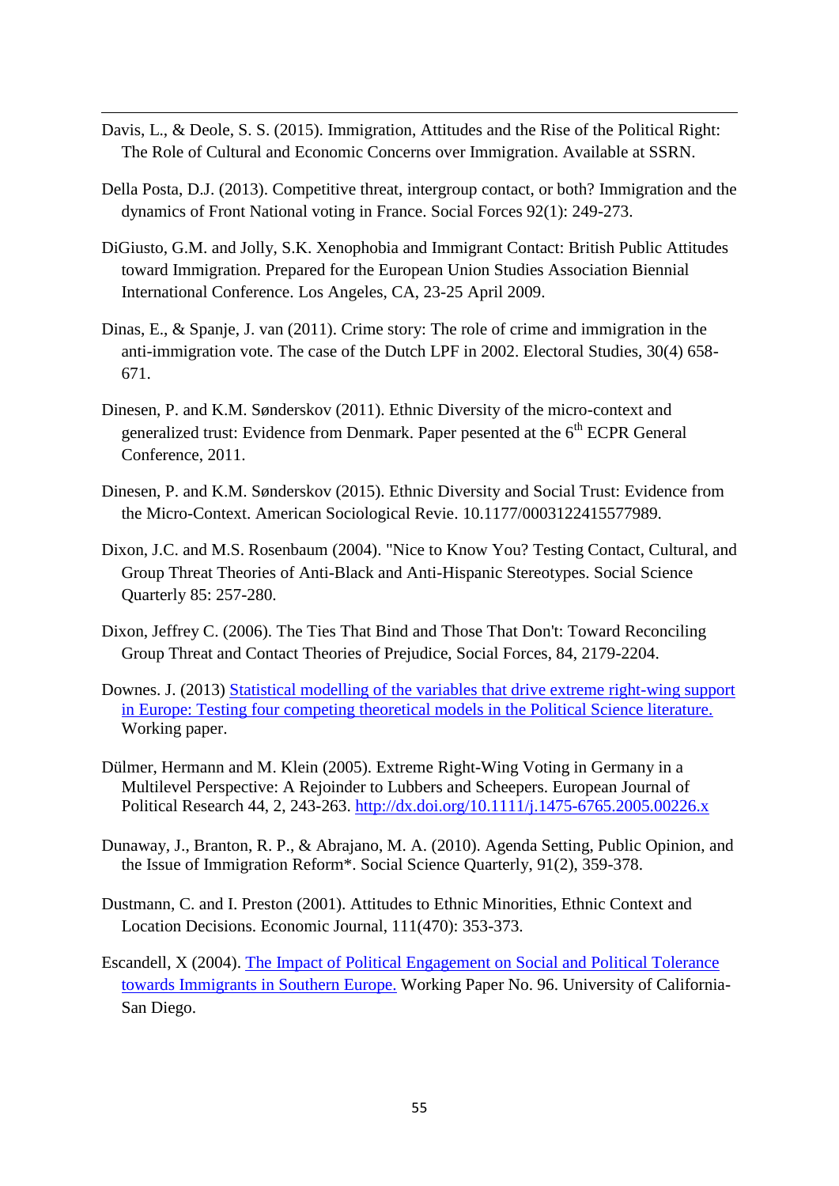Davis, L., & Deole, S. S. (2015). Immigration, Attitudes and the Rise of the Political Right: The Role of Cultural and Economic Concerns over Immigration. Available at SSRN.

Della Posta, D.J. (2013). Competitive threat, intergroup contact, or both? Immigration and the dynamics of Front National voting in France. Social Forces 92(1): 249-273.

DiGiusto, G.M. and Jolly, S.K. Xenophobia and Immigrant Contact: British Public Attitudes toward Immigration. Prepared for the European Union Studies Association Biennial International Conference. Los Angeles, CA, 23-25 April 2009.

Dinas, E., & Spanje, J. van (2011). Crime story: The role of crime and immigration in the anti-immigration vote. The case of the Dutch LPF in 2002. Electoral Studies, 30(4) 658-671.

Dinesen, P. and K.M. Sønderskov (2011). Ethnic Diversity of the micro-context and generalized trust: Evidence from Denmark. Paper pesented at the 6th ECPR General Conference, 2011.

Dinesen, P. and K.M. Sønderskov (2015). Ethnic Diversity and Social Trust: Evidence from the Micro-Context. American Sociological Revie. 10.1177/0003122415577989.

Dixon, J.C. and M.S. Rosenbaum (2004). "Nice to Know You? Testing Contact, Cultural, and Group Threat Theories of Anti-Black and Anti-Hispanic Stereotypes. Social Science Quarterly 85: 257-280.

Dixon, Jeffrey C. (2006). The Ties That Bind and Those That Don't: Toward Reconciling Group Threat and Contact Theories of Prejudice, Social Forces, 84, 2179-2204.

Downes. J. (2013) Statistical modelling of the variables that drive extreme right-wing support in Europe: Testing four competing theoretical models in the Political Science literature. Working paper.

Dülmer, Hermann and M. Klein (2005). Extreme Right-Wing Voting in Germany in a Multilevel Perspective: A Rejoinder to Lubbers and Scheepers. European Journal of Political Research 44, 2, 243-263. http://dx.doi.org/10.1111/j.1475-6765.2005.00226.x

Dunaway, J., Branton, R. P., & Abrajano, M. A. (2010). Agenda Setting, Public Opinion, and the Issue of Immigration Reform*. Social Science Quarterly, 91(2), 359-378.

Dustmann, C. and I. Preston (2001). Attitudes to Ethnic Minorities, Ethnic Context and Location Decisions. Economic Journal, 111(470): 353-373.

Escandell, X (2004). The Impact of Political Engagement on Social and Political Tolerance towards Immigrants in Southern Europe. Working Paper No. 96. University of California-San Diego.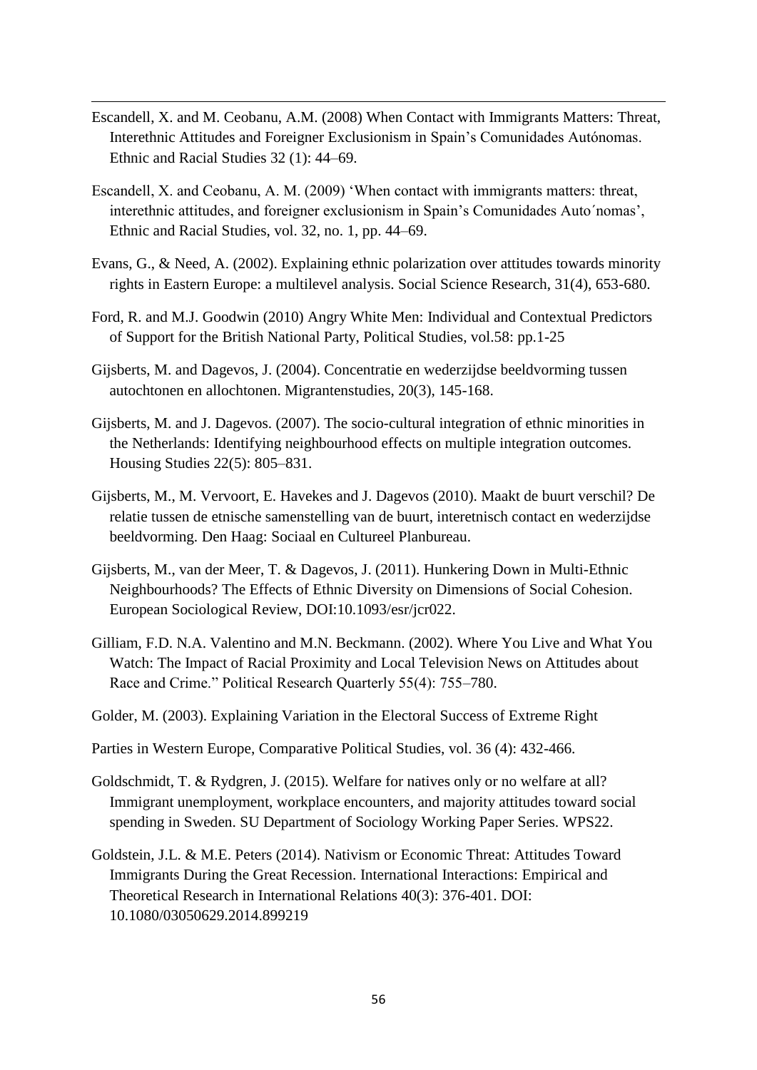Escandell, X. and M. Ceobanu, A.M. (2008) When Contact with Immigrants Matters: Threat, Interethnic Attitudes and Foreigner Exclusionism in Spain's Comunidades Autónomas. Ethnic and Racial Studies 32 (1): 44–69.

Escandell, X. and Ceobanu, A. M. (2009) 'When contact with immigrants matters: threat, interethnic attitudes, and foreigner exclusionism in Spain's Comunidades Auto´nomas', Ethnic and Racial Studies, vol. 32, no. 1, pp. 44–69.

Evans, G., & Need, A. (2002). Explaining ethnic polarization over attitudes towards minority rights in Eastern Europe: a multilevel analysis. Social Science Research, 31(4), 653-680.

Ford, R. and M.J. Goodwin (2010) Angry White Men: Individual and Contextual Predictors of Support for the British National Party, Political Studies, vol.58: pp.1-25

Gijsberts, M. and Dagevos, J. (2004). Concentratie en wederzijdse beeldvorming tussen autochtonen en allochtonen. Migrantenstudies, 20(3), 145-168.

Gijsberts, M. and J. Dagevos. (2007). The socio-cultural integration of ethnic minorities in the Netherlands: Identifying neighbourhood effects on multiple integration outcomes. Housing Studies 22(5): 805–831.

Gijsberts, M., M. Vervoort, E. Havekes and J. Dagevos (2010). Maakt de buurt verschil? De relatie tussen de etnische samenstelling van de buurt, interetnisch contact en wederzijdse beeldvorming. Den Haag: Sociaal en Cultureel Planbureau.

Gijsberts, M., van der Meer, T. & Dagevos, J. (2011). Hunkering Down in Multi-Ethnic Neighbourhoods? The Effects of Ethnic Diversity on Dimensions of Social Cohesion. European Sociological Review, DOI:10.1093/esr/jcr022.

Gilliam, F.D. N.A. Valentino and M.N. Beckmann. (2002). Where You Live and What You Watch: The Impact of Racial Proximity and Local Television News on Attitudes about Race and Crime." Political Research Quarterly 55(4): 755–780.

Golder, M. (2003). Explaining Variation in the Electoral Success of Extreme Right

Parties in Western Europe, Comparative Political Studies, vol. 36 (4): 432-466.

Goldschmidt, T. & Rydgren, J. (2015). Welfare for natives only or no welfare at all? Immigrant unemployment, workplace encounters, and majority attitudes toward social spending in Sweden. SU Department of Sociology Working Paper Series. WPS22.

Goldstein, J.L. & M.E. Peters (2014). Nativism or Economic Threat: Attitudes Toward Immigrants During the Great Recession. International Interactions: Empirical and Theoretical Research in International Relations 40(3): 376-401. DOI: 10.1080/03050629.2014.899219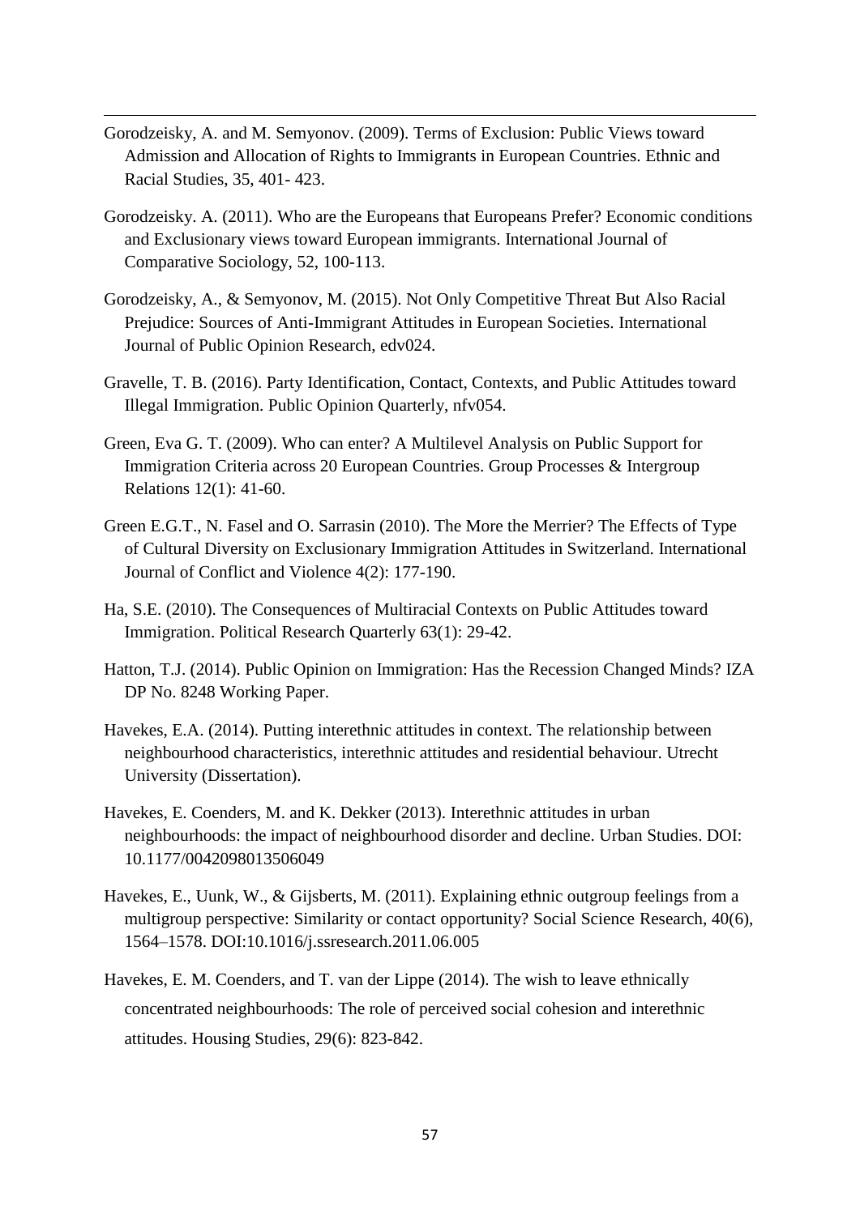Gorodzeisky, A. and M. Semyonov. (2009). Terms of Exclusion: Public Views toward Admission and Allocation of Rights to Immigrants in European Countries. Ethnic and Racial Studies, 35, 401- 423.

Gorodzeisky. A. (2011). Who are the Europeans that Europeans Prefer? Economic conditions and Exclusionary views toward European immigrants. International Journal of Comparative Sociology, 52, 100-113.

Gorodzeisky, A., & Semyonov, M. (2015). Not Only Competitive Threat But Also Racial Prejudice: Sources of Anti-Immigrant Attitudes in European Societies. International Journal of Public Opinion Research, edv024.

Gravelle, T. B. (2016). Party Identification, Contact, Contexts, and Public Attitudes toward Illegal Immigration. Public Opinion Quarterly, nfv054.

Green, Eva G. T. (2009). Who can enter? A Multilevel Analysis on Public Support for Immigration Criteria across 20 European Countries. Group Processes & Intergroup Relations 12(1): 41-60.

Green E.G.T., N. Fasel and O. Sarrasin (2010). The More the Merrier? The Effects of Type of Cultural Diversity on Exclusionary Immigration Attitudes in Switzerland. International Journal of Conflict and Violence 4(2): 177-190.

Ha, S.E. (2010). The Consequences of Multiracial Contexts on Public Attitudes toward Immigration. Political Research Quarterly 63(1): 29-42.

Hatton, T.J. (2014). Public Opinion on Immigration: Has the Recession Changed Minds? IZA DP No. 8248 Working Paper.

Havekes, E.A. (2014). Putting interethnic attitudes in context. The relationship between neighbourhood characteristics, interethnic attitudes and residential behaviour. Utrecht University (Dissertation).

Havekes, E. Coenders, M. and K. Dekker (2013). Interethnic attitudes in urban neighbourhoods: the impact of neighbourhood disorder and decline. Urban Studies. DOI: 10.1177/0042098013506049

Havekes, E., Uunk, W., & Gijsberts, M. (2011). Explaining ethnic outgroup feelings from a multigroup perspective: Similarity or contact opportunity? Social Science Research, 40(6), 1564–1578. DOI:10.1016/j.ssresearch.2011.06.005

Havekes, E. M. Coenders, and T. van der Lippe (2014). The wish to leave ethnically concentrated neighbourhoods: The role of perceived social cohesion and interethnic attitudes. Housing Studies, 29(6): 823-842.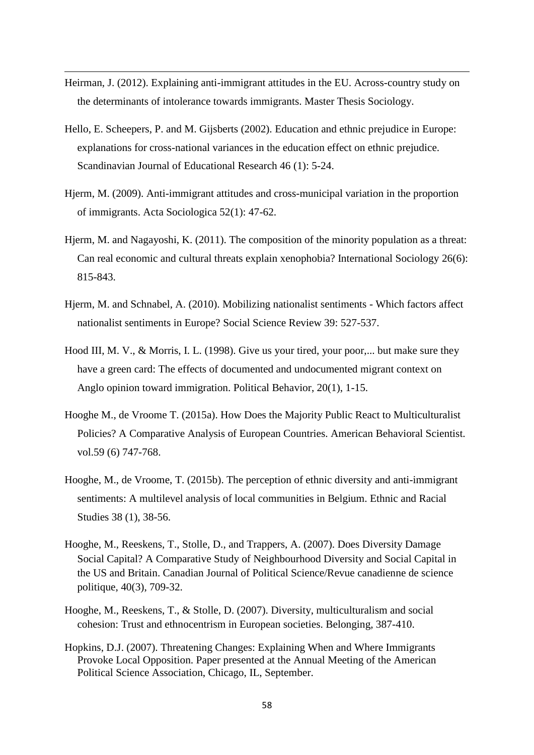Heirman, J. (2012). Explaining anti-immigrant attitudes in the EU. Across-country study on the determinants of intolerance towards immigrants. Master Thesis Sociology.

Hello, E. Scheepers, P. and M. Gijsberts (2002). Education and ethnic prejudice in Europe: explanations for cross-national variances in the education effect on ethnic prejudice. Scandinavian Journal of Educational Research 46 (1): 5-24.

Hjerm, M. (2009). Anti-immigrant attitudes and cross-municipal variation in the proportion of immigrants. Acta Sociologica 52(1): 47-62.

Hjerm, M. and Nagayoshi, K. (2011). The composition of the minority population as a threat: Can real economic and cultural threats explain xenophobia? International Sociology 26(6): 815-843.

Hjerm, M. and Schnabel, A. (2010). Mobilizing nationalist sentiments - Which factors affect nationalist sentiments in Europe? Social Science Review 39: 527-537.

Hood III, M. V., & Morris, I. L. (1998). Give us your tired, your poor,... but make sure they have a green card: The effects of documented and undocumented migrant context on Anglo opinion toward immigration. Political Behavior, 20(1), 1-15.

Hooghe M., de Vroome T. (2015a). How Does the Majority Public React to Multiculturalist Policies? A Comparative Analysis of European Countries. American Behavioral Scientist. vol.59 (6) 747-768.

Hooghe, M., de Vroome, T. (2015b). The perception of ethnic diversity and anti-immigrant sentiments: A multilevel analysis of local communities in Belgium. Ethnic and Racial Studies 38 (1), 38-56.

Hooghe, M., Reeskens, T., Stolle, D., and Trappers, A. (2007). Does Diversity Damage Social Capital? A Comparative Study of Neighbourhood Diversity and Social Capital in the US and Britain. Canadian Journal of Political Science/Revue canadienne de science politique, 40(3), 709-32.

Hooghe, M., Reeskens, T., & Stolle, D. (2007). Diversity, multiculturalism and social cohesion: Trust and ethnocentrism in European societies. Belonging, 387-410.

Hopkins, D.J. (2007). Threatening Changes: Explaining When and Where Immigrants Provoke Local Opposition. Paper presented at the Annual Meeting of the American Political Science Association, Chicago, IL, September.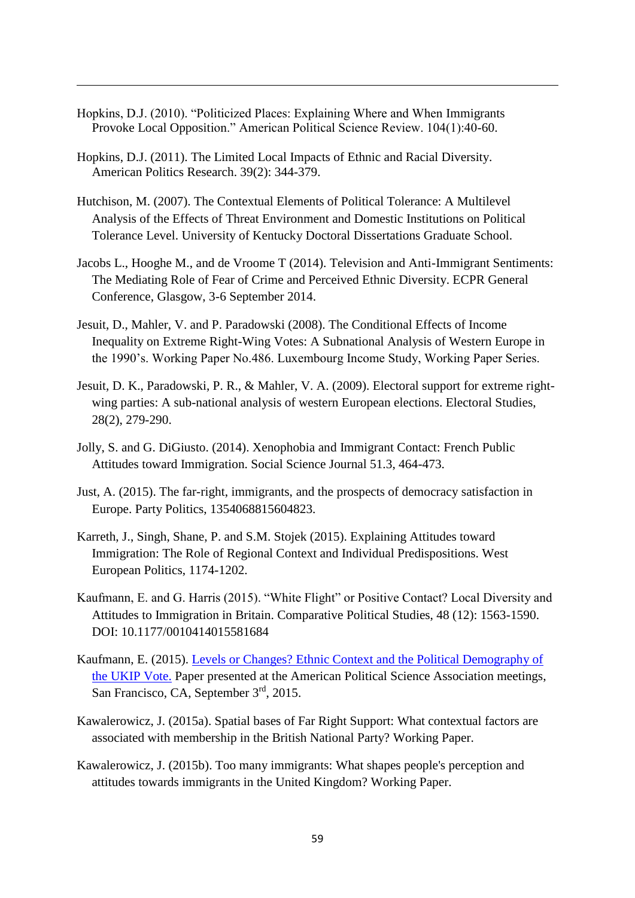Hopkins, D.J. (2010). "Politicized Places: Explaining Where and When Immigrants Provoke Local Opposition." American Political Science Review. 104(1):40-60.

Hopkins, D.J. (2011). The Limited Local Impacts of Ethnic and Racial Diversity. American Politics Research. 39(2): 344-379.

Hutchison, M. (2007). The Contextual Elements of Political Tolerance: A Multilevel Analysis of the Effects of Threat Environment and Domestic Institutions on Political Tolerance Level. University of Kentucky Doctoral Dissertations Graduate School.

Jacobs L., Hooghe M., and de Vroome T (2014). Television and Anti-Immigrant Sentiments: The Mediating Role of Fear of Crime and Perceived Ethnic Diversity. ECPR General Conference, Glasgow, 3-6 September 2014.

Jesuit, D., Mahler, V. and P. Paradowski (2008). The Conditional Effects of Income Inequality on Extreme Right-Wing Votes: A Subnational Analysis of Western Europe in the 1990's. Working Paper No.486. Luxembourg Income Study, Working Paper Series.

Jesuit, D. K., Paradowski, P. R., & Mahler, V. A. (2009). Electoral support for extreme right-wing parties: A sub-national analysis of western European elections. Electoral Studies, 28(2), 279-290.

Jolly, S. and G. DiGiusto. (2014). Xenophobia and Immigrant Contact: French Public Attitudes toward Immigration. Social Science Journal 51.3, 464-473.

Just, A. (2015). The far-right, immigrants, and the prospects of democracy satisfaction in Europe. Party Politics, 1354068815604823.

Karreth, J., Singh, Shane, P. and S.M. Stojek (2015). Explaining Attitudes toward Immigration: The Role of Regional Context and Individual Predispositions. West European Politics, 1174-1202.

Kaufmann, E. and G. Harris (2015). "White Flight" or Positive Contact? Local Diversity and Attitudes to Immigration in Britain. Comparative Political Studies, 48 (12): 1563-1590. DOI: 10.1177/0010414015581684

Kaufmann, E. (2015). Levels or Changes? Ethnic Context and the Political Demography of the UKIP Vote. Paper presented at the American Political Science Association meetings, San Francisco, CA, September 3rd, 2015.

Kawalerowicz, J. (2015a). Spatial bases of Far Right Support: What contextual factors are associated with membership in the British National Party? Working Paper.

Kawalerowicz, J. (2015b). Too many immigrants: What shapes people's perception and attitudes towards immigrants in the United Kingdom? Working Paper.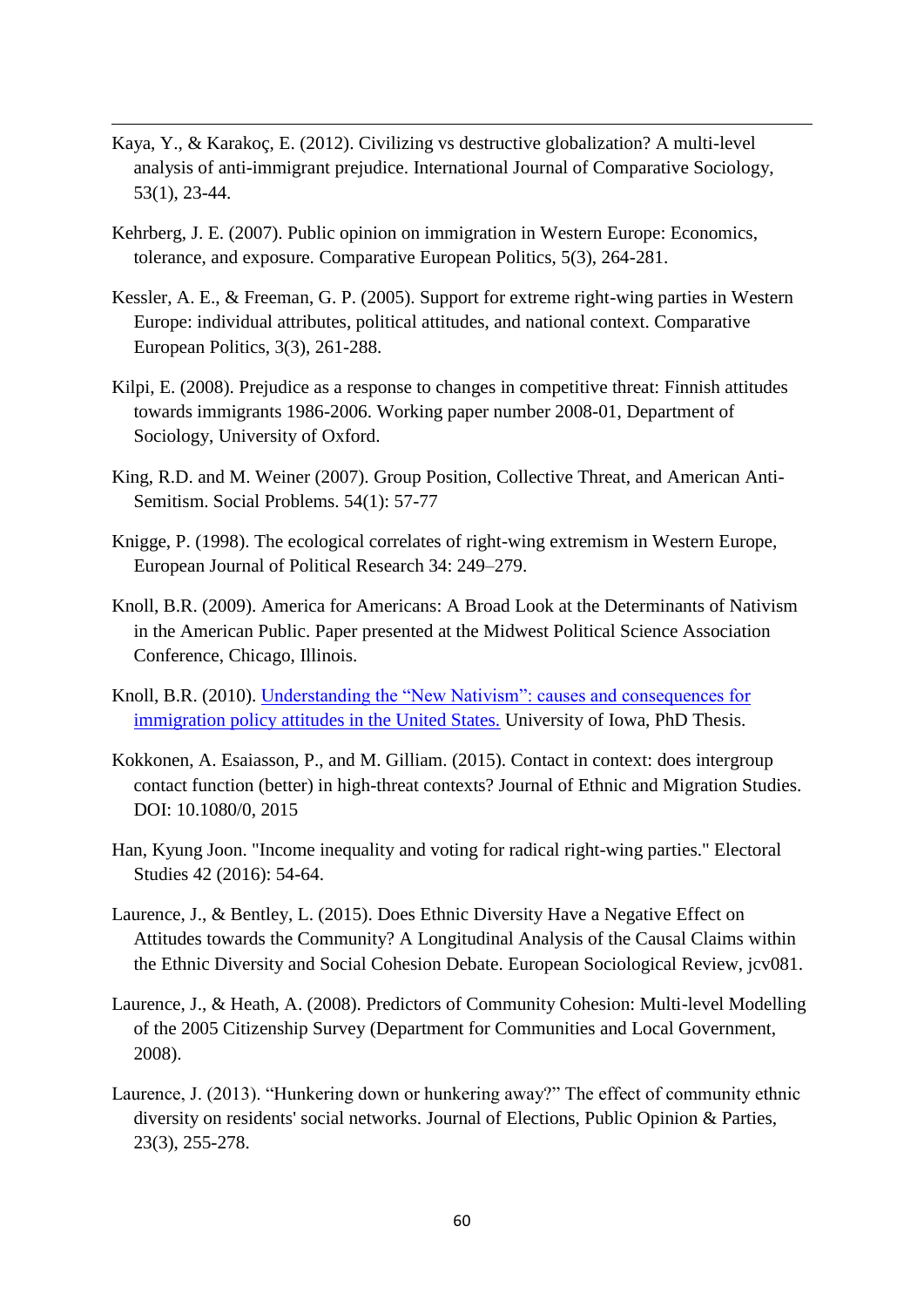Kaya, Y., & Karakoç, E. (2012). Civilizing vs destructive globalization? A multi-level analysis of anti-immigrant prejudice. International Journal of Comparative Sociology, 53(1), 23-44.

Kehrberg, J. E. (2007). Public opinion on immigration in Western Europe: Economics, tolerance, and exposure. Comparative European Politics, 5(3), 264-281.

Kessler, A. E., & Freeman, G. P. (2005). Support for extreme right-wing parties in Western Europe: individual attributes, political attitudes, and national context. Comparative European Politics, 3(3), 261-288.

Kilpi, E. (2008). Prejudice as a response to changes in competitive threat: Finnish attitudes towards immigrants 1986-2006. Working paper number 2008-01, Department of Sociology, University of Oxford.

King, R.D. and M. Weiner (2007). Group Position, Collective Threat, and American Anti-Semitism. Social Problems. 54(1): 57-77

Knigge, P. (1998). The ecological correlates of right-wing extremism in Western Europe, European Journal of Political Research 34: 249–279.

Knoll, B.R. (2009). America for Americans: A Broad Look at the Determinants of Nativism in the American Public. Paper presented at the Midwest Political Science Association Conference, Chicago, Illinois.

Knoll, B.R. (2010). Understanding the "New Nativism": causes and consequences for immigration policy attitudes in the United States. University of Iowa, PhD Thesis.

Kokkonen, A. Esaiasson, P., and M. Gilliam. (2015). Contact in context: does intergroup contact function (better) in high-threat contexts? Journal of Ethnic and Migration Studies. DOI: 10.1080/0, 2015

Han, Kyung Joon. "Income inequality and voting for radical right-wing parties." Electoral Studies 42 (2016): 54-64.

Laurence, J., & Bentley, L. (2015). Does Ethnic Diversity Have a Negative Effect on Attitudes towards the Community? A Longitudinal Analysis of the Causal Claims within the Ethnic Diversity and Social Cohesion Debate. European Sociological Review, jcv081.

Laurence, J., & Heath, A. (2008). Predictors of Community Cohesion: Multi-level Modelling of the 2005 Citizenship Survey (Department for Communities and Local Government, 2008).

Laurence, J. (2013). "Hunkering down or hunkering away?" The effect of community ethnic diversity on residents' social networks. Journal of Elections, Public Opinion & Parties, 23(3), 255-278.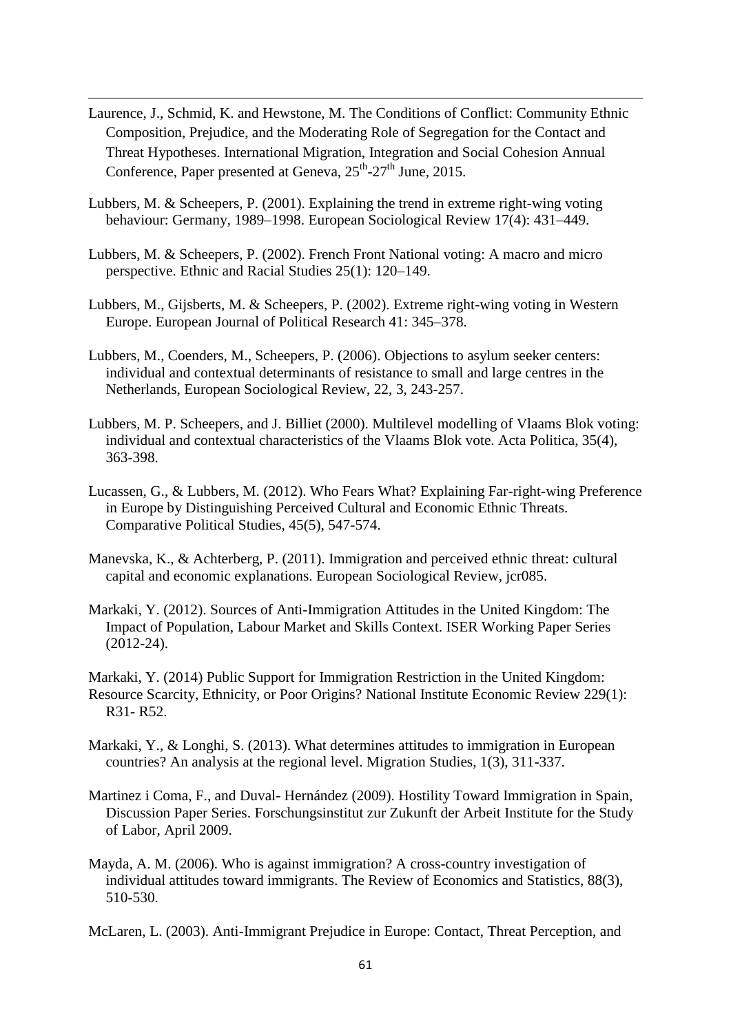Laurence, J., Schmid, K. and Hewstone, M. The Conditions of Conflict: Community Ethnic Composition, Prejudice, and the Moderating Role of Segregation for the Contact and Threat Hypotheses. International Migration, Integration and Social Cohesion Annual Conference, Paper presented at Geneva, 25th-27th June, 2015.

Lubbers, M. & Scheepers, P. (2001). Explaining the trend in extreme right-wing voting behaviour: Germany, 1989–1998. European Sociological Review 17(4): 431–449.

Lubbers, M. & Scheepers, P. (2002). French Front National voting: A macro and micro perspective. Ethnic and Racial Studies 25(1): 120–149.

Lubbers, M., Gijsberts, M. & Scheepers, P. (2002). Extreme right-wing voting in Western Europe. European Journal of Political Research 41: 345–378.

Lubbers, M., Coenders, M., Scheepers, P. (2006). Objections to asylum seeker centers: individual and contextual determinants of resistance to small and large centres in the Netherlands, European Sociological Review, 22, 3, 243-257.

Lubbers, M. P. Scheepers, and J. Billiet (2000). Multilevel modelling of Vlaams Blok voting: individual and contextual characteristics of the Vlaams Blok vote. Acta Politica, 35(4), 363-398.

Lucassen, G., & Lubbers, M. (2012). Who Fears What? Explaining Far-right-wing Preference in Europe by Distinguishing Perceived Cultural and Economic Ethnic Threats. Comparative Political Studies, 45(5), 547-574.

Manevska, K., & Achterberg, P. (2011). Immigration and perceived ethnic threat: cultural capital and economic explanations. European Sociological Review, jcr085.

Markaki, Y. (2012). Sources of Anti-Immigration Attitudes in the United Kingdom: The Impact of Population, Labour Market and Skills Context. ISER Working Paper Series (2012-24).

Markaki, Y. (2014) Public Support for Immigration Restriction in the United Kingdom: Resource Scarcity, Ethnicity, or Poor Origins? National Institute Economic Review 229(1): R31- R52.

Markaki, Y., & Longhi, S. (2013). What determines attitudes to immigration in European countries? An analysis at the regional level. Migration Studies, 1(3), 311-337.

Martinez i Coma, F., and Duval- Hernández (2009). Hostility Toward Immigration in Spain, Discussion Paper Series. Forschungsinstitut zur Zukunft der Arbeit Institute for the Study of Labor, April 2009.

Mayda, A. M. (2006). Who is against immigration? A cross-country investigation of individual attitudes toward immigrants. The Review of Economics and Statistics, 88(3), 510-530.

McLaren, L. (2003). Anti-Immigrant Prejudice in Europe: Contact, Threat Perception, and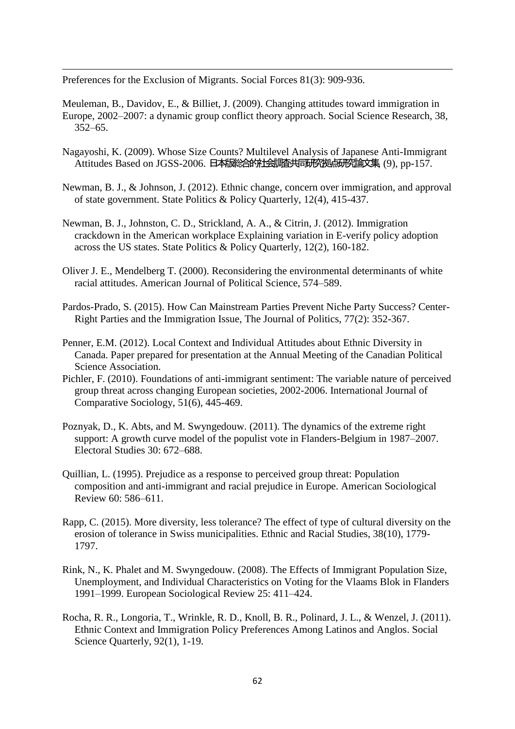Preferences for the Exclusion of Migrants. Social Forces 81(3): 909-936.

Meuleman, B., Davidov, E., & Billiet, J. (2009). Changing attitudes toward immigration in Europe, 2002–2007: a dynamic group conflict theory approach. Social Science Research, 38, 352–65.

Nagayoshi, K. (2009). Whose Size Counts? Multilevel Analysis of Japanese Anti-Immigrant Attitudes Based on JGSS-2006. 日本版総合的社会調査共同研究拠点研究論文集 (9), pp-157.

Newman, B. J., & Johnson, J. (2012). Ethnic change, concern over immigration, and approval of state government. State Politics & Policy Quarterly, 12(4), 415-437.

Newman, B. J., Johnston, C. D., Strickland, A. A., & Citrin, J. (2012). Immigration crackdown in the American workplace Explaining variation in E-verify policy adoption across the US states. State Politics & Policy Quarterly, 12(2), 160-182.

Oliver J. E., Mendelberg T. (2000). Reconsidering the environmental determinants of white racial attitudes. American Journal of Political Science, 574–589.

Pardos-Prado, S. (2015). How Can Mainstream Parties Prevent Niche Party Success? Center-Right Parties and the Immigration Issue, The Journal of Politics, 77(2): 352-367.

Penner, E.M. (2012). Local Context and Individual Attitudes about Ethnic Diversity in Canada. Paper prepared for presentation at the Annual Meeting of the Canadian Political Science Association.

Pichler, F. (2010). Foundations of anti-immigrant sentiment: The variable nature of perceived group threat across changing European societies, 2002-2006. International Journal of Comparative Sociology, 51(6), 445-469.

Poznyak, D., K. Abts, and M. Swyngedouw. (2011). The dynamics of the extreme right support: A growth curve model of the populist vote in Flanders-Belgium in 1987–2007. Electoral Studies 30: 672–688.

Quillian, L. (1995). Prejudice as a response to perceived group threat: Population composition and anti-immigrant and racial prejudice in Europe. American Sociological Review 60: 586–611.

Rapp, C. (2015). More diversity, less tolerance? The effect of type of cultural diversity on the erosion of tolerance in Swiss municipalities. Ethnic and Racial Studies, 38(10), 1779-1797.

Rink, N., K. Phalet and M. Swyngedouw. (2008). The Effects of Immigrant Population Size, Unemployment, and Individual Characteristics on Voting for the Vlaams Blok in Flanders 1991–1999. European Sociological Review 25: 411–424.

Rocha, R. R., Longoria, T., Wrinkle, R. D., Knoll, B. R., Polinard, J. L., & Wenzel, J. (2011). Ethnic Context and Immigration Policy Preferences Among Latinos and Anglos. Social Science Quarterly, 92(1), 1-19.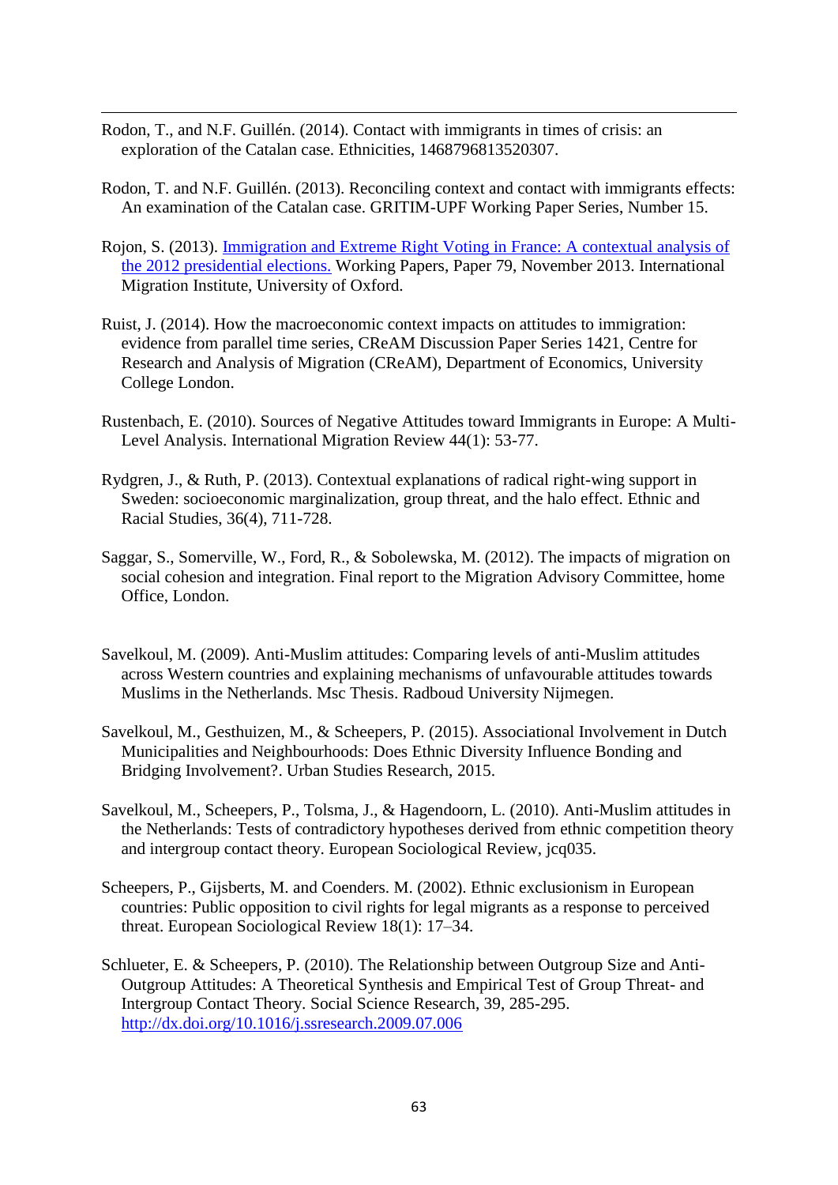Rodon, T., and N.F. Guillén. (2014). Contact with immigrants in times of crisis: an exploration of the Catalan case. Ethnicities, 1468796813520307.

Rodon, T. and N.F. Guillén. (2013). Reconciling context and contact with immigrants effects: An examination of the Catalan case. GRITIM-UPF Working Paper Series, Number 15.

Rojon, S. (2013). Immigration and Extreme Right Voting in France: A contextual analysis of the 2012 presidential elections. Working Papers, Paper 79, November 2013. International Migration Institute, University of Oxford.

Ruist, J. (2014). How the macroeconomic context impacts on attitudes to immigration: evidence from parallel time series, CReAM Discussion Paper Series 1421, Centre for Research and Analysis of Migration (CReAM), Department of Economics, University College London.

Rustenbach, E. (2010). Sources of Negative Attitudes toward Immigrants in Europe: A Multi-Level Analysis. International Migration Review 44(1): 53-77.

Rydgren, J., & Ruth, P. (2013). Contextual explanations of radical right-wing support in Sweden: socioeconomic marginalization, group threat, and the halo effect. Ethnic and Racial Studies, 36(4), 711-728.

Saggar, S., Somerville, W., Ford, R., & Sobolewska, M. (2012). The impacts of migration on social cohesion and integration. Final report to the Migration Advisory Committee, home Office, London.

Savelkoul, M. (2009). Anti-Muslim attitudes: Comparing levels of anti-Muslim attitudes across Western countries and explaining mechanisms of unfavourable attitudes towards Muslims in the Netherlands. Msc Thesis. Radboud University Nijmegen.

Savelkoul, M., Gesthuizen, M., & Scheepers, P. (2015). Associational Involvement in Dutch Municipalities and Neighbourhoods: Does Ethnic Diversity Influence Bonding and Bridging Involvement?. Urban Studies Research, 2015.

Savelkoul, M., Scheepers, P., Tolsma, J., & Hagendoorn, L. (2010). Anti-Muslim attitudes in the Netherlands: Tests of contradictory hypotheses derived from ethnic competition theory and intergroup contact theory. European Sociological Review, jcq035.

Scheepers, P., Gijsberts, M. and Coenders. M. (2002). Ethnic exclusionism in European countries: Public opposition to civil rights for legal migrants as a response to perceived threat. European Sociological Review 18(1): 17–34.

Schlueter, E. & Scheepers, P. (2010). The Relationship between Outgroup Size and Anti-Outgroup Attitudes: A Theoretical Synthesis and Empirical Test of Group Threat- and Intergroup Contact Theory. Social Science Research, 39, 285-295. http://dx.doi.org/10.1016/j.ssresearch.2009.07.006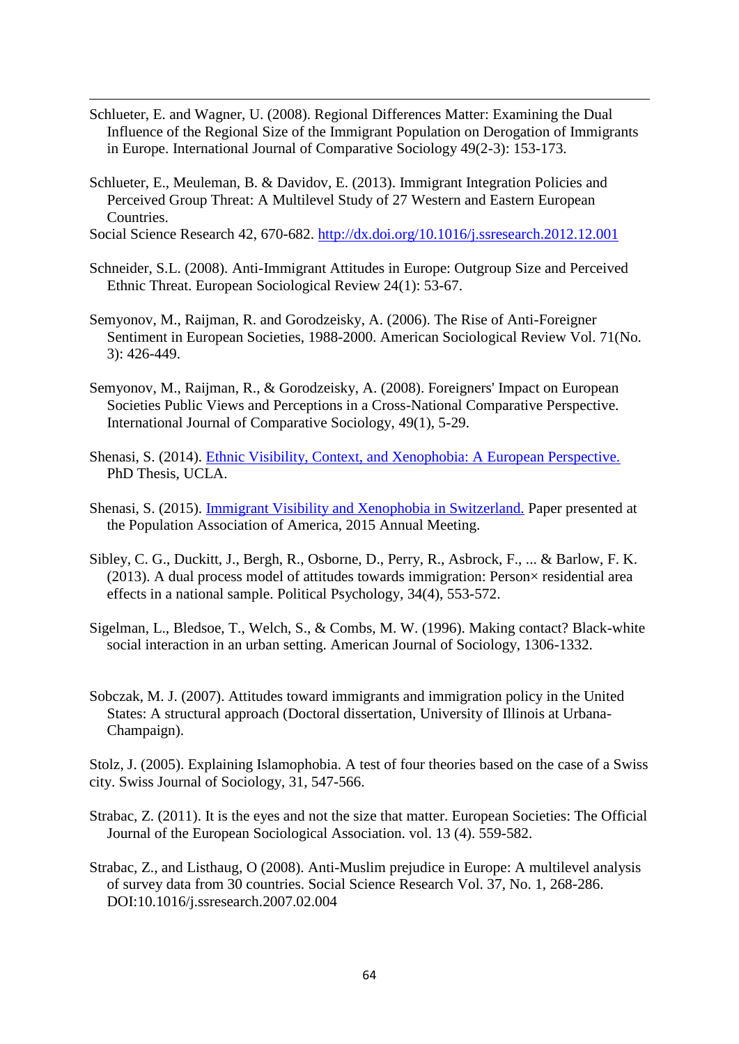Schlueter, E. and Wagner, U. (2008). Regional Differences Matter: Examining the Dual Influence of the Regional Size of the Immigrant Population on Derogation of Immigrants in Europe. International Journal of Comparative Sociology 49(2-3): 153-173.

Schlueter, E., Meuleman, B. & Davidov, E. (2013). Immigrant Integration Policies and Perceived Group Threat: A Multilevel Study of 27 Western and Eastern European Countries.
Social Science Research 42, 670-682. http://dx.doi.org/10.1016/j.ssresearch.2012.12.001

Schneider, S.L. (2008). Anti-Immigrant Attitudes in Europe: Outgroup Size and Perceived Ethnic Threat. European Sociological Review 24(1): 53-67.

Semyonov, M., Raijman, R. and Gorodzeisky, A. (2006). The Rise of Anti-Foreigner Sentiment in European Societies, 1988-2000. American Sociological Review Vol. 71(No. 3): 426-449.

Semyonov, M., Raijman, R., & Gorodzeisky, A. (2008). Foreigners' Impact on European Societies Public Views and Perceptions in a Cross-National Comparative Perspective. International Journal of Comparative Sociology, 49(1), 5-29.

Shenasi, S. (2014). Ethnic Visibility, Context, and Xenophobia: A European Perspective. PhD Thesis, UCLA.

Shenasi, S. (2015). Immigrant Visibility and Xenophobia in Switzerland. Paper presented at the Population Association of America, 2015 Annual Meeting.

Sibley, C. G., Duckitt, J., Bergh, R., Osborne, D., Perry, R., Asbrock, F., ... & Barlow, F. K. (2013). A dual process model of attitudes towards immigration: Person× residential area effects in a national sample. Political Psychology, 34(4), 553-572.

Sigelman, L., Bledsoe, T., Welch, S., & Combs, M. W. (1996). Making contact? Black-white social interaction in an urban setting. American Journal of Sociology, 1306-1332.

Sobczak, M. J. (2007). Attitudes toward immigrants and immigration policy in the United States: A structural approach (Doctoral dissertation, University of Illinois at Urbana-Champaign).

Stolz, J. (2005). Explaining Islamophobia. A test of four theories based on the case of a Swiss city. Swiss Journal of Sociology, 31, 547-566.

Strabac, Z. (2011). It is the eyes and not the size that matter. European Societies: The Official Journal of the European Sociological Association. vol. 13 (4). 559-582.

Strabac, Z., and Listhaug, O (2008). Anti-Muslim prejudice in Europe: A multilevel analysis of survey data from 30 countries. Social Science Research Vol. 37, No. 1, 268-286. DOI:10.1016/j.ssresearch.2007.02.004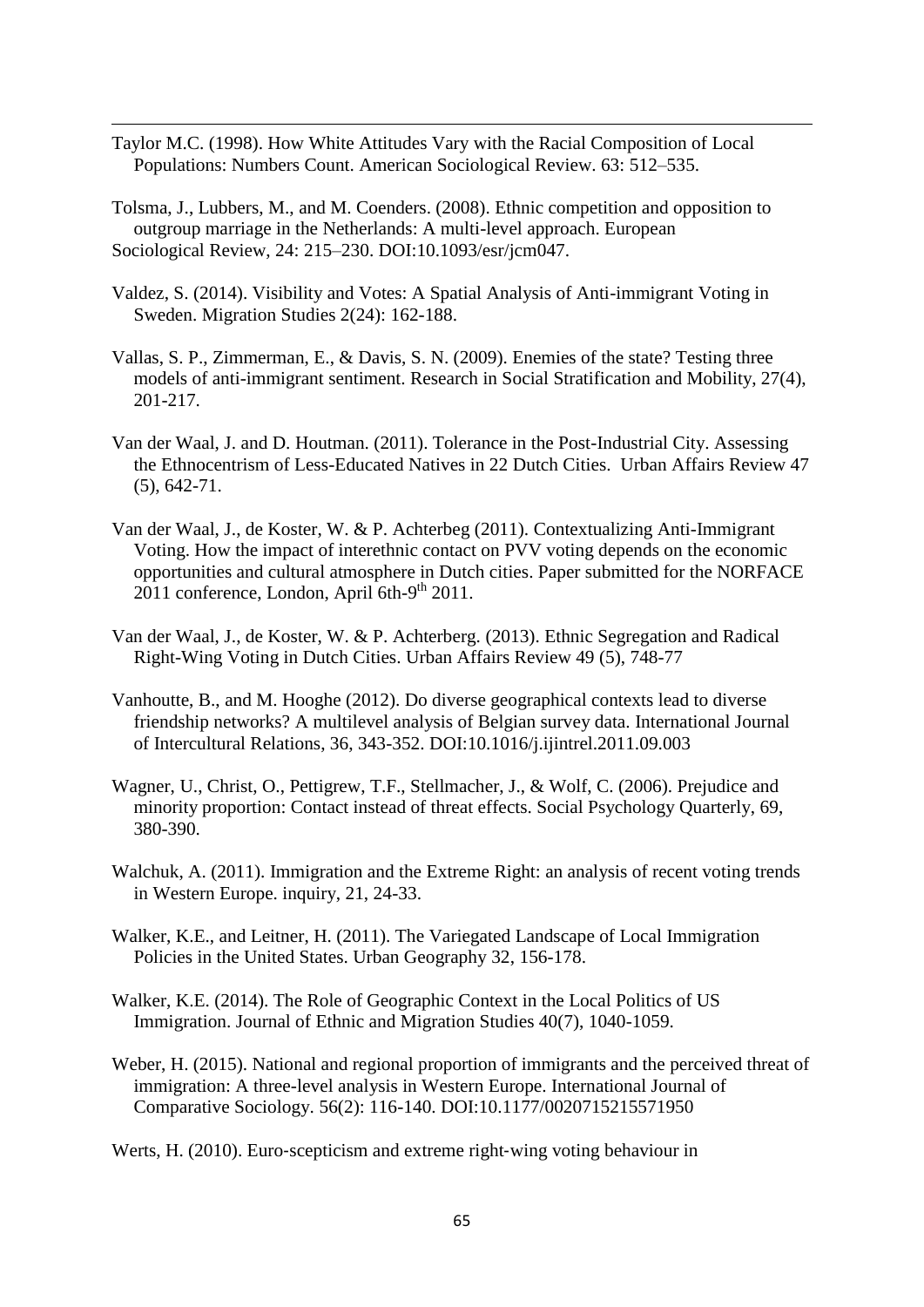Taylor M.C. (1998). How White Attitudes Vary with the Racial Composition of Local Populations: Numbers Count. American Sociological Review. 63: 512–535.

Tolsma, J., Lubbers, M., and M. Coenders. (2008). Ethnic competition and opposition to outgroup marriage in the Netherlands: A multi-level approach. European Sociological Review, 24: 215–230. DOI:10.1093/esr/jcm047.

Valdez, S. (2014). Visibility and Votes: A Spatial Analysis of Anti-immigrant Voting in Sweden. Migration Studies 2(24): 162-188.

Vallas, S. P., Zimmerman, E., & Davis, S. N. (2009). Enemies of the state? Testing three models of anti-immigrant sentiment. Research in Social Stratification and Mobility, 27(4), 201-217.

Van der Waal, J. and D. Houtman. (2011). Tolerance in the Post-Industrial City. Assessing the Ethnocentrism of Less-Educated Natives in 22 Dutch Cities. Urban Affairs Review 47 (5), 642-71.

Van der Waal, J., de Koster, W. & P. Achterbeg (2011). Contextualizing Anti-Immigrant Voting. How the impact of interethnic contact on PVV voting depends on the economic opportunities and cultural atmosphere in Dutch cities. Paper submitted for the NORFACE 2011 conference, London, April 6th-9th 2011.

Van der Waal, J., de Koster, W. & P. Achterberg. (2013). Ethnic Segregation and Radical Right-Wing Voting in Dutch Cities. Urban Affairs Review 49 (5), 748-77

Vanhoutte, B., and M. Hooghe (2012). Do diverse geographical contexts lead to diverse friendship networks? A multilevel analysis of Belgian survey data. International Journal of Intercultural Relations, 36, 343-352. DOI:10.1016/j.ijintrel.2011.09.003

Wagner, U., Christ, O., Pettigrew, T.F., Stellmacher, J., & Wolf, C. (2006). Prejudice and minority proportion: Contact instead of threat effects. Social Psychology Quarterly, 69, 380-390.

Walchuk, A. (2011). Immigration and the Extreme Right: an analysis of recent voting trends in Western Europe. inquiry, 21, 24-33.

Walker, K.E., and Leitner, H. (2011). The Variegated Landscape of Local Immigration Policies in the United States. Urban Geography 32, 156-178.

Walker, K.E. (2014). The Role of Geographic Context in the Local Politics of US Immigration. Journal of Ethnic and Migration Studies 40(7), 1040-1059.

Weber, H. (2015). National and regional proportion of immigrants and the perceived threat of immigration: A three-level analysis in Western Europe. International Journal of Comparative Sociology. 56(2): 116-140. DOI:10.1177/0020715215571950

Werts, H. (2010). Euro-scepticism and extreme right-wing voting behaviour in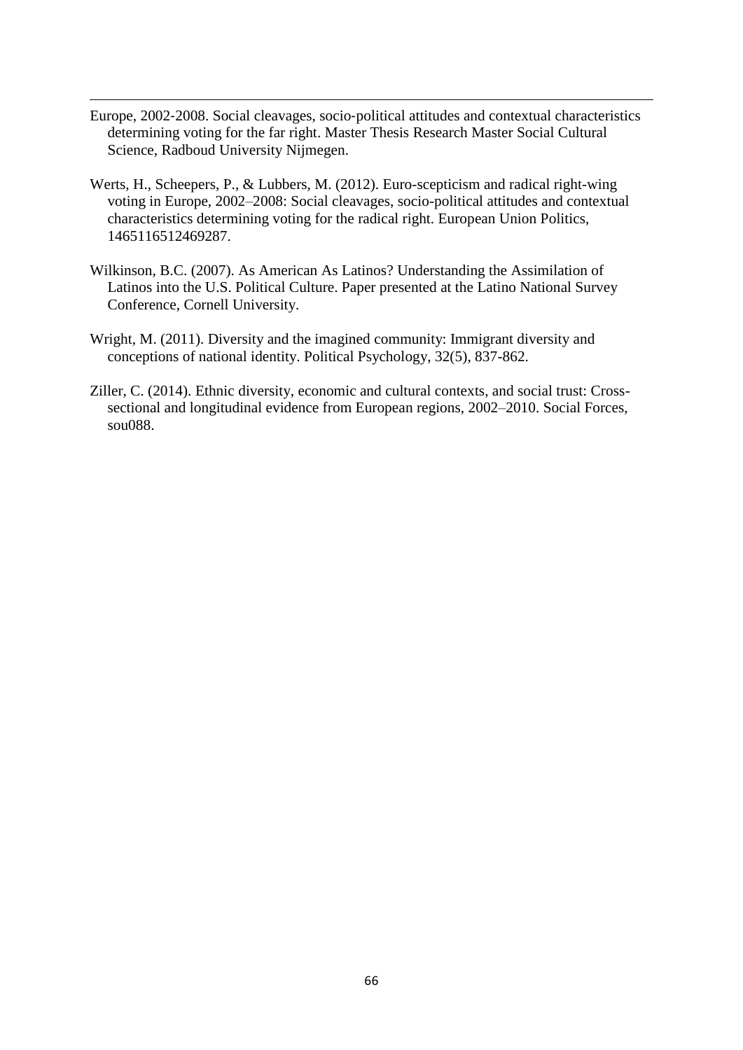Europe, 2002-2008. Social cleavages, socio-political attitudes and contextual characteristics determining voting for the far right. Master Thesis Research Master Social Cultural Science, Radboud University Nijmegen.

Werts, H., Scheepers, P., & Lubbers, M. (2012). Euro-scepticism and radical right-wing voting in Europe, 2002–2008: Social cleavages, socio-political attitudes and contextual characteristics determining voting for the radical right. European Union Politics, 1465116512469287.

Wilkinson, B.C. (2007). As American As Latinos? Understanding the Assimilation of Latinos into the U.S. Political Culture. Paper presented at the Latino National Survey Conference, Cornell University.

Wright, M. (2011). Diversity and the imagined community: Immigrant diversity and conceptions of national identity. Political Psychology, 32(5), 837-862.

Ziller, C. (2014). Ethnic diversity, economic and cultural contexts, and social trust: Cross-sectional and longitudinal evidence from European regions, 2002–2010. Social Forces, sou088.